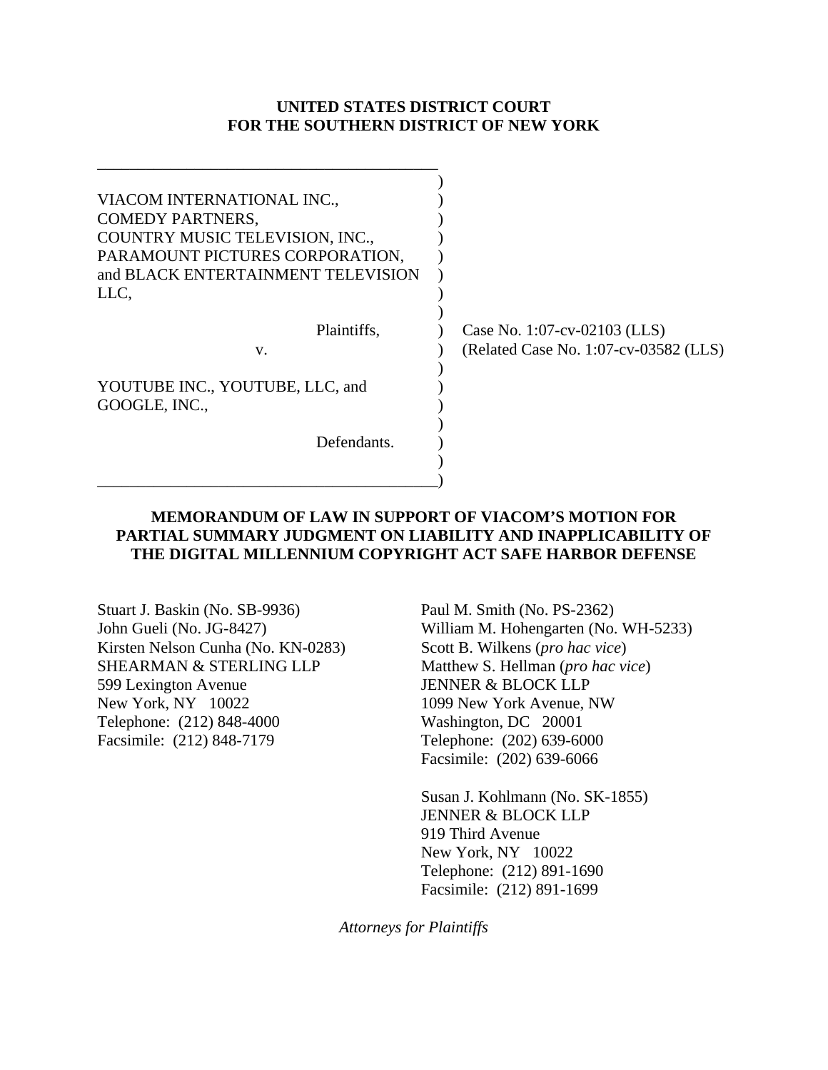**UNITED STATES DISTRICT COURT**
**FOR THE SOUTHERN DISTRICT OF NEW YORK**

| | |
|---|---|
| VIACOM INTERNATIONAL INC., COMEDY PARTNERS, COUNTRY MUSIC TELEVISION, INC., PARAMOUNT PICTURES CORPORATION, and BLACK ENTERTAINMENT TELEVISION LLC, | |
| Plaintiffs, | Case No. 1:07-cv-02103 (LLS) |
| v. | (Related Case No. 1:07-cv-03582 (LLS) |
| YOUTUBE INC., YOUTUBE, LLC, and GOOGLE, INC., | |
| Defendants. | |

**MEMORANDUM OF LAW IN SUPPORT OF VIACOM'S MOTION FOR PARTIAL SUMMARY JUDGMENT ON LIABILITY AND INAPPLICABILITY OF THE DIGITAL MILLENNIUM COPYRIGHT ACT SAFE HARBOR DEFENSE**

Stuart J. Baskin (No. SB-9936)
John Gueli (No. JG-8427)
Kirsten Nelson Cunha (No. KN-0283)
SHEARMAN & STERLING LLP
599 Lexington Avenue
New York, NY 10022
Telephone: (212) 848-4000
Facsimile: (212) 848-7179

Paul M. Smith (No. PS-2362)
William M. Hohengarten (No. WH-5233)
Scott B. Wilkens (*pro hac vice*)
Matthew S. Hellman (*pro hac vice*)
JENNER & BLOCK LLP
1099 New York Avenue, NW
Washington, DC 20001
Telephone: (202) 639-6000
Facsimile: (202) 639-6066

Susan J. Kohlmann (No. SK-1855)
JENNER & BLOCK LLP
919 Third Avenue
New York, NY 10022
Telephone: (212) 891-1690
Facsimile: (212) 891-1699

*Attorneys for Plaintiffs*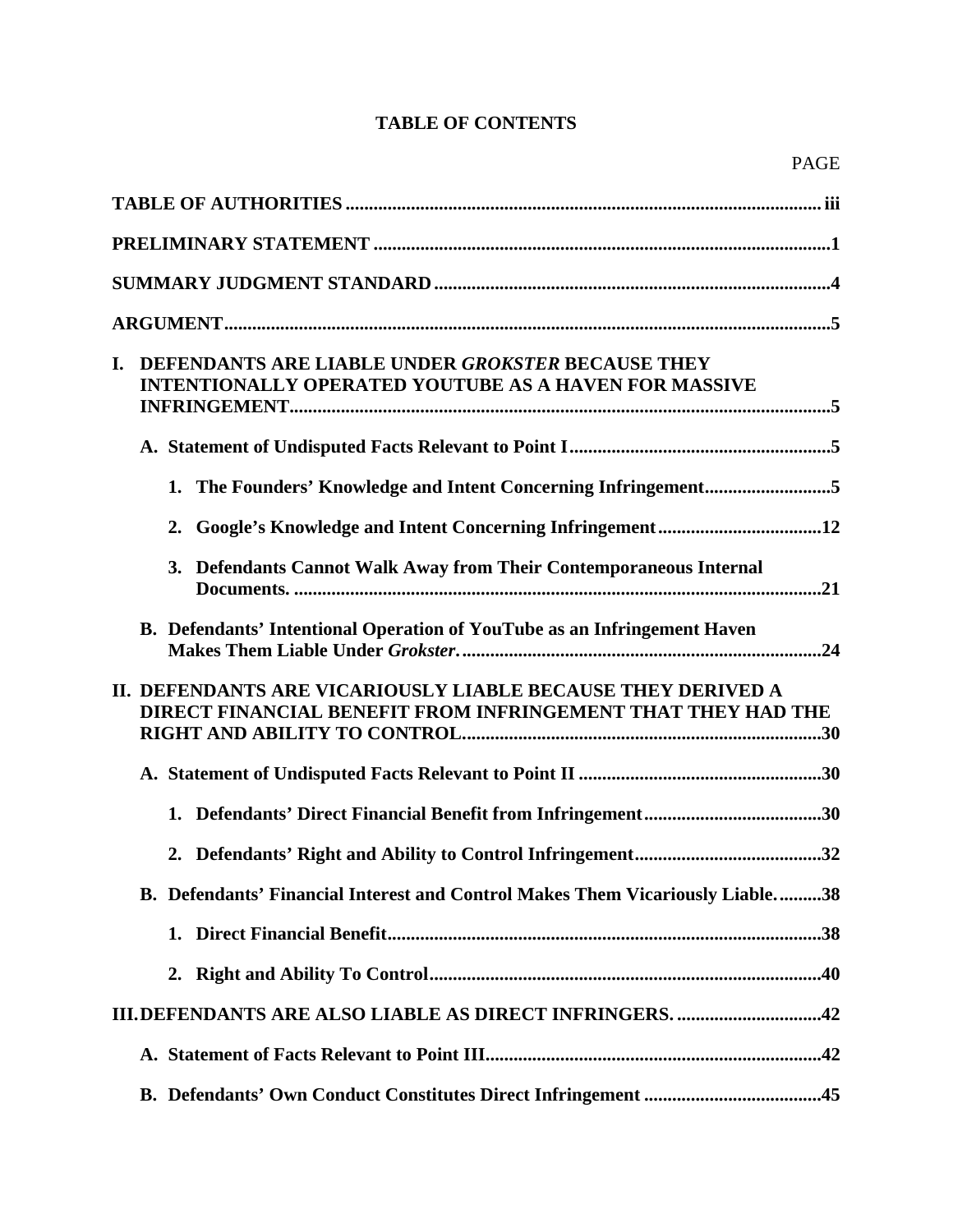# TABLE OF CONTENTS

PAGE

**TABLE OF AUTHORITIES** ..... iii

**PRELIMINARY STATEMENT** ..... 1

**SUMMARY JUDGMENT STANDARD** ..... 4

**ARGUMENT** ..... 5

**I. DEFENDANTS ARE LIABLE UNDER *GROKSTER* BECAUSE THEY INTENTIONALLY OPERATED YOUTUBE AS A HAVEN FOR MASSIVE INFRINGEMENT** ..... 5

- **A. Statement of Undisputed Facts Relevant to Point I** ..... 5
  - **1. The Founders' Knowledge and Intent Concerning Infringement** ..... 5
  - **2. Google's Knowledge and Intent Concerning Infringement** ..... 12
  - **3. Defendants Cannot Walk Away from Their Contemporaneous Internal Documents.** ..... 21
- **B. Defendants' Intentional Operation of YouTube as an Infringement Haven Makes Them Liable Under *Grokster*.** ..... 24

**II. DEFENDANTS ARE VICARIOUSLY LIABLE BECAUSE THEY DERIVED A DIRECT FINANCIAL BENEFIT FROM INFRINGEMENT THAT THEY HAD THE RIGHT AND ABILITY TO CONTROL** ..... 30

- **A. Statement of Undisputed Facts Relevant to Point II** ..... 30
  - **1. Defendants' Direct Financial Benefit from Infringement** ..... 30
  - **2. Defendants' Right and Ability to Control Infringement** ..... 32
- **B. Defendants' Financial Interest and Control Makes Them Vicariously Liable.** ..... 38
  - **1. Direct Financial Benefit** ..... 38
  - **2. Right and Ability To Control** ..... 40

**III. DEFENDANTS ARE ALSO LIABLE AS DIRECT INFRINGERS.** ..... 42

- **A. Statement of Facts Relevant to Point III** ..... 42
- **B. Defendants' Own Conduct Constitutes Direct Infringement** ..... 45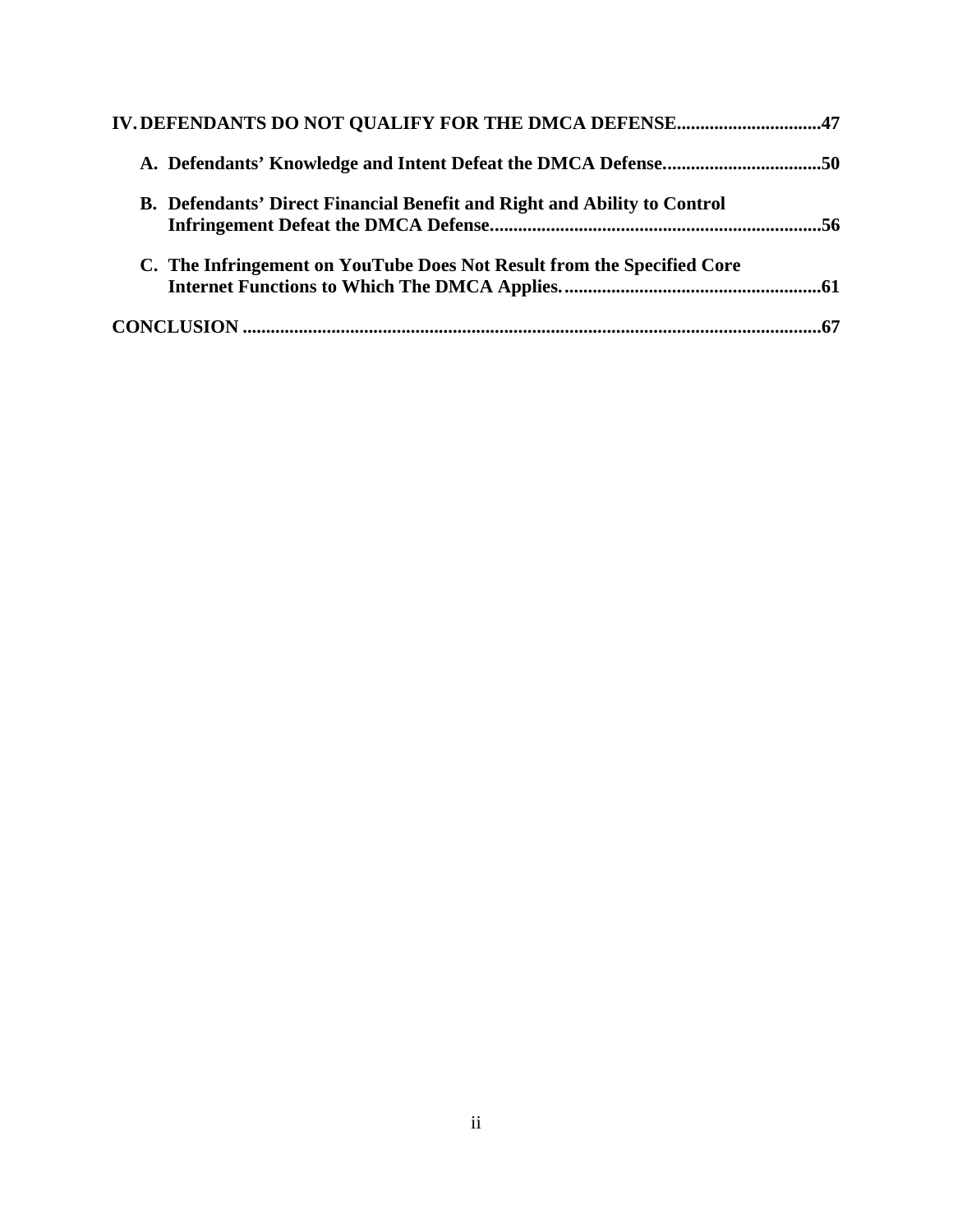**IV. DEFENDANTS DO NOT QUALIFY FOR THE DMCA DEFENSE..............................47**

**A. Defendants' Knowledge and Intent Defeat the DMCA Defense..................................50**

**B. Defendants' Direct Financial Benefit and Right and Ability to Control Infringement Defeat the DMCA Defense.......................................................................56**

**C. The Infringement on YouTube Does Not Result from the Specified Core Internet Functions to Which The DMCA Applies.......................................................61**

**CONCLUSION ............................................................................................................................67**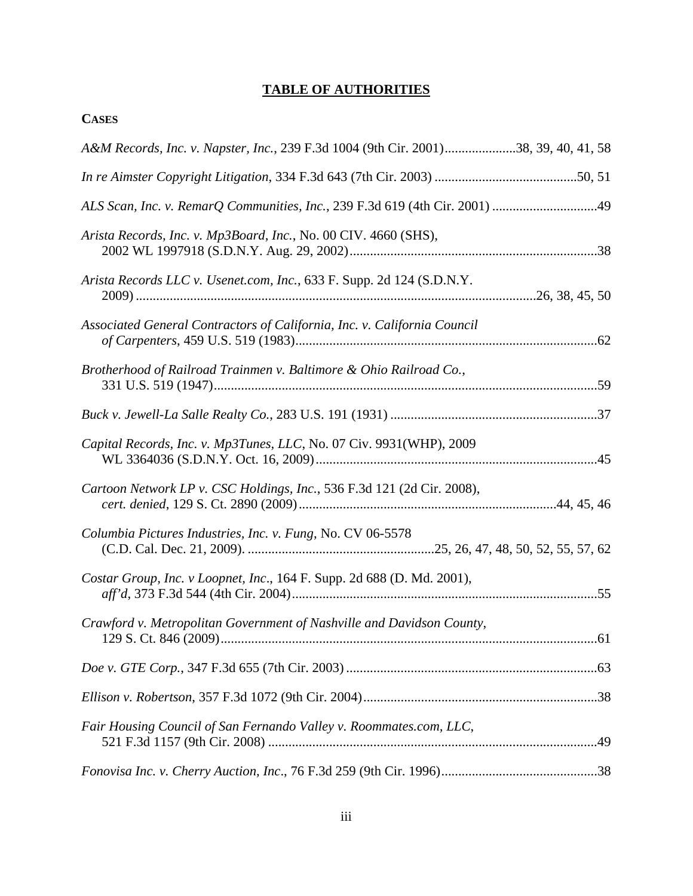# TABLE OF AUTHORITIES

**CASES**

*A&M Records, Inc. v. Napster, Inc.*, 239 F.3d 1004 (9th Cir. 2001)....................38, 39, 40, 41, 58

*In re Aimster Copyright Litigation*, 334 F.3d 643 (7th Cir. 2003) ..........................................50, 51

*ALS Scan, Inc. v. RemarQ Communities, Inc.*, 239 F.3d 619 (4th Cir. 2001) ..............................49

*Arista Records, Inc. v. Mp3Board, Inc.*, No. 00 CIV. 4660 (SHS), 2002 WL 1997918 (S.D.N.Y. Aug. 29, 2002)........................................................................38

*Arista Records LLC v. Usenet.com, Inc.*, 633 F. Supp. 2d 124 (S.D.N.Y. 2009) ......................................................................................................................26, 38, 45, 50

*Associated General Contractors of California, Inc. v. California Council of Carpenters*, 459 U.S. 519 (1983)........................................................................................62

*Brotherhood of Railroad Trainmen v. Baltimore & Ohio Railroad Co.*, 331 U.S. 519 (1947)..................................................................................................................59

*Buck v. Jewell-La Salle Realty Co.*, 283 U.S. 191 (1931) .............................................................37

*Capital Records, Inc. v. Mp3Tunes, LLC*, No. 07 Civ. 9931(WHP), 2009 WL 3364036 (S.D.N.Y. Oct. 16, 2009)...................................................................................45

*Cartoon Network LP v. CSC Holdings, Inc.*, 536 F.3d 121 (2d Cir. 2008), *cert. denied*, 129 S. Ct. 2890 (2009)...........................................................................44, 45, 46

*Columbia Pictures Industries, Inc. v. Fung*, No. CV 06-5578 (C.D. Cal. Dec. 21, 2009). .......................................................25, 26, 47, 48, 50, 52, 55, 57, 62

*Costar Group, Inc. v Loopnet, Inc*., 164 F. Supp. 2d 688 (D. Md. 2001), *aff'd*, 373 F.3d 544 (4th Cir. 2004)..........................................................................................55

*Crawford v. Metropolitan Government of Nashville and Davidson County*, 129 S. Ct. 846 (2009)................................................................................................................61

*Doe v. GTE Corp.*, 347 F.3d 655 (7th Cir. 2003) ..........................................................................63

*Ellison v. Robertson*, 357 F.3d 1072 (9th Cir. 2004).....................................................................38

*Fair Housing Council of San Fernando Valley v. Roommates.com, LLC*, 521 F.3d 1157 (9th Cir. 2008) .................................................................................................49

*Fonovisa Inc. v. Cherry Auction, Inc*., 76 F.3d 259 (9th Cir. 1996)..............................................38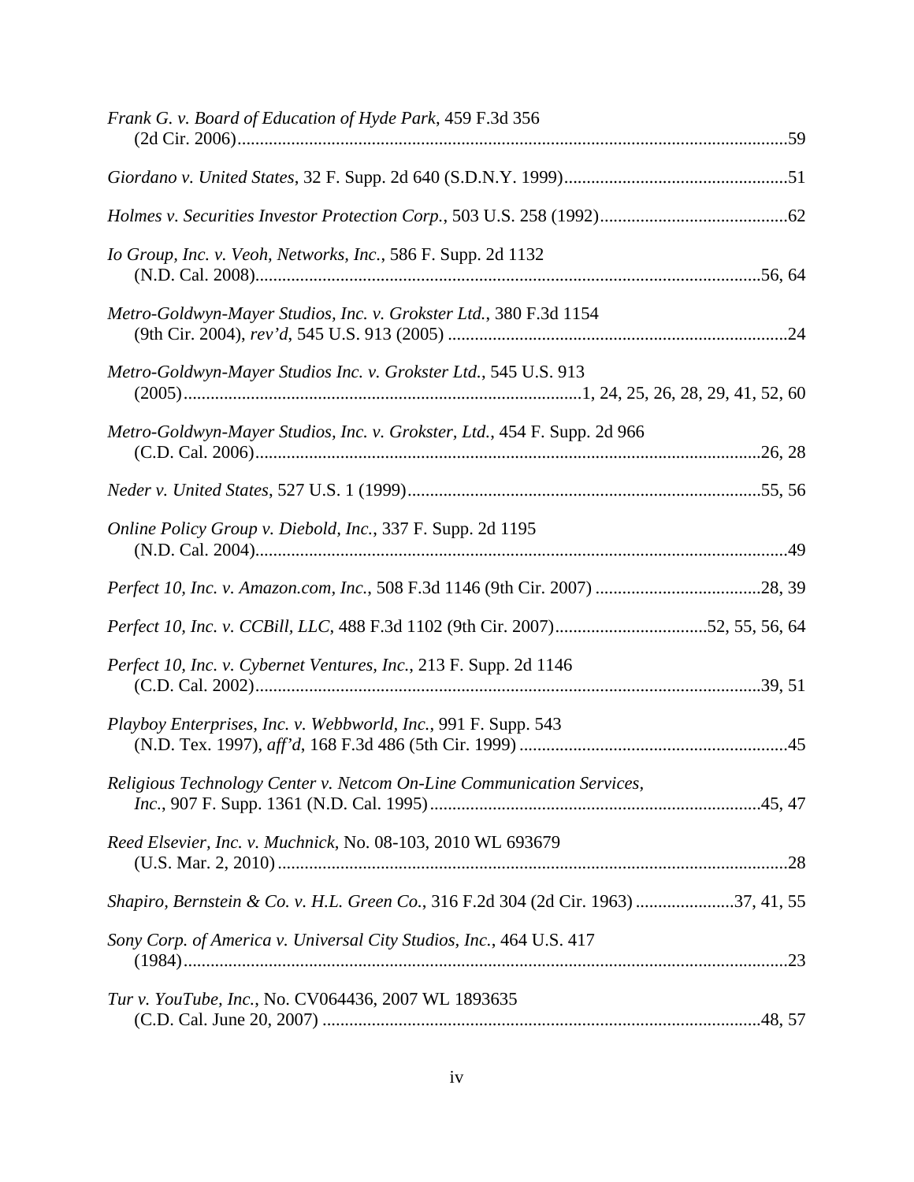*Frank G. v. Board of Education of Hyde Park*, 459 F.3d 356 (2d Cir. 2006)....................................................................................................................59

*Giordano v. United States*, 32 F. Supp. 2d 640 (S.D.N.Y. 1999)..................................................51

*Holmes v. Securities Investor Protection Corp.*, 503 U.S. 258 (1992)..........................................62

*Io Group, Inc. v. Veoh, Networks, Inc.*, 586 F. Supp. 2d 1132 (N.D. Cal. 2008)...............................................................................................................56, 64

*Metro-Goldwyn-Mayer Studios, Inc. v. Grokster Ltd.*, 380 F.3d 1154 (9th Cir. 2004), *rev'd*, 545 U.S. 913 (2005) ..........................................................................24

*Metro-Goldwyn-Mayer Studios Inc. v. Grokster Ltd.*, 545 U.S. 913 (2005).......................................................................................1, 24, 25, 26, 28, 29, 41, 52, 60

*Metro-Goldwyn-Mayer Studios, Inc. v. Grokster, Ltd.*, 454 F. Supp. 2d 966 (C.D. Cal. 2006)...............................................................................................................26, 28

*Neder v. United States*, 527 U.S. 1 (1999)..............................................................................55, 56

*Online Policy Group v. Diebold, Inc.*, 337 F. Supp. 2d 1195 (N.D. Cal. 2004).....................................................................................................................49

*Perfect 10, Inc. v. Amazon.com, Inc.*, 508 F.3d 1146 (9th Cir. 2007) ....................................28, 39

*Perfect 10, Inc. v. CCBill, LLC*, 488 F.3d 1102 (9th Cir. 2007).................................52, 55, 56, 64

*Perfect 10, Inc. v. Cybernet Ventures, Inc.*, 213 F. Supp. 2d 1146 (C.D. Cal. 2002)...............................................................................................................39, 51

*Playboy Enterprises, Inc. v. Webbworld, Inc.*, 991 F. Supp. 543 (N.D. Tex. 1997), *aff'd*, 168 F.3d 486 (5th Cir. 1999) ...........................................................45

*Religious Technology Center v. Netcom On-Line Communication Services, Inc.*, 907 F. Supp. 1361 (N.D. Cal. 1995).........................................................................45, 47

*Reed Elsevier, Inc. v. Muchnick*, No. 08-103, 2010 WL 693679 (U.S. Mar. 2, 2010) ................................................................................................................28

*Shapiro, Bernstein & Co. v. H.L. Green Co.*, 316 F.2d 304 (2d Cir. 1963) .....................37, 41, 55

*Sony Corp. of America v. Universal City Studios, Inc.*, 464 U.S. 417 (1984).....................................................................................................................................23

*Tur v. YouTube, Inc.*, No. CV064436, 2007 WL 1893635 (C.D. Cal. June 20, 2007) ................................................................................................48, 57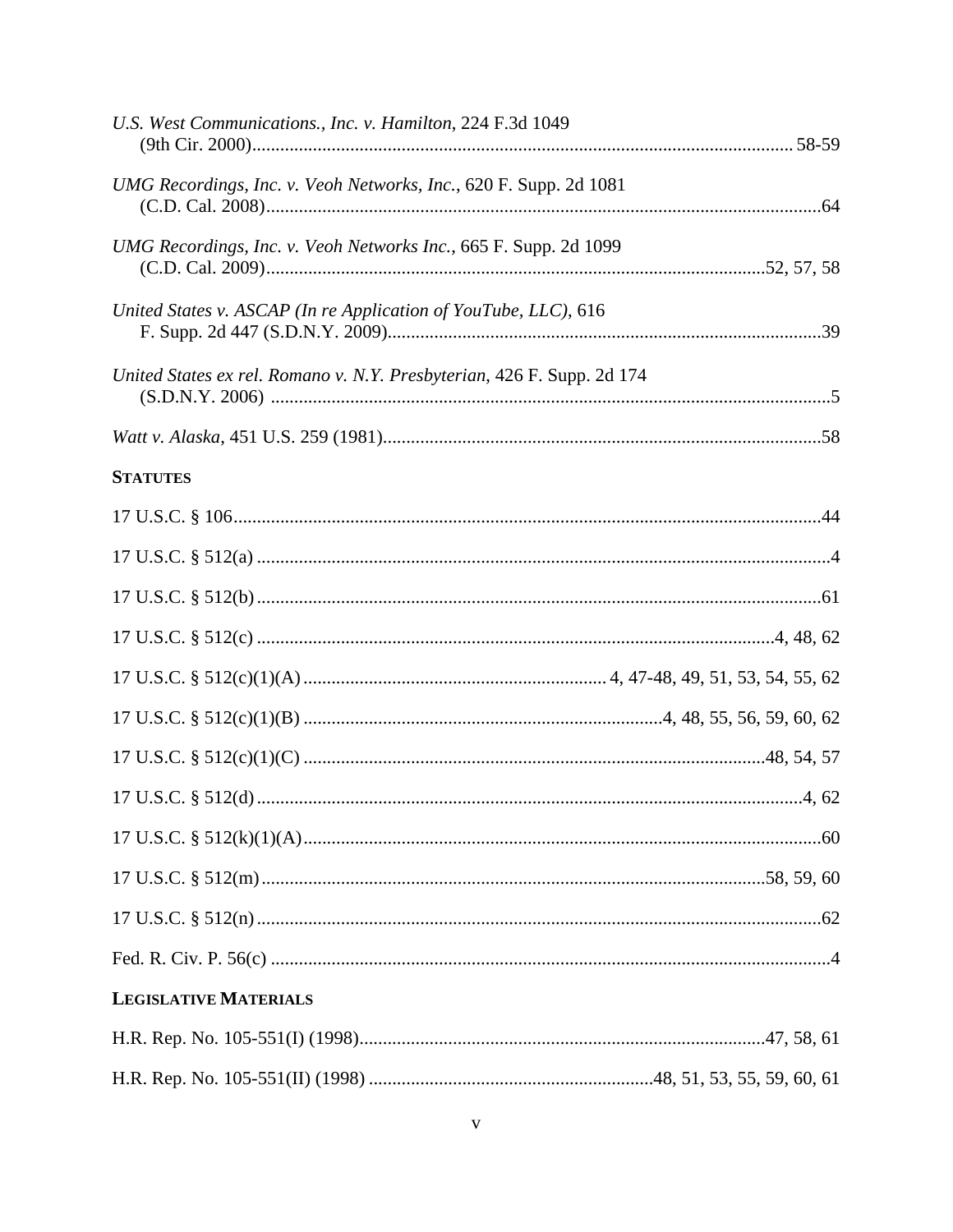*U.S. West Communications., Inc. v. Hamilton*, 224 F.3d 1049 (9th Cir. 2000) .................... 58-59

*UMG Recordings, Inc. v. Veoh Networks, Inc.*, 620 F. Supp. 2d 1081 (C.D. Cal. 2008) .................... 64

*UMG Recordings, Inc. v. Veoh Networks Inc.*, 665 F. Supp. 2d 1099 (C.D. Cal. 2009) .................... 52, 57, 58

*United States v. ASCAP (In re Application of YouTube, LLC)*, 616 F. Supp. 2d 447 (S.D.N.Y. 2009) .................... 39

*United States ex rel. Romano v. N.Y. Presbyterian*, 426 F. Supp. 2d 174 (S.D.N.Y. 2006) .................... 5

*Watt v. Alaska*, 451 U.S. 259 (1981) .................... 58

**STATUTES**

17 U.S.C. § 106 .................... 44

17 U.S.C. § 512(a) .................... 4

17 U.S.C. § 512(b) .................... 61

17 U.S.C. § 512(c) .................... 4, 48, 62

17 U.S.C. § 512(c)(1)(A) .................... 4, 47-48, 49, 51, 53, 54, 55, 62

17 U.S.C. § 512(c)(1)(B) .................... 4, 48, 55, 56, 59, 60, 62

17 U.S.C. § 512(c)(1)(C) .................... 48, 54, 57

17 U.S.C. § 512(d) .................... 4, 62

17 U.S.C. § 512(k)(1)(A) .................... 60

17 U.S.C. § 512(m) .................... 58, 59, 60

17 U.S.C. § 512(n) .................... 62

Fed. R. Civ. P. 56(c) .................... 4

**LEGISLATIVE MATERIALS**

H.R. Rep. No. 105-551(I) (1998) .................... 47, 58, 61

H.R. Rep. No. 105-551(II) (1998) .................... 48, 51, 53, 55, 59, 60, 61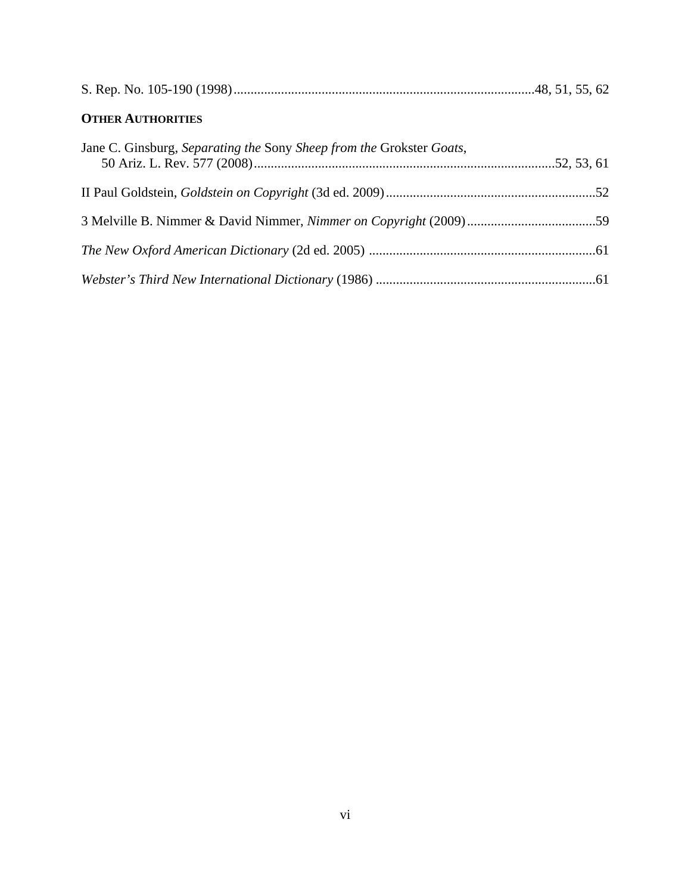S. Rep. No. 105-190 (1998) ........................................................................................48, 51, 55, 62

**OTHER AUTHORITIES**

Jane C. Ginsburg, *Separating the* Sony *Sheep from the* Grokster *Goats*, 50 Ariz. L. Rev. 577 (2008) .........................................................................................52, 53, 61

II Paul Goldstein, *Goldstein on Copyright* (3d ed. 2009) .............................................................52

3 Melville B. Nimmer & David Nimmer, *Nimmer on Copyright* (2009) ......................................59

*The New Oxford American Dictionary* (2d ed. 2005) ..................................................................61

*Webster's Third New International Dictionary* (1986) ................................................................61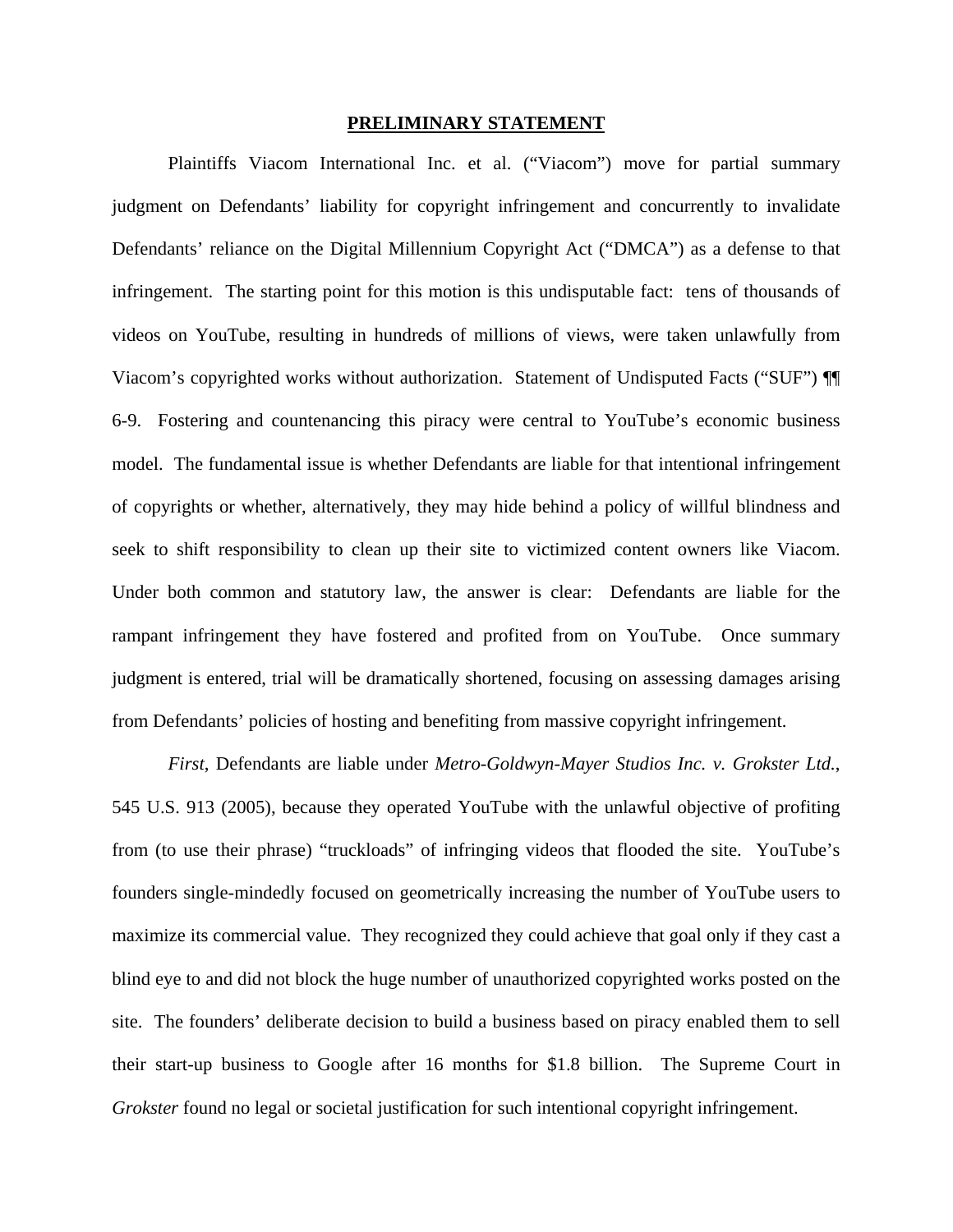## PRELIMINARY STATEMENT

Plaintiffs Viacom International Inc. et al. ("Viacom") move for partial summary judgment on Defendants' liability for copyright infringement and concurrently to invalidate Defendants' reliance on the Digital Millennium Copyright Act ("DMCA") as a defense to that infringement. The starting point for this motion is this undisputable fact: tens of thousands of videos on YouTube, resulting in hundreds of millions of views, were taken unlawfully from Viacom's copyrighted works without authorization. Statement of Undisputed Facts ("SUF") ¶¶ 6-9. Fostering and countenancing this piracy were central to YouTube's economic business model. The fundamental issue is whether Defendants are liable for that intentional infringement of copyrights or whether, alternatively, they may hide behind a policy of willful blindness and seek to shift responsibility to clean up their site to victimized content owners like Viacom. Under both common and statutory law, the answer is clear: Defendants are liable for the rampant infringement they have fostered and profited from on YouTube. Once summary judgment is entered, trial will be dramatically shortened, focusing on assessing damages arising from Defendants' policies of hosting and benefiting from massive copyright infringement.

*First*, Defendants are liable under *Metro-Goldwyn-Mayer Studios Inc. v. Grokster Ltd.*, 545 U.S. 913 (2005), because they operated YouTube with the unlawful objective of profiting from (to use their phrase) "truckloads" of infringing videos that flooded the site. YouTube's founders single-mindedly focused on geometrically increasing the number of YouTube users to maximize its commercial value. They recognized they could achieve that goal only if they cast a blind eye to and did not block the huge number of unauthorized copyrighted works posted on the site. The founders' deliberate decision to build a business based on piracy enabled them to sell their start-up business to Google after 16 months for $1.8 billion. The Supreme Court in *Grokster* found no legal or societal justification for such intentional copyright infringement.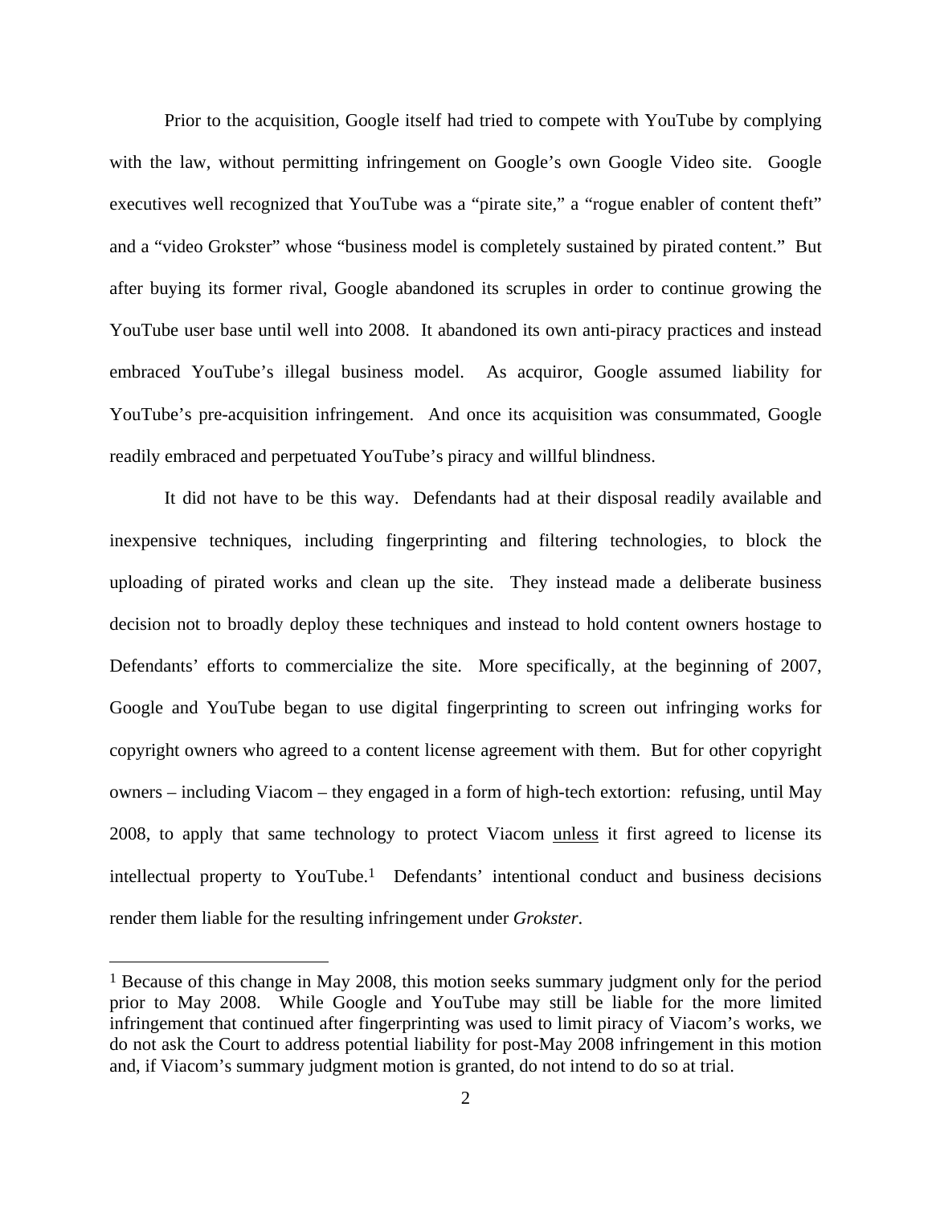Prior to the acquisition, Google itself had tried to compete with YouTube by complying with the law, without permitting infringement on Google's own Google Video site. Google executives well recognized that YouTube was a "pirate site," a "rogue enabler of content theft" and a "video Grokster" whose "business model is completely sustained by pirated content." But after buying its former rival, Google abandoned its scruples in order to continue growing the YouTube user base until well into 2008. It abandoned its own anti-piracy practices and instead embraced YouTube's illegal business model. As acquiror, Google assumed liability for YouTube's pre-acquisition infringement. And once its acquisition was consummated, Google readily embraced and perpetuated YouTube's piracy and willful blindness.

It did not have to be this way. Defendants had at their disposal readily available and inexpensive techniques, including fingerprinting and filtering technologies, to block the uploading of pirated works and clean up the site. They instead made a deliberate business decision not to broadly deploy these techniques and instead to hold content owners hostage to Defendants' efforts to commercialize the site. More specifically, at the beginning of 2007, Google and YouTube began to use digital fingerprinting to screen out infringing works for copyright owners who agreed to a content license agreement with them. But for other copyright owners – including Viacom – they engaged in a form of high-tech extortion: refusing, until May 2008, to apply that same technology to protect Viacom <u>unless</u> it first agreed to license its intellectual property to YouTube.[1] Defendants' intentional conduct and business decisions render them liable for the resulting infringement under *Grokster*.

---

[1] Because of this change in May 2008, this motion seeks summary judgment only for the period prior to May 2008. While Google and YouTube may still be liable for the more limited infringement that continued after fingerprinting was used to limit piracy of Viacom's works, we do not ask the Court to address potential liability for post-May 2008 infringement in this motion and, if Viacom's summary judgment motion is granted, do not intend to do so at trial.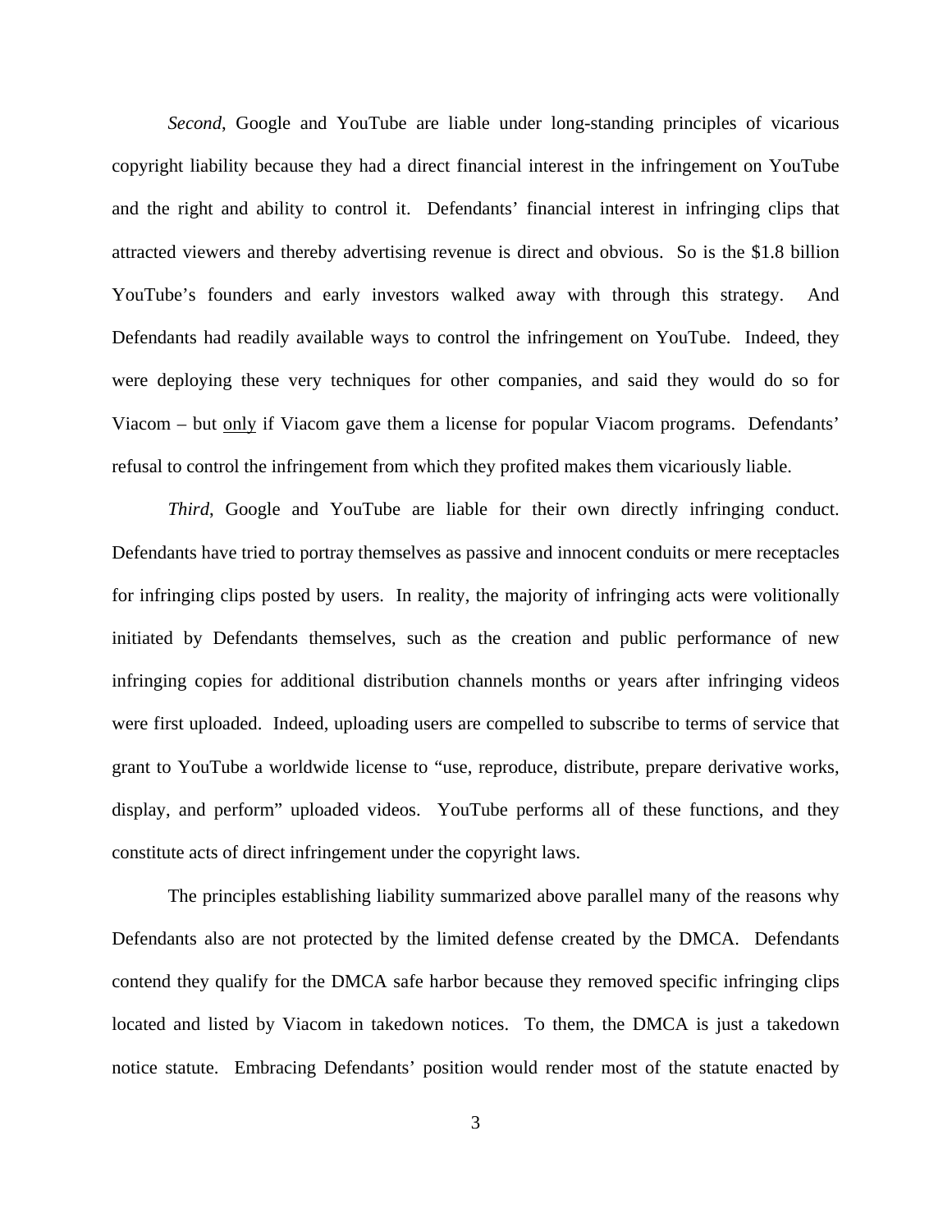*Second*, Google and YouTube are liable under long-standing principles of vicarious copyright liability because they had a direct financial interest in the infringement on YouTube and the right and ability to control it. Defendants' financial interest in infringing clips that attracted viewers and thereby advertising revenue is direct and obvious. So is the $1.8 billion YouTube's founders and early investors walked away with through this strategy. And Defendants had readily available ways to control the infringement on YouTube. Indeed, they were deploying these very techniques for other companies, and said they would do so for Viacom – but <u>only</u> if Viacom gave them a license for popular Viacom programs. Defendants' refusal to control the infringement from which they profited makes them vicariously liable.

*Third*, Google and YouTube are liable for their own directly infringing conduct. Defendants have tried to portray themselves as passive and innocent conduits or mere receptacles for infringing clips posted by users. In reality, the majority of infringing acts were volitionally initiated by Defendants themselves, such as the creation and public performance of new infringing copies for additional distribution channels months or years after infringing videos were first uploaded. Indeed, uploading users are compelled to subscribe to terms of service that grant to YouTube a worldwide license to "use, reproduce, distribute, prepare derivative works, display, and perform" uploaded videos. YouTube performs all of these functions, and they constitute acts of direct infringement under the copyright laws.

The principles establishing liability summarized above parallel many of the reasons why Defendants also are not protected by the limited defense created by the DMCA. Defendants contend they qualify for the DMCA safe harbor because they removed specific infringing clips located and listed by Viacom in takedown notices. To them, the DMCA is just a takedown notice statute. Embracing Defendants' position would render most of the statute enacted by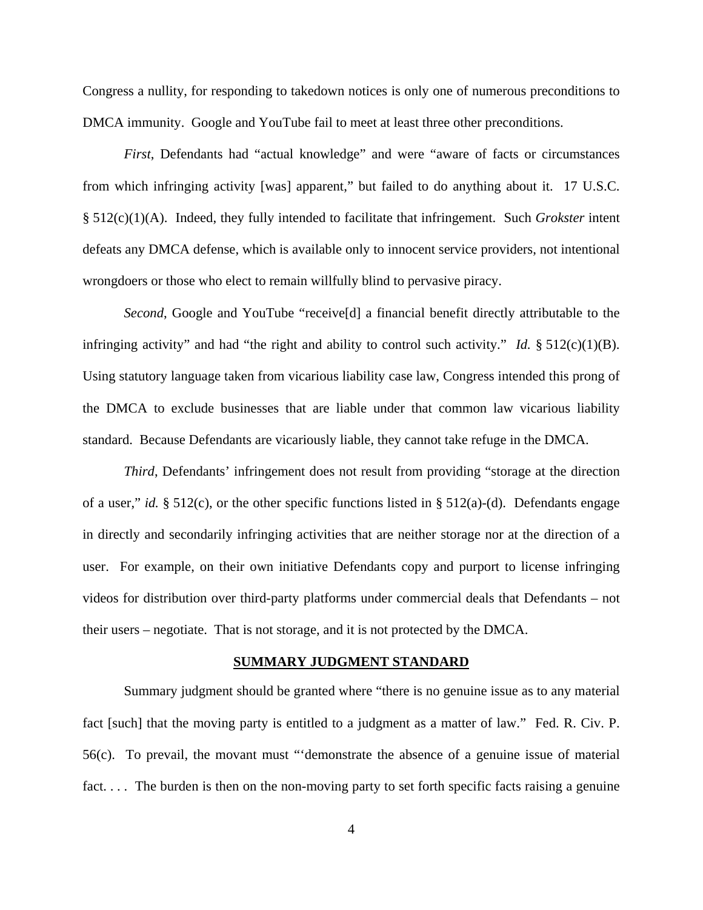Congress a nullity, for responding to takedown notices is only one of numerous preconditions to DMCA immunity. Google and YouTube fail to meet at least three other preconditions.

*First*, Defendants had "actual knowledge" and were "aware of facts or circumstances from which infringing activity [was] apparent," but failed to do anything about it. 17 U.S.C. § 512(c)(1)(A). Indeed, they fully intended to facilitate that infringement. Such *Grokster* intent defeats any DMCA defense, which is available only to innocent service providers, not intentional wrongdoers or those who elect to remain willfully blind to pervasive piracy.

*Second*, Google and YouTube "receive[d] a financial benefit directly attributable to the infringing activity" and had "the right and ability to control such activity." *Id.* § 512(c)(1)(B). Using statutory language taken from vicarious liability case law, Congress intended this prong of the DMCA to exclude businesses that are liable under that common law vicarious liability standard. Because Defendants are vicariously liable, they cannot take refuge in the DMCA.

*Third*, Defendants' infringement does not result from providing "storage at the direction of a user," *id.* § 512(c), or the other specific functions listed in § 512(a)-(d). Defendants engage in directly and secondarily infringing activities that are neither storage nor at the direction of a user. For example, on their own initiative Defendants copy and purport to license infringing videos for distribution over third-party platforms under commercial deals that Defendants – not their users – negotiate. That is not storage, and it is not protected by the DMCA.

## SUMMARY JUDGMENT STANDARD

Summary judgment should be granted where "there is no genuine issue as to any material fact [such] that the moving party is entitled to a judgment as a matter of law." Fed. R. Civ. P. 56(c). To prevail, the movant must "'demonstrate the absence of a genuine issue of material fact. . . . The burden is then on the non-moving party to set forth specific facts raising a genuine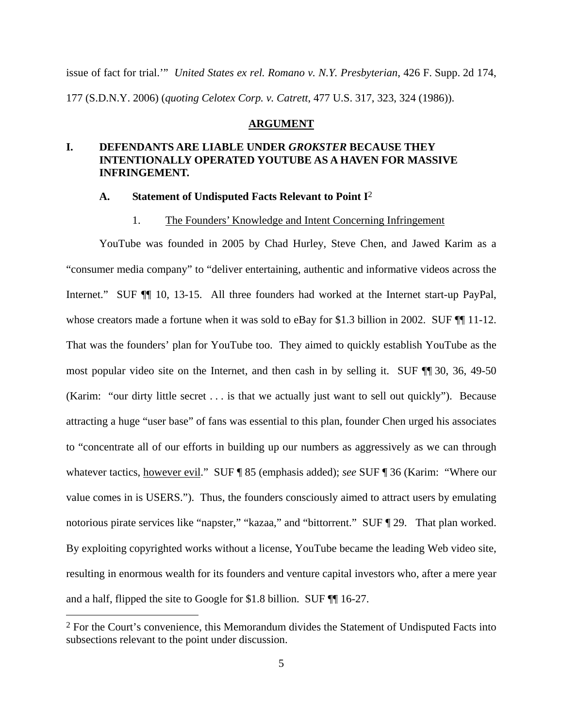issue of fact for trial.'" *United States ex rel. Romano v. N.Y. Presbyterian*, 426 F. Supp. 2d 174, 177 (S.D.N.Y. 2006) (*quoting Celotex Corp. v. Catrett*, 477 U.S. 317, 323, 324 (1986)).

## ARGUMENT

### I. DEFENDANTS ARE LIABLE UNDER *GROKSTER* BECAUSE THEY INTENTIONALLY OPERATED YOUTUBE AS A HAVEN FOR MASSIVE INFRINGEMENT.

#### A. Statement of Undisputed Facts Relevant to Point I[2]

##### 1. The Founders' Knowledge and Intent Concerning Infringement

YouTube was founded in 2005 by Chad Hurley, Steve Chen, and Jawed Karim as a "consumer media company" to "deliver entertaining, authentic and informative videos across the Internet." SUF ¶¶ 10, 13-15. All three founders had worked at the Internet start-up PayPal, whose creators made a fortune when it was sold to eBay for $1.3 billion in 2002. SUF ¶¶ 11-12. That was the founders' plan for YouTube too. They aimed to quickly establish YouTube as the most popular video site on the Internet, and then cash in by selling it. SUF ¶¶ 30, 36, 49-50 (Karim: "our dirty little secret . . . is that we actually just want to sell out quickly"). Because attracting a huge "user base" of fans was essential to this plan, founder Chen urged his associates to "concentrate all of our efforts in building up our numbers as aggressively as we can through whatever tactics, however evil." SUF ¶ 85 (emphasis added); *see* SUF ¶ 36 (Karim: "Where our value comes in is USERS."). Thus, the founders consciously aimed to attract users by emulating notorious pirate services like "napster," "kazaa," and "bittorrent." SUF ¶ 29. That plan worked. By exploiting copyrighted works without a license, YouTube became the leading Web video site, resulting in enormous wealth for its founders and venture capital investors who, after a mere year and a half, flipped the site to Google for $1.8 billion. SUF ¶¶ 16-27.

---

[2] For the Court's convenience, this Memorandum divides the Statement of Undisputed Facts into subsections relevant to the point under discussion.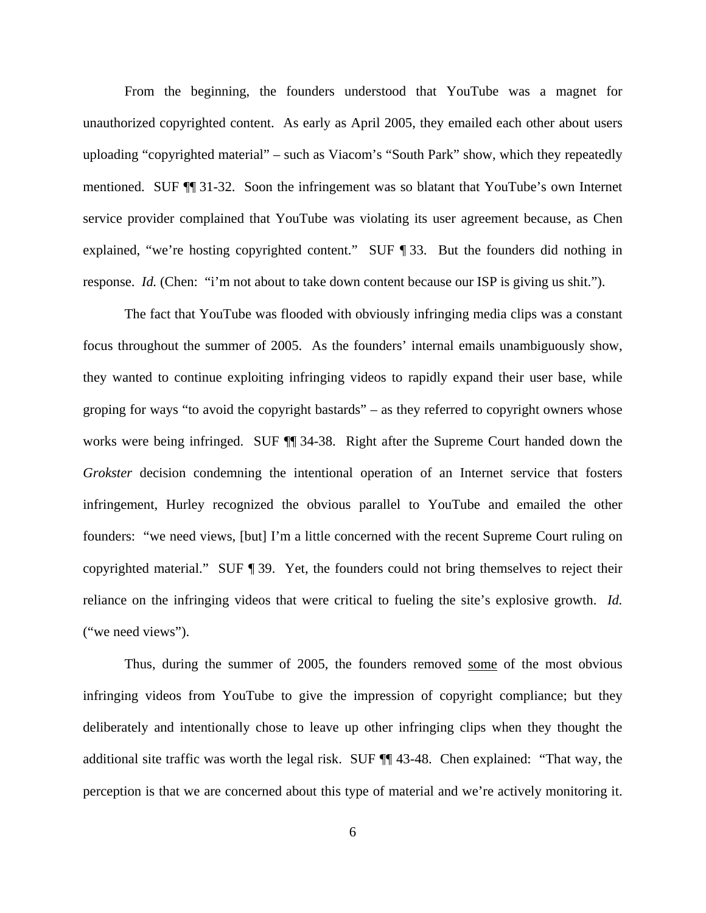From the beginning, the founders understood that YouTube was a magnet for unauthorized copyrighted content. As early as April 2005, they emailed each other about users uploading "copyrighted material" – such as Viacom's "South Park" show, which they repeatedly mentioned. SUF ¶¶ 31-32. Soon the infringement was so blatant that YouTube's own Internet service provider complained that YouTube was violating its user agreement because, as Chen explained, "we're hosting copyrighted content." SUF ¶ 33. But the founders did nothing in response. *Id.* (Chen: "i'm not about to take down content because our ISP is giving us shit.").

The fact that YouTube was flooded with obviously infringing media clips was a constant focus throughout the summer of 2005. As the founders' internal emails unambiguously show, they wanted to continue exploiting infringing videos to rapidly expand their user base, while groping for ways "to avoid the copyright bastards" – as they referred to copyright owners whose works were being infringed. SUF ¶¶ 34-38. Right after the Supreme Court handed down the *Grokster* decision condemning the intentional operation of an Internet service that fosters infringement, Hurley recognized the obvious parallel to YouTube and emailed the other founders: "we need views, [but] I'm a little concerned with the recent Supreme Court ruling on copyrighted material." SUF ¶ 39. Yet, the founders could not bring themselves to reject their reliance on the infringing videos that were critical to fueling the site's explosive growth. *Id.* ("we need views").

Thus, during the summer of 2005, the founders removed <u>some</u> of the most obvious infringing videos from YouTube to give the impression of copyright compliance; but they deliberately and intentionally chose to leave up other infringing clips when they thought the additional site traffic was worth the legal risk. SUF ¶¶ 43-48. Chen explained: "That way, the perception is that we are concerned about this type of material and we're actively monitoring it.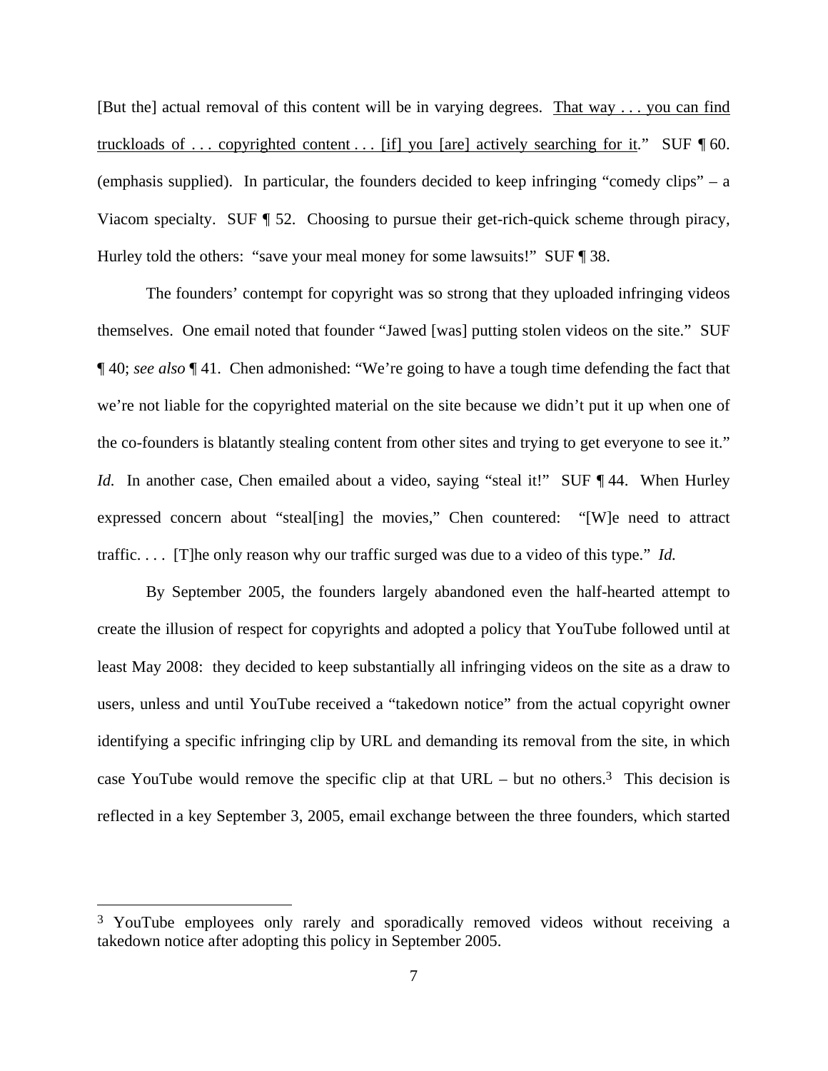[But the] actual removal of this content will be in varying degrees. <u>That way . . . you can find truckloads of . . . copyrighted content . . . [if] you [are] actively searching for it</u>." SUF ¶ 60. (emphasis supplied). In particular, the founders decided to keep infringing "comedy clips" – a Viacom specialty. SUF ¶ 52. Choosing to pursue their get-rich-quick scheme through piracy, Hurley told the others: "save your meal money for some lawsuits!" SUF ¶ 38.

The founders' contempt for copyright was so strong that they uploaded infringing videos themselves. One email noted that founder "Jawed [was] putting stolen videos on the site." SUF ¶ 40; *see also* ¶ 41. Chen admonished: "We're going to have a tough time defending the fact that we're not liable for the copyrighted material on the site because we didn't put it up when one of the co-founders is blatantly stealing content from other sites and trying to get everyone to see it." *Id.* In another case, Chen emailed about a video, saying "steal it!" SUF ¶ 44. When Hurley expressed concern about "steal[ing] the movies," Chen countered: "[W]e need to attract traffic. . . . [T]he only reason why our traffic surged was due to a video of this type." *Id.*

By September 2005, the founders largely abandoned even the half-hearted attempt to create the illusion of respect for copyrights and adopted a policy that YouTube followed until at least May 2008: they decided to keep substantially all infringing videos on the site as a draw to users, unless and until YouTube received a "takedown notice" from the actual copyright owner identifying a specific infringing clip by URL and demanding its removal from the site, in which case YouTube would remove the specific clip at that URL – but no others.[3] This decision is reflected in a key September 3, 2005, email exchange between the three founders, which started

[3] YouTube employees only rarely and sporadically removed videos without receiving a takedown notice after adopting this policy in September 2005.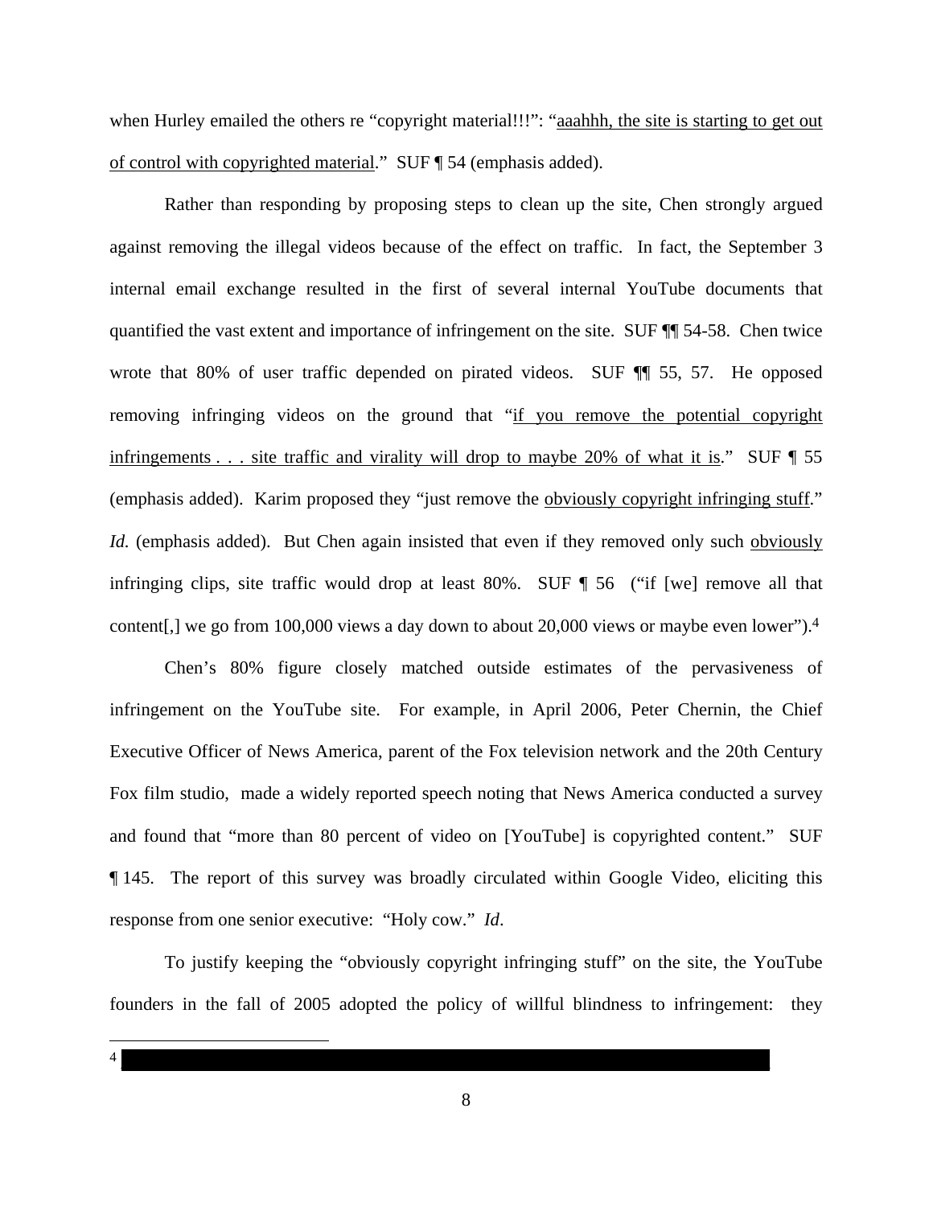when Hurley emailed the others re "copyright material!!!": "<u>aaahhh, the site is starting to get out of control with copyrighted material</u>." SUF ¶ 54 (emphasis added).

Rather than responding by proposing steps to clean up the site, Chen strongly argued against removing the illegal videos because of the effect on traffic. In fact, the September 3 internal email exchange resulted in the first of several internal YouTube documents that quantified the vast extent and importance of infringement on the site. SUF ¶¶ 54-58. Chen twice wrote that 80% of user traffic depended on pirated videos. SUF ¶¶ 55, 57. He opposed removing infringing videos on the ground that "<u>if you remove the potential copyright infringements . . . site traffic and virality will drop to maybe 20% of what it is</u>." SUF ¶ 55 (emphasis added). Karim proposed they "just remove the <u>obviously copyright infringing stuff</u>." *Id.* (emphasis added). But Chen again insisted that even if they removed only such <u>obviously</u> infringing clips, site traffic would drop at least 80%. SUF ¶ 56 ("if [we] remove all that content[,] we go from 100,000 views a day down to about 20,000 views or maybe even lower").[4]

Chen's 80% figure closely matched outside estimates of the pervasiveness of infringement on the YouTube site. For example, in April 2006, Peter Chernin, the Chief Executive Officer of News America, parent of the Fox television network and the 20th Century Fox film studio, made a widely reported speech noting that News America conducted a survey and found that "more than 80 percent of video on [YouTube] is copyrighted content." SUF ¶ 145. The report of this survey was broadly circulated within Google Video, eliciting this response from one senior executive: "Holy cow." *Id*.

To justify keeping the "obviously copyright infringing stuff" on the site, the YouTube founders in the fall of 2005 adopted the policy of willful blindness to infringement: they

---

[4] [REDACTED]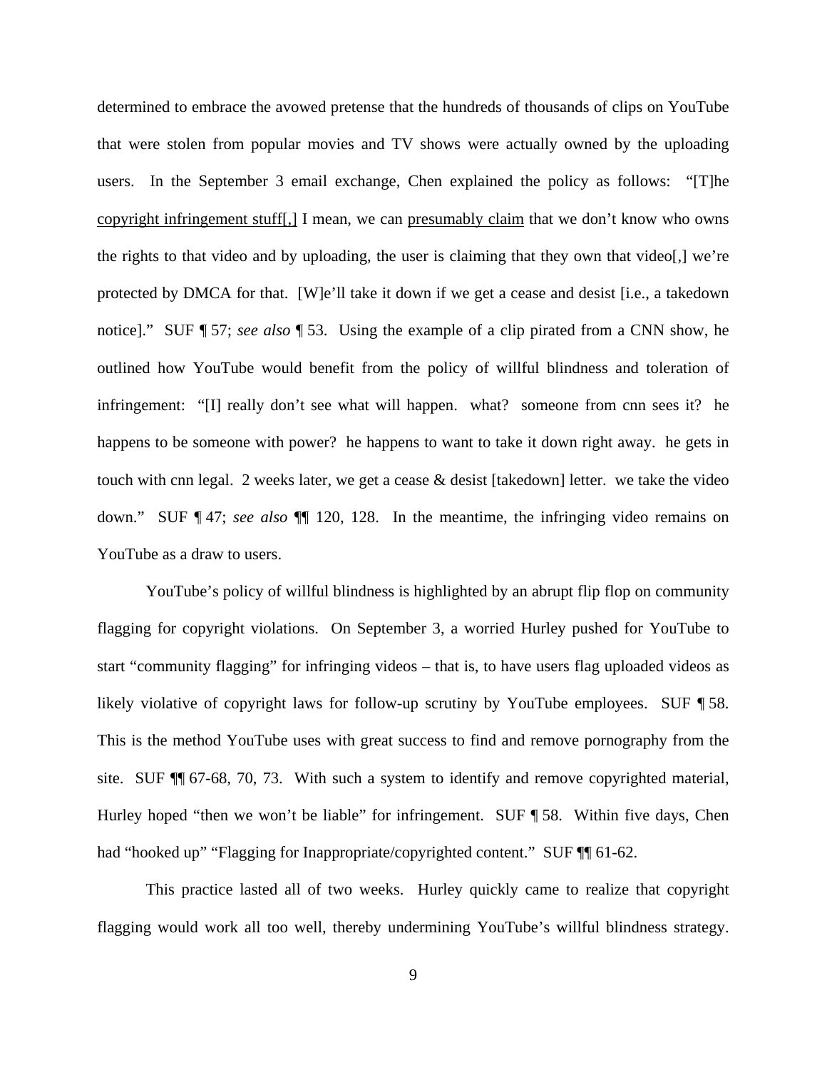determined to embrace the avowed pretense that the hundreds of thousands of clips on YouTube that were stolen from popular movies and TV shows were actually owned by the uploading users. In the September 3 email exchange, Chen explained the policy as follows: "[T]he <u>copyright infringement stuff[,]</u> I mean, we can <u>presumably claim</u> that we don't know who owns the rights to that video and by uploading, the user is claiming that they own that video[,] we're protected by DMCA for that. [W]e'll take it down if we get a cease and desist [i.e., a takedown notice]." SUF ¶ 57; *see also* ¶ 53. Using the example of a clip pirated from a CNN show, he outlined how YouTube would benefit from the policy of willful blindness and toleration of infringement: "[I] really don't see what will happen. what? someone from cnn sees it? he happens to be someone with power? he happens to want to take it down right away. he gets in touch with cnn legal. 2 weeks later, we get a cease & desist [takedown] letter. we take the video down." SUF ¶ 47; *see also* ¶¶ 120, 128. In the meantime, the infringing video remains on YouTube as a draw to users.

YouTube's policy of willful blindness is highlighted by an abrupt flip flop on community flagging for copyright violations. On September 3, a worried Hurley pushed for YouTube to start "community flagging" for infringing videos – that is, to have users flag uploaded videos as likely violative of copyright laws for follow-up scrutiny by YouTube employees. SUF ¶ 58. This is the method YouTube uses with great success to find and remove pornography from the site. SUF ¶¶ 67-68, 70, 73. With such a system to identify and remove copyrighted material, Hurley hoped "then we won't be liable" for infringement. SUF ¶ 58. Within five days, Chen had "hooked up" "Flagging for Inappropriate/copyrighted content." SUF ¶¶ 61-62.

This practice lasted all of two weeks. Hurley quickly came to realize that copyright flagging would work all too well, thereby undermining YouTube's willful blindness strategy.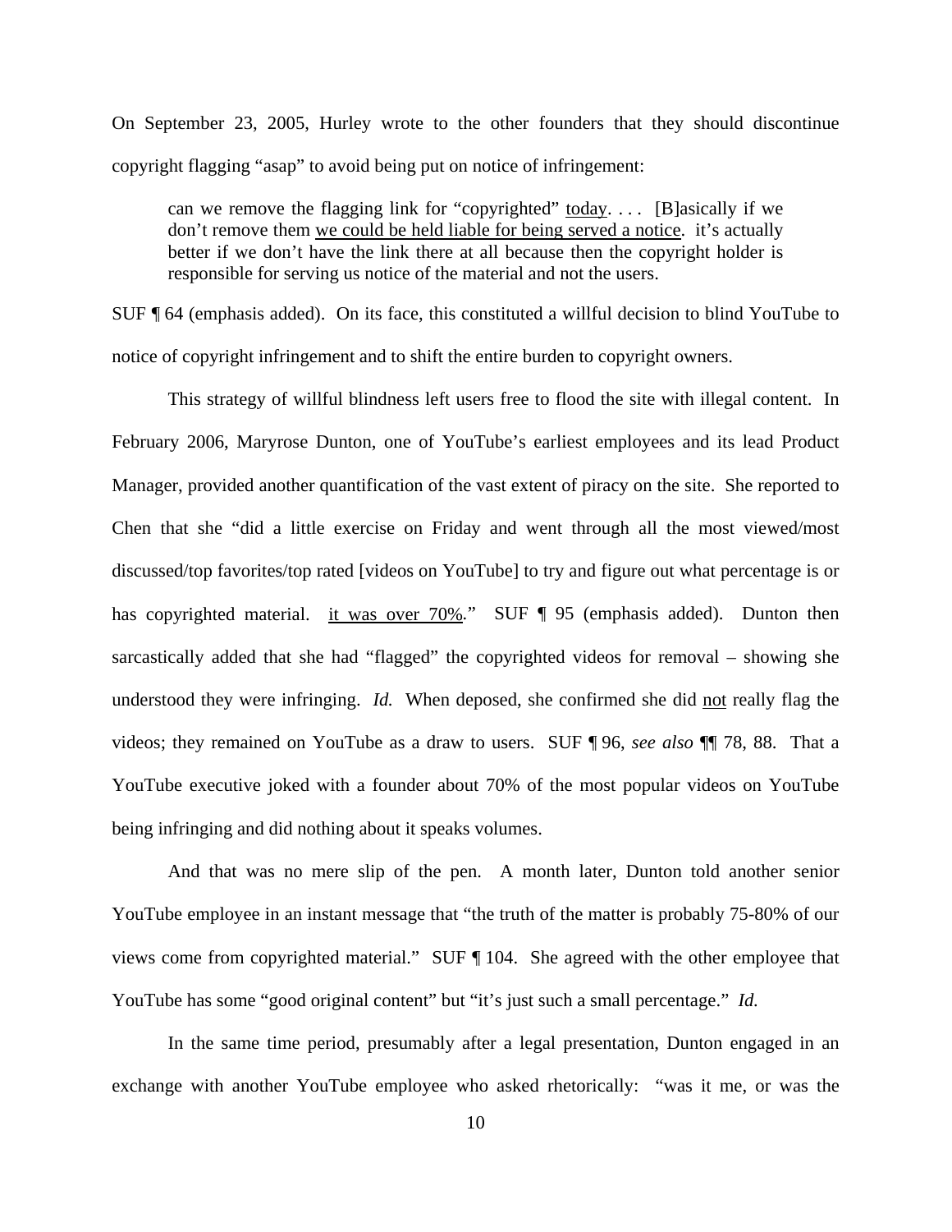On September 23, 2005, Hurley wrote to the other founders that they should discontinue copyright flagging "asap" to avoid being put on notice of infringement:

> can we remove the flagging link for "copyrighted" <u>today</u>. . . . [B]asically if we don't remove them <u>we could be held liable for being served a notice</u>. it's actually better if we don't have the link there at all because then the copyright holder is responsible for serving us notice of the material and not the users.

SUF ¶ 64 (emphasis added). On its face, this constituted a willful decision to blind YouTube to notice of copyright infringement and to shift the entire burden to copyright owners.

This strategy of willful blindness left users free to flood the site with illegal content. In February 2006, Maryrose Dunton, one of YouTube's earliest employees and its lead Product Manager, provided another quantification of the vast extent of piracy on the site. She reported to Chen that she "did a little exercise on Friday and went through all the most viewed/most discussed/top favorites/top rated [videos on YouTube] to try and figure out what percentage is or has copyrighted material. <u>it was over 70%</u>." SUF ¶ 95 (emphasis added). Dunton then sarcastically added that she had "flagged" the copyrighted videos for removal – showing she understood they were infringing. *Id.* When deposed, she confirmed she did <u>not</u> really flag the videos; they remained on YouTube as a draw to users. SUF ¶ 96, *see also* ¶¶ 78, 88. That a YouTube executive joked with a founder about 70% of the most popular videos on YouTube being infringing and did nothing about it speaks volumes.

And that was no mere slip of the pen. A month later, Dunton told another senior YouTube employee in an instant message that "the truth of the matter is probably 75-80% of our views come from copyrighted material." SUF ¶ 104. She agreed with the other employee that YouTube has some "good original content" but "it's just such a small percentage." *Id.*

In the same time period, presumably after a legal presentation, Dunton engaged in an exchange with another YouTube employee who asked rhetorically: "was it me, or was the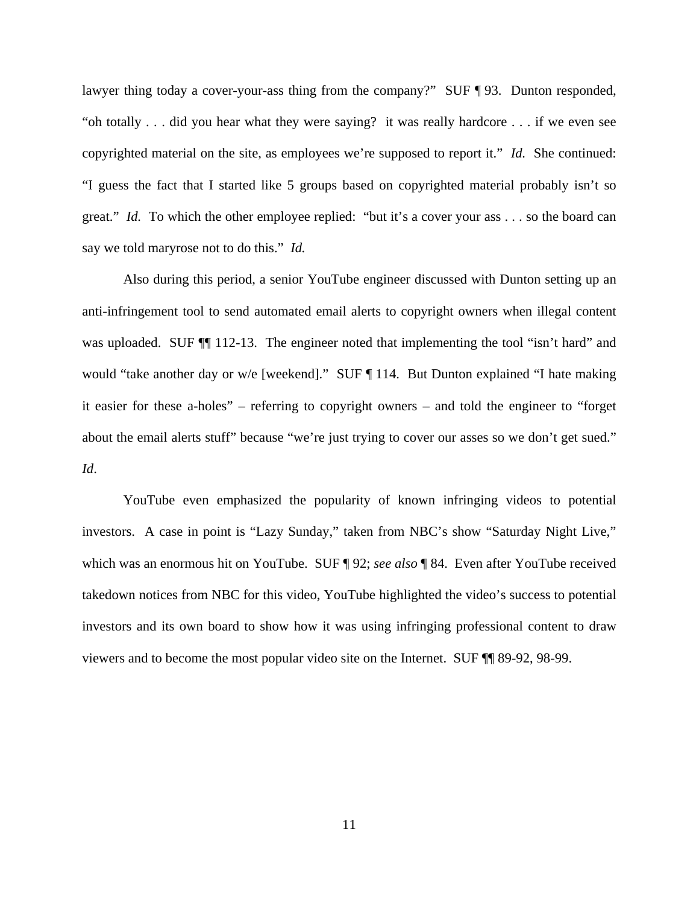lawyer thing today a cover-your-ass thing from the company?" SUF ¶ 93. Dunton responded, "oh totally . . . did you hear what they were saying? it was really hardcore . . . if we even see copyrighted material on the site, as employees we're supposed to report it." *Id.* She continued: "I guess the fact that I started like 5 groups based on copyrighted material probably isn't so great." *Id.* To which the other employee replied: "but it's a cover your ass . . . so the board can say we told maryrose not to do this." *Id.*

Also during this period, a senior YouTube engineer discussed with Dunton setting up an anti-infringement tool to send automated email alerts to copyright owners when illegal content was uploaded. SUF ¶¶ 112-13. The engineer noted that implementing the tool "isn't hard" and would "take another day or w/e [weekend]." SUF ¶ 114. But Dunton explained "I hate making it easier for these a-holes" – referring to copyright owners – and told the engineer to "forget about the email alerts stuff" because "we're just trying to cover our asses so we don't get sued." *Id*.

YouTube even emphasized the popularity of known infringing videos to potential investors. A case in point is "Lazy Sunday," taken from NBC's show "Saturday Night Live," which was an enormous hit on YouTube. SUF ¶ 92; *see also* ¶ 84. Even after YouTube received takedown notices from NBC for this video, YouTube highlighted the video's success to potential investors and its own board to show how it was using infringing professional content to draw viewers and to become the most popular video site on the Internet. SUF ¶¶ 89-92, 98-99.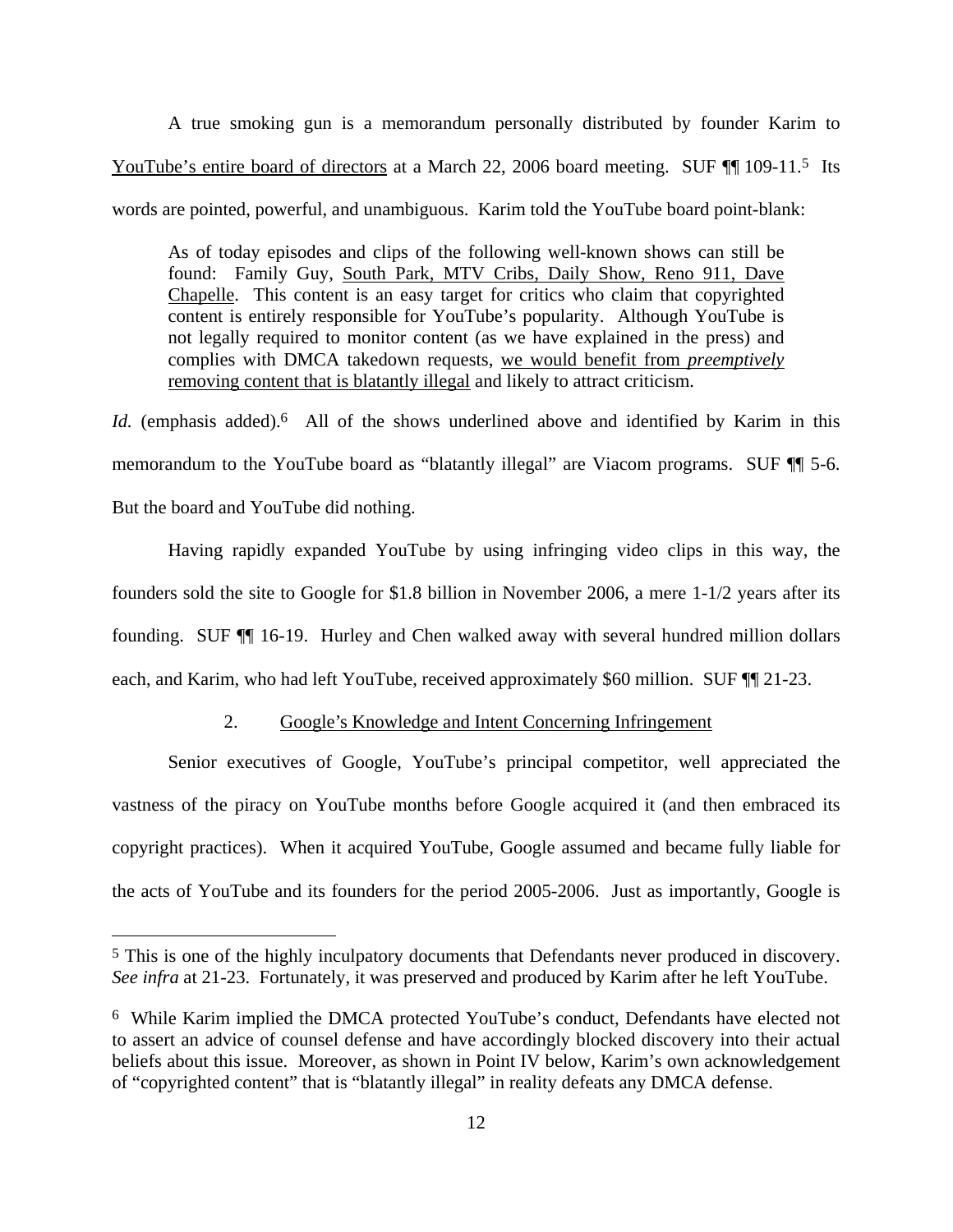A true smoking gun is a memorandum personally distributed by founder Karim to <u>YouTube's entire board of directors</u> at a March 22, 2006 board meeting. SUF ¶¶ 109-11.[5] Its words are pointed, powerful, and unambiguous. Karim told the YouTube board point-blank:

> As of today episodes and clips of the following well-known shows can still be found: Family Guy, <u>South Park, MTV Cribs, Daily Show, Reno 911, Dave Chapelle</u>. This content is an easy target for critics who claim that copyrighted content is entirely responsible for YouTube's popularity. Although YouTube is not legally required to monitor content (as we have explained in the press) and complies with DMCA takedown requests, <u>we would benefit from *preemptively* removing content that is blatantly illegal</u> and likely to attract criticism.

*Id.* (emphasis added).[6] All of the shows underlined above and identified by Karim in this memorandum to the YouTube board as "blatantly illegal" are Viacom programs. SUF ¶¶ 5-6. But the board and YouTube did nothing.

Having rapidly expanded YouTube by using infringing video clips in this way, the founders sold the site to Google for $1.8 billion in November 2006, a mere 1-1/2 years after its founding. SUF ¶¶ 16-19. Hurley and Chen walked away with several hundred million dollars each, and Karim, who had left YouTube, received approximately $60 million. SUF ¶¶ 21-23.

### 2. <u>Google's Knowledge and Intent Concerning Infringement</u>

Senior executives of Google, YouTube's principal competitor, well appreciated the vastness of the piracy on YouTube months before Google acquired it (and then embraced its copyright practices). When it acquired YouTube, Google assumed and became fully liable for the acts of YouTube and its founders for the period 2005-2006. Just as importantly, Google is

---

[5] This is one of the highly inculpatory documents that Defendants never produced in discovery. *See infra* at 21-23. Fortunately, it was preserved and produced by Karim after he left YouTube.

[6] While Karim implied the DMCA protected YouTube's conduct, Defendants have elected not to assert an advice of counsel defense and have accordingly blocked discovery into their actual beliefs about this issue. Moreover, as shown in Point IV below, Karim's own acknowledgement of "copyrighted content" that is "blatantly illegal" in reality defeats any DMCA defense.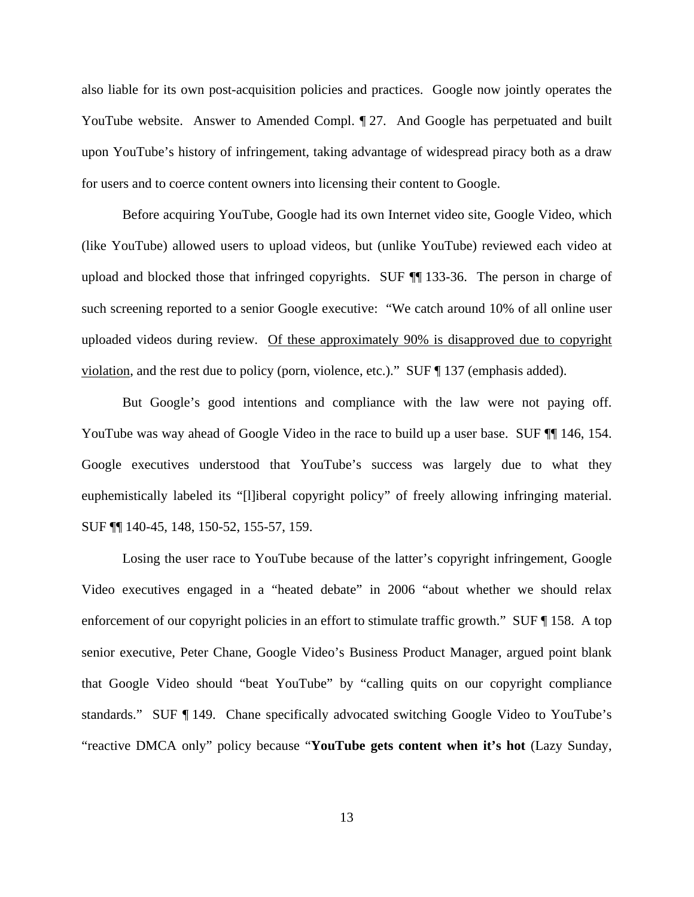also liable for its own post-acquisition policies and practices. Google now jointly operates the YouTube website. Answer to Amended Compl. ¶ 27. And Google has perpetuated and built upon YouTube's history of infringement, taking advantage of widespread piracy both as a draw for users and to coerce content owners into licensing their content to Google.

Before acquiring YouTube, Google had its own Internet video site, Google Video, which (like YouTube) allowed users to upload videos, but (unlike YouTube) reviewed each video at upload and blocked those that infringed copyrights. SUF ¶¶ 133-36. The person in charge of such screening reported to a senior Google executive: "We catch around 10% of all online user uploaded videos during review. <u>Of these approximately 90% is disapproved due to copyright violation</u>, and the rest due to policy (porn, violence, etc.)." SUF ¶ 137 (emphasis added).

But Google's good intentions and compliance with the law were not paying off. YouTube was way ahead of Google Video in the race to build up a user base. SUF ¶¶ 146, 154. Google executives understood that YouTube's success was largely due to what they euphemistically labeled its "[l]iberal copyright policy" of freely allowing infringing material. SUF ¶¶ 140-45, 148, 150-52, 155-57, 159.

Losing the user race to YouTube because of the latter's copyright infringement, Google Video executives engaged in a "heated debate" in 2006 "about whether we should relax enforcement of our copyright policies in an effort to stimulate traffic growth." SUF ¶ 158. A top senior executive, Peter Chane, Google Video's Business Product Manager, argued point blank that Google Video should "beat YouTube" by "calling quits on our copyright compliance standards." SUF ¶ 149. Chane specifically advocated switching Google Video to YouTube's "reactive DMCA only" policy because "**YouTube gets content when it's hot** (Lazy Sunday,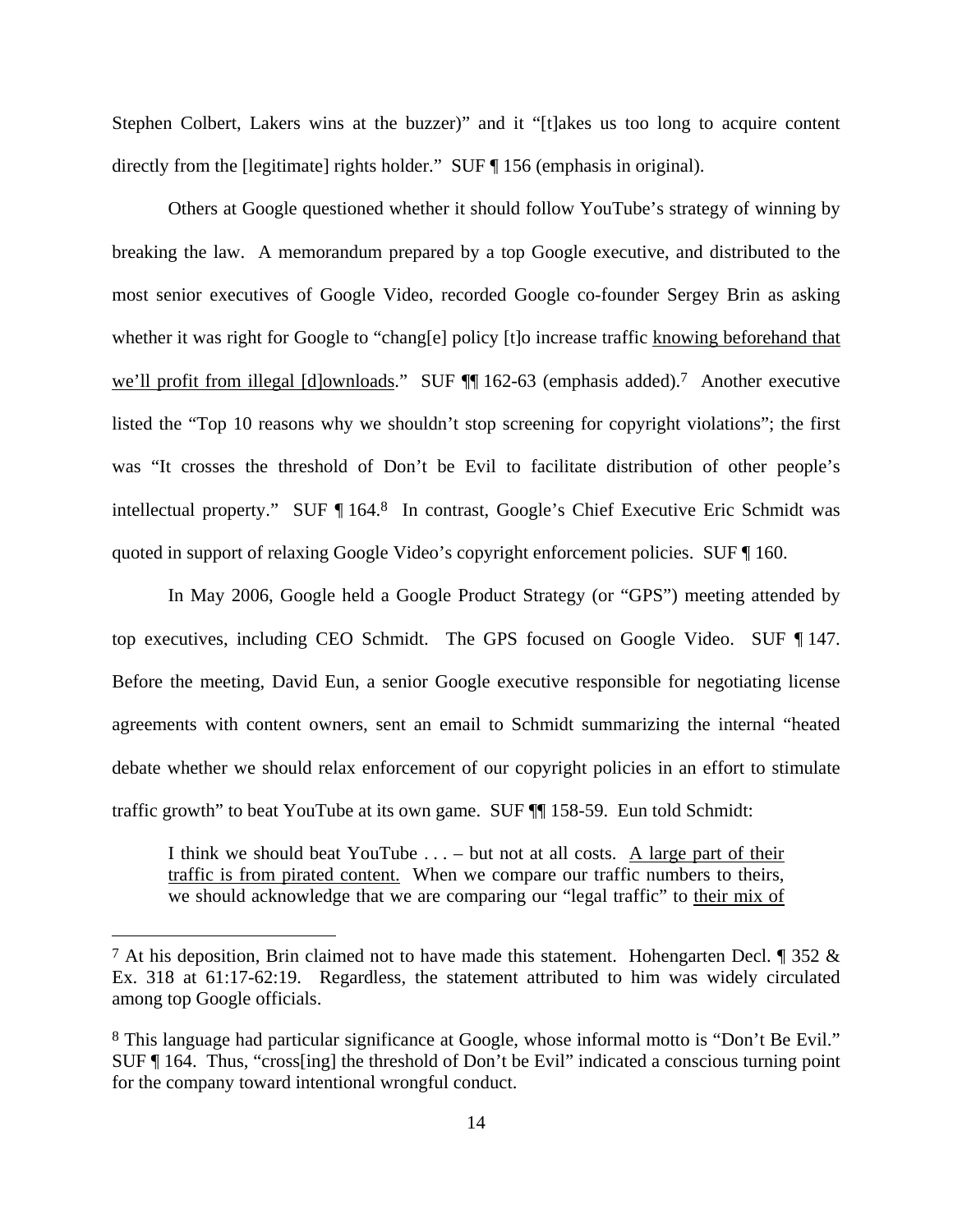Stephen Colbert, Lakers wins at the buzzer)" and it "[t]akes us too long to acquire content directly from the [legitimate] rights holder." SUF ¶ 156 (emphasis in original).

Others at Google questioned whether it should follow YouTube's strategy of winning by breaking the law. A memorandum prepared by a top Google executive, and distributed to the most senior executives of Google Video, recorded Google co-founder Sergey Brin as asking whether it was right for Google to "chang[e] policy [t]o increase traffic <u>knowing beforehand that we'll profit from illegal [d]ownloads</u>." SUF ¶¶ 162-63 (emphasis added).[7] Another executive listed the "Top 10 reasons why we shouldn't stop screening for copyright violations"; the first was "It crosses the threshold of Don't be Evil to facilitate distribution of other people's intellectual property." SUF ¶ 164.[8] In contrast, Google's Chief Executive Eric Schmidt was quoted in support of relaxing Google Video's copyright enforcement policies. SUF ¶ 160.

In May 2006, Google held a Google Product Strategy (or "GPS") meeting attended by top executives, including CEO Schmidt. The GPS focused on Google Video. SUF ¶ 147. Before the meeting, David Eun, a senior Google executive responsible for negotiating license agreements with content owners, sent an email to Schmidt summarizing the internal "heated debate whether we should relax enforcement of our copyright policies in an effort to stimulate traffic growth" to beat YouTube at its own game. SUF ¶¶ 158-59. Eun told Schmidt:

> I think we should beat YouTube . . . – but not at all costs. <u>A large part of their traffic is from pirated content.</u> When we compare our traffic numbers to theirs, we should acknowledge that we are comparing our "legal traffic" to <u>their mix of</u>

---

[7] At his deposition, Brin claimed not to have made this statement. Hohengarten Decl. ¶ 352 & Ex. 318 at 61:17-62:19. Regardless, the statement attributed to him was widely circulated among top Google officials.

[8] This language had particular significance at Google, whose informal motto is "Don't Be Evil." SUF ¶ 164. Thus, "cross[ing] the threshold of Don't be Evil" indicated a conscious turning point for the company toward intentional wrongful conduct.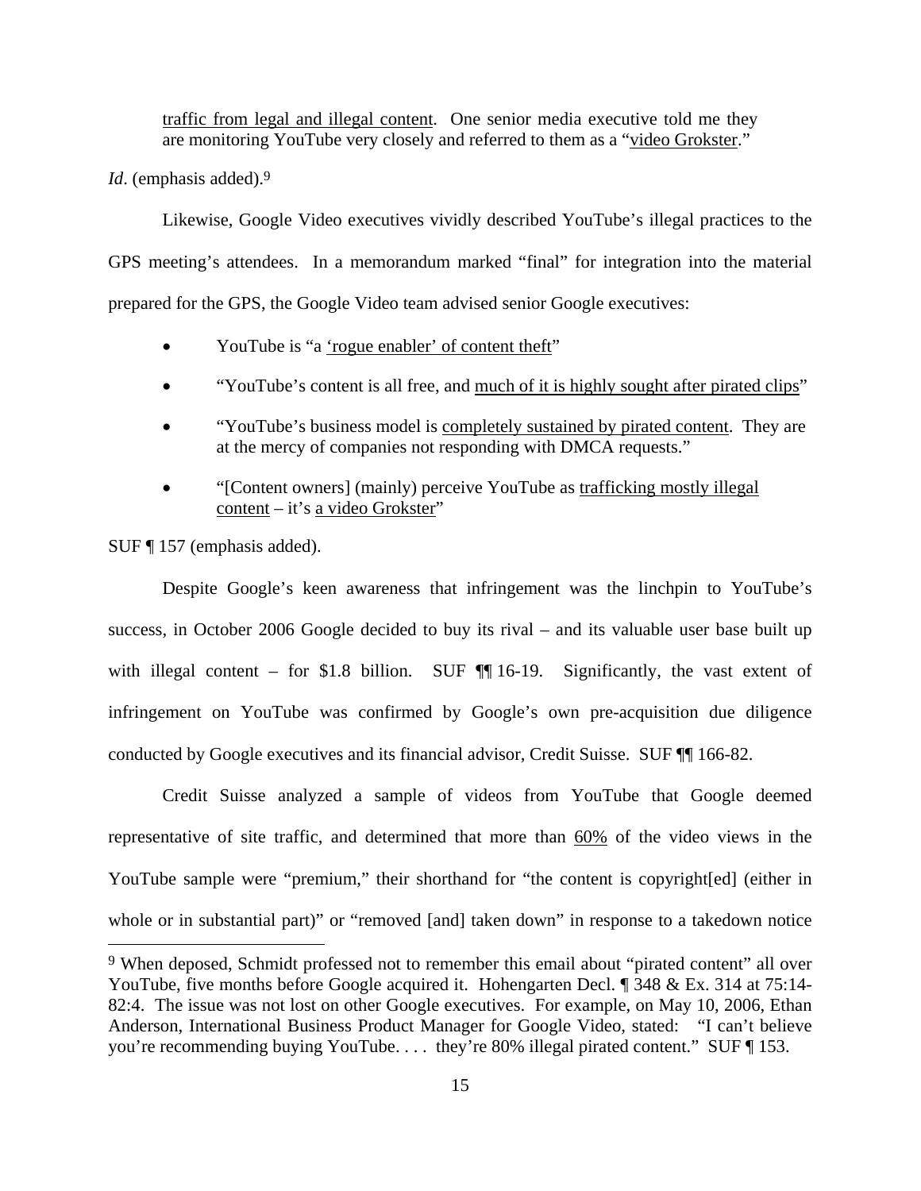traffic from legal and illegal content. One senior media executive told me they are monitoring YouTube very closely and referred to them as a "video Grokster."

*Id*. (emphasis added).[9]

Likewise, Google Video executives vividly described YouTube's illegal practices to the GPS meeting's attendees. In a memorandum marked "final" for integration into the material prepared for the GPS, the Google Video team advised senior Google executives:

- YouTube is "a 'rogue enabler' of content theft"
- "YouTube's content is all free, and much of it is highly sought after pirated clips"
- "YouTube's business model is completely sustained by pirated content. They are at the mercy of companies not responding with DMCA requests."
- "[Content owners] (mainly) perceive YouTube as trafficking mostly illegal content – it's a video Grokster"

SUF ¶ 157 (emphasis added).

Despite Google's keen awareness that infringement was the linchpin to YouTube's success, in October 2006 Google decided to buy its rival – and its valuable user base built up with illegal content – for $1.8 billion. SUF ¶¶ 16-19. Significantly, the vast extent of infringement on YouTube was confirmed by Google's own pre-acquisition due diligence conducted by Google executives and its financial advisor, Credit Suisse. SUF ¶¶ 166-82.

Credit Suisse analyzed a sample of videos from YouTube that Google deemed representative of site traffic, and determined that more than 60% of the video views in the YouTube sample were "premium," their shorthand for "the content is copyright[ed] (either in whole or in substantial part)" or "removed [and] taken down" in response to a takedown notice

[9] When deposed, Schmidt professed not to remember this email about "pirated content" all over YouTube, five months before Google acquired it. Hohengarten Decl. ¶ 348 & Ex. 314 at 75:14-82:4. The issue was not lost on other Google executives. For example, on May 10, 2006, Ethan Anderson, International Business Product Manager for Google Video, stated: "I can't believe you're recommending buying YouTube. . . . they're 80% illegal pirated content." SUF ¶ 153.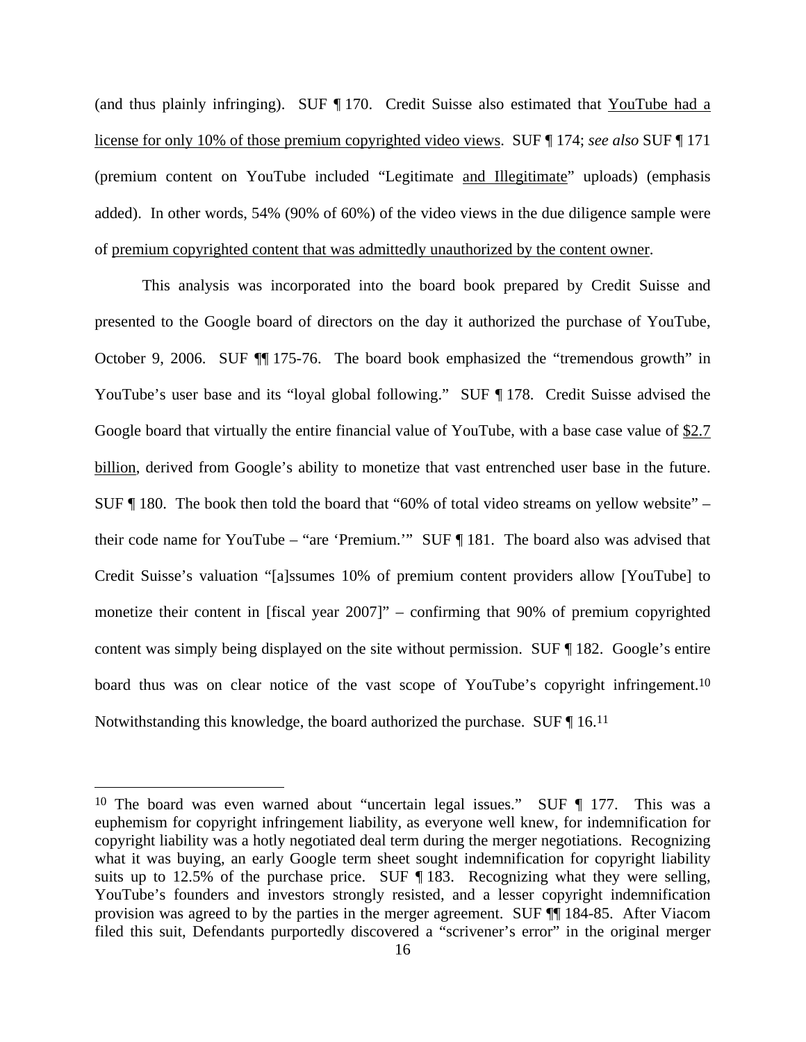(and thus plainly infringing). SUF ¶ 170. Credit Suisse also estimated that <u>YouTube had a license for only 10% of those premium copyrighted video views</u>. SUF ¶ 174; *see also* SUF ¶ 171 (premium content on YouTube included "Legitimate <u>and Illegitimate</u>" uploads) (emphasis added). In other words, 54% (90% of 60%) of the video views in the due diligence sample were of <u>premium copyrighted content that was admittedly unauthorized by the content owner</u>.

This analysis was incorporated into the board book prepared by Credit Suisse and presented to the Google board of directors on the day it authorized the purchase of YouTube, October 9, 2006. SUF ¶¶ 175-76. The board book emphasized the "tremendous growth" in YouTube's user base and its "loyal global following." SUF ¶ 178. Credit Suisse advised the Google board that virtually the entire financial value of YouTube, with a base case value of <u>$2.7 billion</u>, derived from Google's ability to monetize that vast entrenched user base in the future. SUF ¶ 180. The book then told the board that "60% of total video streams on yellow website" – their code name for YouTube – "are 'Premium.'" SUF ¶ 181. The board also was advised that Credit Suisse's valuation "[a]ssumes 10% of premium content providers allow [YouTube] to monetize their content in [fiscal year 2007]" – confirming that 90% of premium copyrighted content was simply being displayed on the site without permission. SUF ¶ 182. Google's entire board thus was on clear notice of the vast scope of YouTube's copyright infringement.[10] Notwithstanding this knowledge, the board authorized the purchase. SUF ¶ 16.[11]

---

[10] The board was even warned about "uncertain legal issues." SUF ¶ 177. This was a euphemism for copyright infringement liability, as everyone well knew, for indemnification for copyright liability was a hotly negotiated deal term during the merger negotiations. Recognizing what it was buying, an early Google term sheet sought indemnification for copyright liability suits up to 12.5% of the purchase price. SUF ¶ 183. Recognizing what they were selling, YouTube's founders and investors strongly resisted, and a lesser copyright indemnification provision was agreed to by the parties in the merger agreement. SUF ¶¶ 184-85. After Viacom filed this suit, Defendants purportedly discovered a "scrivener's error" in the original merger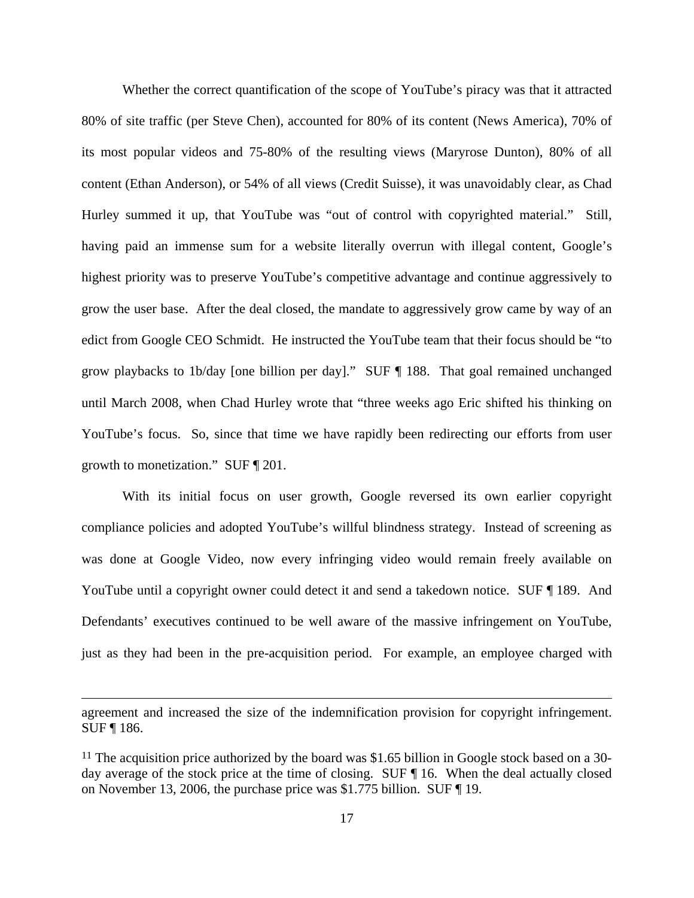Whether the correct quantification of the scope of YouTube's piracy was that it attracted 80% of site traffic (per Steve Chen), accounted for 80% of its content (News America), 70% of its most popular videos and 75-80% of the resulting views (Maryrose Dunton), 80% of all content (Ethan Anderson), or 54% of all views (Credit Suisse), it was unavoidably clear, as Chad Hurley summed it up, that YouTube was "out of control with copyrighted material." Still, having paid an immense sum for a website literally overrun with illegal content, Google's highest priority was to preserve YouTube's competitive advantage and continue aggressively to grow the user base. After the deal closed, the mandate to aggressively grow came by way of an edict from Google CEO Schmidt. He instructed the YouTube team that their focus should be "to grow playbacks to 1b/day [one billion per day]." SUF ¶ 188. That goal remained unchanged until March 2008, when Chad Hurley wrote that "three weeks ago Eric shifted his thinking on YouTube's focus. So, since that time we have rapidly been redirecting our efforts from user growth to monetization." SUF ¶ 201.

With its initial focus on user growth, Google reversed its own earlier copyright compliance policies and adopted YouTube's willful blindness strategy. Instead of screening as was done at Google Video, now every infringing video would remain freely available on YouTube until a copyright owner could detect it and send a takedown notice. SUF ¶ 189. And Defendants' executives continued to be well aware of the massive infringement on YouTube, just as they had been in the pre-acquisition period. For example, an employee charged with

---

agreement and increased the size of the indemnification provision for copyright infringement. SUF ¶ 186.

[11] The acquisition price authorized by the board was $1.65 billion in Google stock based on a 30-day average of the stock price at the time of closing. SUF ¶ 16. When the deal actually closed on November 13, 2006, the purchase price was $1.775 billion. SUF ¶ 19.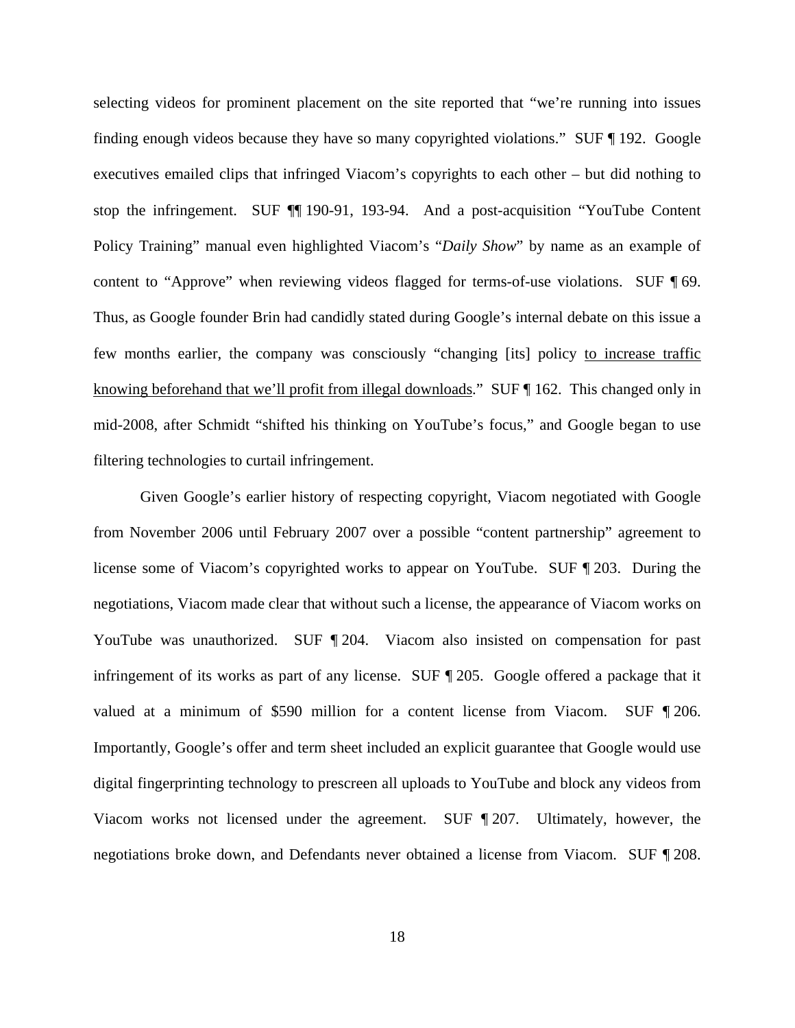selecting videos for prominent placement on the site reported that "we're running into issues finding enough videos because they have so many copyrighted violations." SUF ¶ 192. Google executives emailed clips that infringed Viacom's copyrights to each other – but did nothing to stop the infringement. SUF ¶¶ 190-91, 193-94. And a post-acquisition "YouTube Content Policy Training" manual even highlighted Viacom's "*Daily Show*" by name as an example of content to "Approve" when reviewing videos flagged for terms-of-use violations. SUF ¶ 69. Thus, as Google founder Brin had candidly stated during Google's internal debate on this issue a few months earlier, the company was consciously "changing [its] policy <u>to increase traffic knowing beforehand that we'll profit from illegal downloads</u>." SUF ¶ 162. This changed only in mid-2008, after Schmidt "shifted his thinking on YouTube's focus," and Google began to use filtering technologies to curtail infringement.

Given Google's earlier history of respecting copyright, Viacom negotiated with Google from November 2006 until February 2007 over a possible "content partnership" agreement to license some of Viacom's copyrighted works to appear on YouTube. SUF ¶ 203. During the negotiations, Viacom made clear that without such a license, the appearance of Viacom works on YouTube was unauthorized. SUF ¶ 204. Viacom also insisted on compensation for past infringement of its works as part of any license. SUF ¶ 205. Google offered a package that it valued at a minimum of $590 million for a content license from Viacom. SUF ¶ 206. Importantly, Google's offer and term sheet included an explicit guarantee that Google would use digital fingerprinting technology to prescreen all uploads to YouTube and block any videos from Viacom works not licensed under the agreement. SUF ¶ 207. Ultimately, however, the negotiations broke down, and Defendants never obtained a license from Viacom. SUF ¶ 208.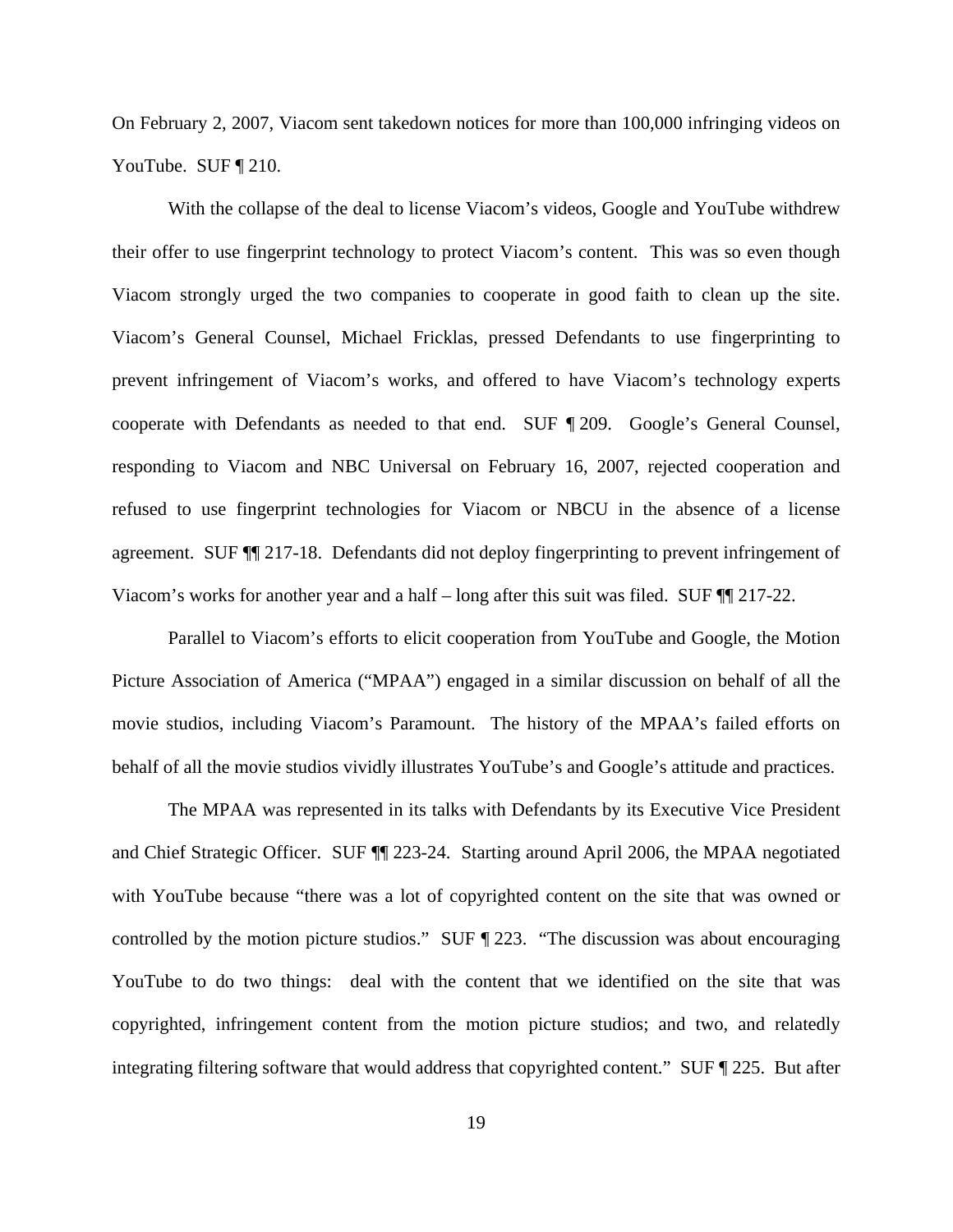On February 2, 2007, Viacom sent takedown notices for more than 100,000 infringing videos on YouTube. SUF ¶ 210.

With the collapse of the deal to license Viacom's videos, Google and YouTube withdrew their offer to use fingerprint technology to protect Viacom's content. This was so even though Viacom strongly urged the two companies to cooperate in good faith to clean up the site. Viacom's General Counsel, Michael Fricklas, pressed Defendants to use fingerprinting to prevent infringement of Viacom's works, and offered to have Viacom's technology experts cooperate with Defendants as needed to that end. SUF ¶ 209. Google's General Counsel, responding to Viacom and NBC Universal on February 16, 2007, rejected cooperation and refused to use fingerprint technologies for Viacom or NBCU in the absence of a license agreement. SUF ¶¶ 217-18. Defendants did not deploy fingerprinting to prevent infringement of Viacom's works for another year and a half – long after this suit was filed. SUF ¶¶ 217-22.

Parallel to Viacom's efforts to elicit cooperation from YouTube and Google, the Motion Picture Association of America ("MPAA") engaged in a similar discussion on behalf of all the movie studios, including Viacom's Paramount. The history of the MPAA's failed efforts on behalf of all the movie studios vividly illustrates YouTube's and Google's attitude and practices.

The MPAA was represented in its talks with Defendants by its Executive Vice President and Chief Strategic Officer. SUF ¶¶ 223-24. Starting around April 2006, the MPAA negotiated with YouTube because "there was a lot of copyrighted content on the site that was owned or controlled by the motion picture studios." SUF ¶ 223. "The discussion was about encouraging YouTube to do two things: deal with the content that we identified on the site that was copyrighted, infringement content from the motion picture studios; and two, and relatedly integrating filtering software that would address that copyrighted content." SUF ¶ 225. But after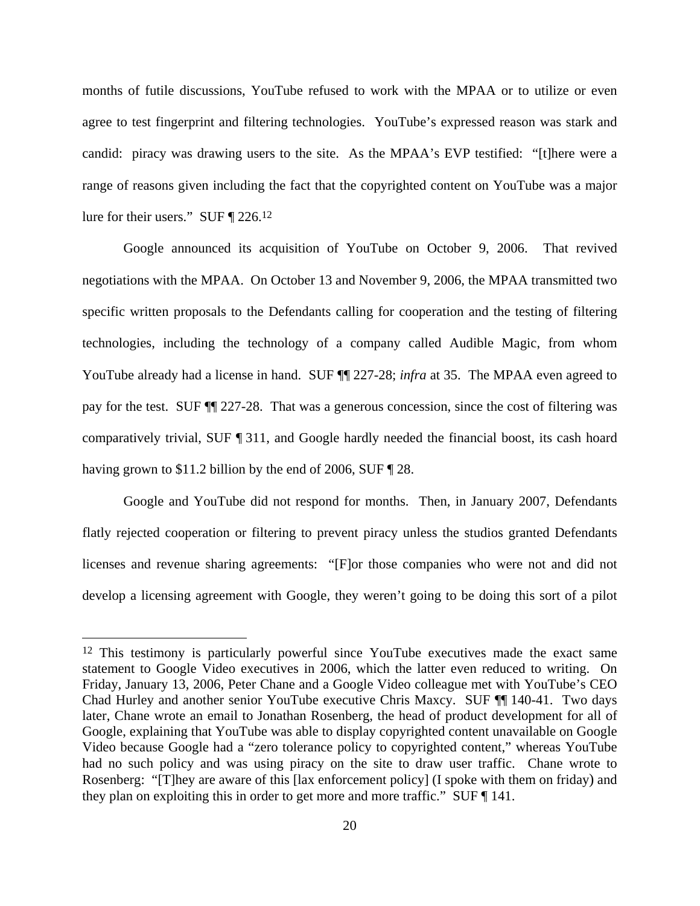months of futile discussions, YouTube refused to work with the MPAA or to utilize or even agree to test fingerprint and filtering technologies. YouTube's expressed reason was stark and candid: piracy was drawing users to the site. As the MPAA's EVP testified: "[t]here were a range of reasons given including the fact that the copyrighted content on YouTube was a major lure for their users." SUF ¶ 226.[12]

Google announced its acquisition of YouTube on October 9, 2006. That revived negotiations with the MPAA. On October 13 and November 9, 2006, the MPAA transmitted two specific written proposals to the Defendants calling for cooperation and the testing of filtering technologies, including the technology of a company called Audible Magic, from whom YouTube already had a license in hand. SUF ¶¶ 227-28; *infra* at 35. The MPAA even agreed to pay for the test. SUF ¶¶ 227-28. That was a generous concession, since the cost of filtering was comparatively trivial, SUF ¶ 311, and Google hardly needed the financial boost, its cash hoard having grown to $11.2 billion by the end of 2006, SUF ¶ 28.

Google and YouTube did not respond for months. Then, in January 2007, Defendants flatly rejected cooperation or filtering to prevent piracy unless the studios granted Defendants licenses and revenue sharing agreements: "[F]or those companies who were not and did not develop a licensing agreement with Google, they weren't going to be doing this sort of a pilot

---

[12] This testimony is particularly powerful since YouTube executives made the exact same statement to Google Video executives in 2006, which the latter even reduced to writing. On Friday, January 13, 2006, Peter Chane and a Google Video colleague met with YouTube's CEO Chad Hurley and another senior YouTube executive Chris Maxcy. SUF ¶¶ 140-41. Two days later, Chane wrote an email to Jonathan Rosenberg, the head of product development for all of Google, explaining that YouTube was able to display copyrighted content unavailable on Google Video because Google had a "zero tolerance policy to copyrighted content," whereas YouTube had no such policy and was using piracy on the site to draw user traffic. Chane wrote to Rosenberg: "[T]hey are aware of this [lax enforcement policy] (I spoke with them on friday) and they plan on exploiting this in order to get more and more traffic." SUF ¶ 141.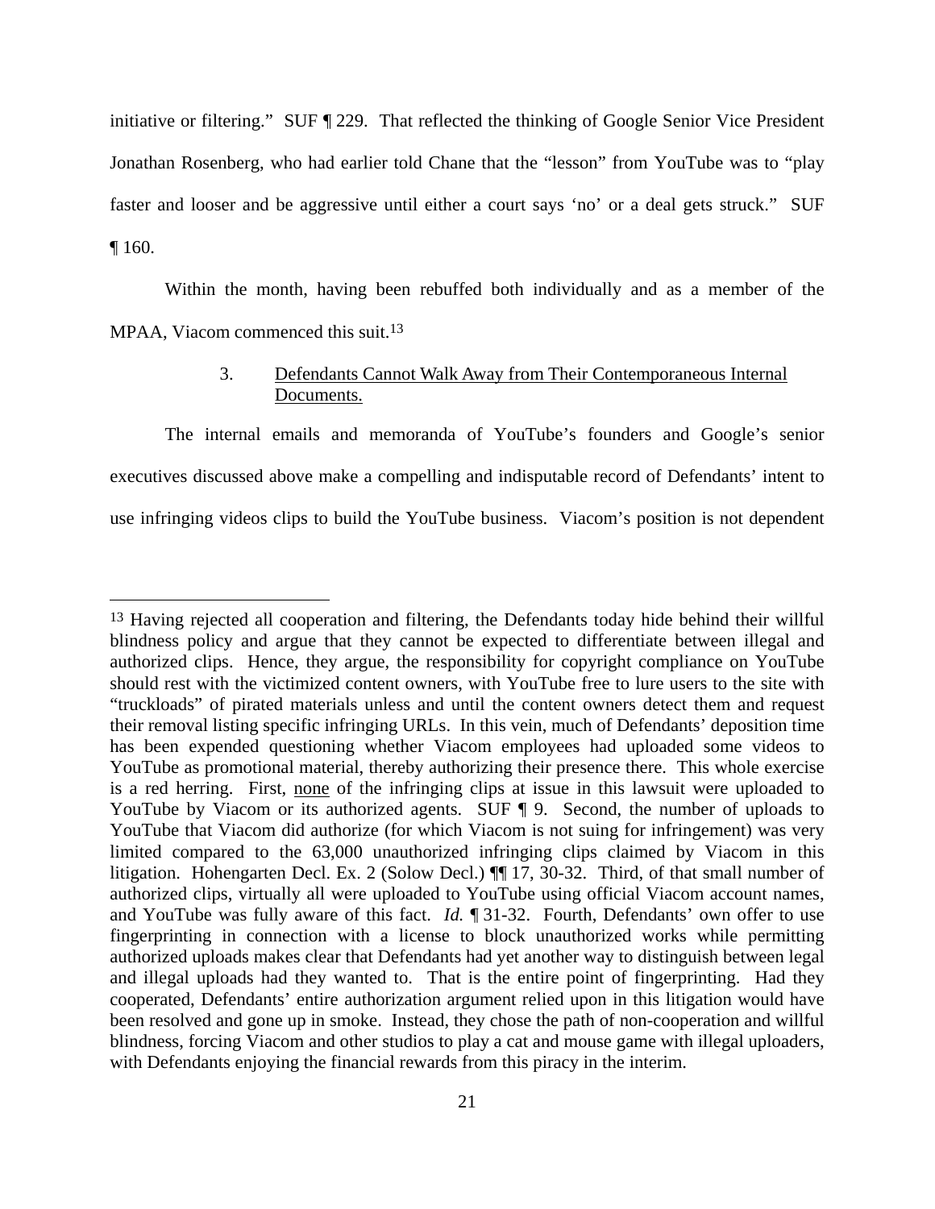initiative or filtering." SUF ¶ 229. That reflected the thinking of Google Senior Vice President Jonathan Rosenberg, who had earlier told Chane that the "lesson" from YouTube was to "play faster and looser and be aggressive until either a court says 'no' or a deal gets struck." SUF ¶ 160.

Within the month, having been rebuffed both individually and as a member of the MPAA, Viacom commenced this suit.[13]

### 3. Defendants Cannot Walk Away from Their Contemporaneous Internal Documents.

The internal emails and memoranda of YouTube's founders and Google's senior executives discussed above make a compelling and indisputable record of Defendants' intent to use infringing videos clips to build the YouTube business. Viacom's position is not dependent

---

[13] Having rejected all cooperation and filtering, the Defendants today hide behind their willful blindness policy and argue that they cannot be expected to differentiate between illegal and authorized clips. Hence, they argue, the responsibility for copyright compliance on YouTube should rest with the victimized content owners, with YouTube free to lure users to the site with "truckloads" of pirated materials unless and until the content owners detect them and request their removal listing specific infringing URLs. In this vein, much of Defendants' deposition time has been expended questioning whether Viacom employees had uploaded some videos to YouTube as promotional material, thereby authorizing their presence there. This whole exercise is a red herring. First, none of the infringing clips at issue in this lawsuit were uploaded to YouTube by Viacom or its authorized agents. SUF ¶ 9. Second, the number of uploads to YouTube that Viacom did authorize (for which Viacom is not suing for infringement) was very limited compared to the 63,000 unauthorized infringing clips claimed by Viacom in this litigation. Hohengarten Decl. Ex. 2 (Solow Decl.) ¶¶ 17, 30-32. Third, of that small number of authorized clips, virtually all were uploaded to YouTube using official Viacom account names, and YouTube was fully aware of this fact. *Id.* ¶ 31-32. Fourth, Defendants' own offer to use fingerprinting in connection with a license to block unauthorized works while permitting authorized uploads makes clear that Defendants had yet another way to distinguish between legal and illegal uploads had they wanted to. That is the entire point of fingerprinting. Had they cooperated, Defendants' entire authorization argument relied upon in this litigation would have been resolved and gone up in smoke. Instead, they chose the path of non-cooperation and willful blindness, forcing Viacom and other studios to play a cat and mouse game with illegal uploaders, with Defendants enjoying the financial rewards from this piracy in the interim.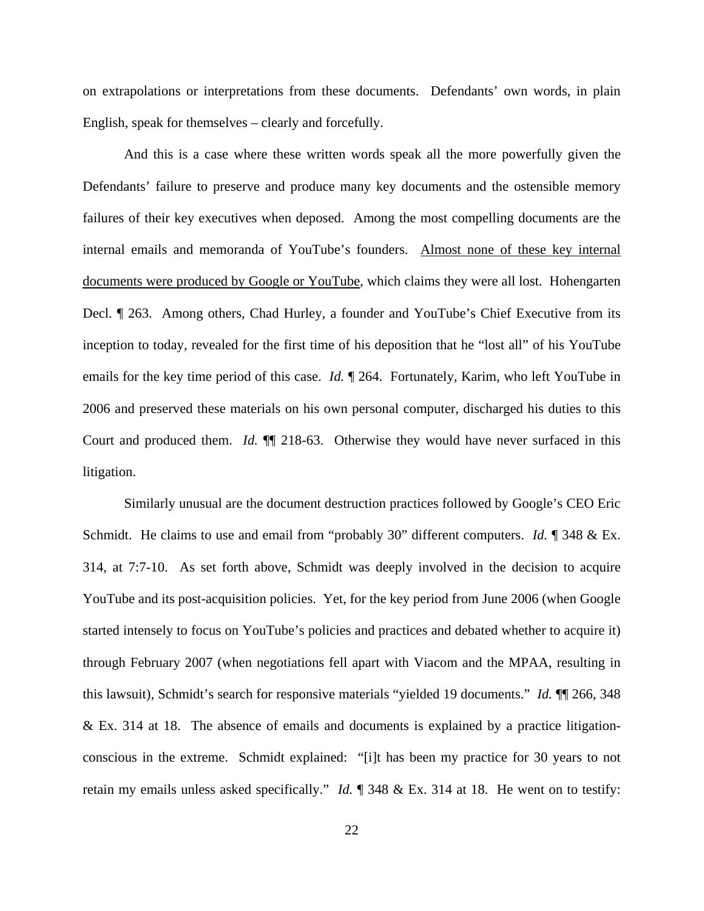on extrapolations or interpretations from these documents. Defendants' own words, in plain English, speak for themselves – clearly and forcefully.

And this is a case where these written words speak all the more powerfully given the Defendants' failure to preserve and produce many key documents and the ostensible memory failures of their key executives when deposed. Among the most compelling documents are the internal emails and memoranda of YouTube's founders. <u>Almost none of these key internal documents were produced by Google or YouTube</u>, which claims they were all lost. Hohengarten Decl. ¶ 263. Among others, Chad Hurley, a founder and YouTube's Chief Executive from its inception to today, revealed for the first time of his deposition that he "lost all" of his YouTube emails for the key time period of this case. *Id.* ¶ 264. Fortunately, Karim, who left YouTube in 2006 and preserved these materials on his own personal computer, discharged his duties to this Court and produced them. *Id.* ¶¶ 218-63. Otherwise they would have never surfaced in this litigation.

Similarly unusual are the document destruction practices followed by Google's CEO Eric Schmidt. He claims to use and email from "probably 30" different computers. *Id.* ¶ 348 & Ex. 314, at 7:7-10. As set forth above, Schmidt was deeply involved in the decision to acquire YouTube and its post-acquisition policies. Yet, for the key period from June 2006 (when Google started intensely to focus on YouTube's policies and practices and debated whether to acquire it) through February 2007 (when negotiations fell apart with Viacom and the MPAA, resulting in this lawsuit), Schmidt's search for responsive materials "yielded 19 documents." *Id.* ¶¶ 266, 348 & Ex. 314 at 18. The absence of emails and documents is explained by a practice litigation-conscious in the extreme. Schmidt explained: "[i]t has been my practice for 30 years to not retain my emails unless asked specifically." *Id.* ¶ 348 & Ex. 314 at 18. He went on to testify: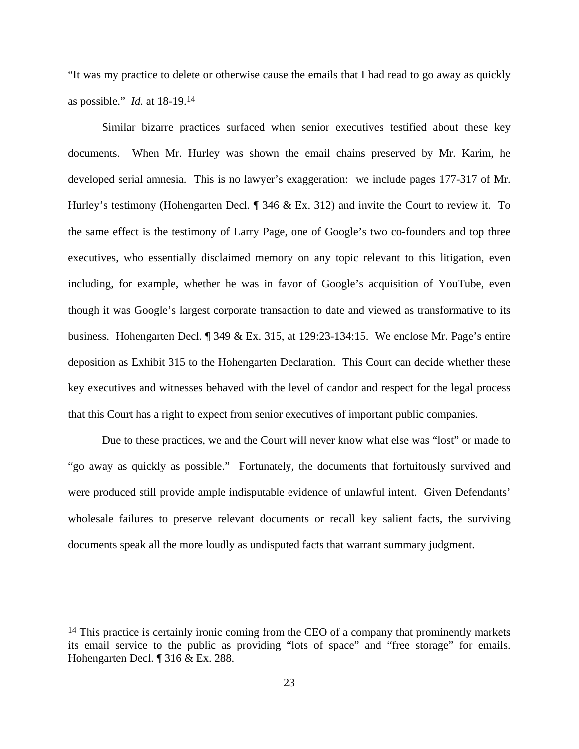"It was my practice to delete or otherwise cause the emails that I had read to go away as quickly as possible." *Id.* at 18-19.[14]

Similar bizarre practices surfaced when senior executives testified about these key documents. When Mr. Hurley was shown the email chains preserved by Mr. Karim, he developed serial amnesia. This is no lawyer's exaggeration: we include pages 177-317 of Mr. Hurley's testimony (Hohengarten Decl. ¶ 346 & Ex. 312) and invite the Court to review it. To the same effect is the testimony of Larry Page, one of Google's two co-founders and top three executives, who essentially disclaimed memory on any topic relevant to this litigation, even including, for example, whether he was in favor of Google's acquisition of YouTube, even though it was Google's largest corporate transaction to date and viewed as transformative to its business. Hohengarten Decl. ¶ 349 & Ex. 315, at 129:23-134:15. We enclose Mr. Page's entire deposition as Exhibit 315 to the Hohengarten Declaration. This Court can decide whether these key executives and witnesses behaved with the level of candor and respect for the legal process that this Court has a right to expect from senior executives of important public companies.

Due to these practices, we and the Court will never know what else was "lost" or made to "go away as quickly as possible." Fortunately, the documents that fortuitously survived and were produced still provide ample indisputable evidence of unlawful intent. Given Defendants' wholesale failures to preserve relevant documents or recall key salient facts, the surviving documents speak all the more loudly as undisputed facts that warrant summary judgment.

---

[14] This practice is certainly ironic coming from the CEO of a company that prominently markets its email service to the public as providing "lots of space" and "free storage" for emails. Hohengarten Decl. ¶ 316 & Ex. 288.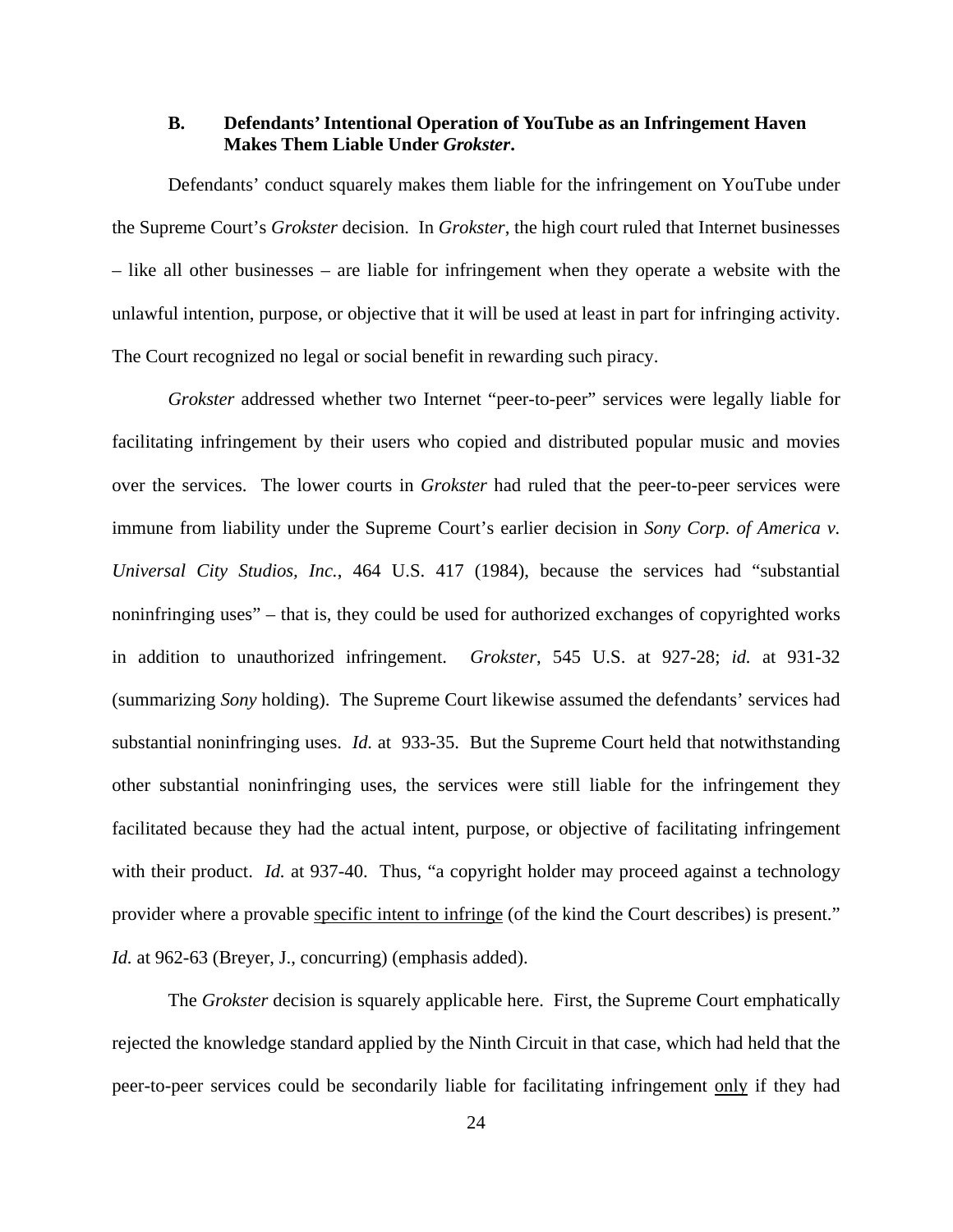### B. Defendants' Intentional Operation of YouTube as an Infringement Haven Makes Them Liable Under *Grokster*.

Defendants' conduct squarely makes them liable for the infringement on YouTube under the Supreme Court's *Grokster* decision. In *Grokster*, the high court ruled that Internet businesses – like all other businesses – are liable for infringement when they operate a website with the unlawful intention, purpose, or objective that it will be used at least in part for infringing activity. The Court recognized no legal or social benefit in rewarding such piracy.

*Grokster* addressed whether two Internet "peer-to-peer" services were legally liable for facilitating infringement by their users who copied and distributed popular music and movies over the services. The lower courts in *Grokster* had ruled that the peer-to-peer services were immune from liability under the Supreme Court's earlier decision in *Sony Corp. of America v. Universal City Studios, Inc.*, 464 U.S. 417 (1984), because the services had "substantial noninfringing uses" – that is, they could be used for authorized exchanges of copyrighted works in addition to unauthorized infringement. *Grokster*, 545 U.S. at 927-28; *id.* at 931-32 (summarizing *Sony* holding). The Supreme Court likewise assumed the defendants' services had substantial noninfringing uses. *Id.* at 933-35. But the Supreme Court held that notwithstanding other substantial noninfringing uses, the services were still liable for the infringement they facilitated because they had the actual intent, purpose, or objective of facilitating infringement with their product. *Id.* at 937-40. Thus, "a copyright holder may proceed against a technology provider where a provable <u>specific intent to infringe</u> (of the kind the Court describes) is present." *Id.* at 962-63 (Breyer, J., concurring) (emphasis added).

The *Grokster* decision is squarely applicable here. First, the Supreme Court emphatically rejected the knowledge standard applied by the Ninth Circuit in that case, which had held that the peer-to-peer services could be secondarily liable for facilitating infringement <u>only</u> if they had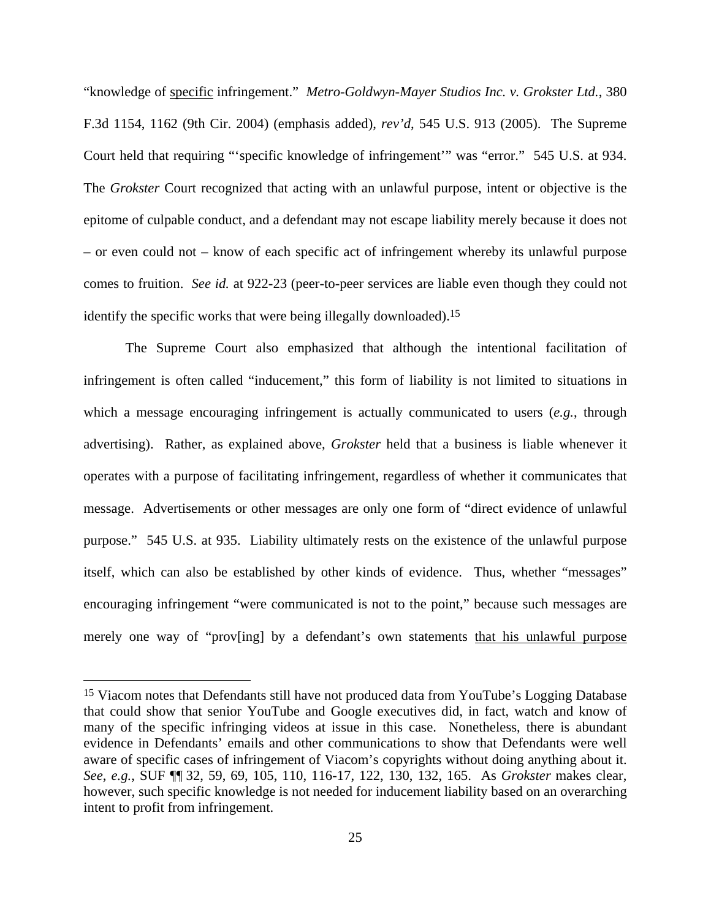"knowledge of <u>specific</u> infringement." *Metro-Goldwyn-Mayer Studios Inc. v. Grokster Ltd.*, 380 F.3d 1154, 1162 (9th Cir. 2004) (emphasis added), *rev'd*, 545 U.S. 913 (2005). The Supreme Court held that requiring "'specific knowledge of infringement'" was "error." 545 U.S. at 934. The *Grokster* Court recognized that acting with an unlawful purpose, intent or objective is the epitome of culpable conduct, and a defendant may not escape liability merely because it does not – or even could not – know of each specific act of infringement whereby its unlawful purpose comes to fruition. *See id.* at 922-23 (peer-to-peer services are liable even though they could not identify the specific works that were being illegally downloaded).[15]

The Supreme Court also emphasized that although the intentional facilitation of infringement is often called "inducement," this form of liability is not limited to situations in which a message encouraging infringement is actually communicated to users (*e.g.*, through advertising). Rather, as explained above, *Grokster* held that a business is liable whenever it operates with a purpose of facilitating infringement, regardless of whether it communicates that message. Advertisements or other messages are only one form of "direct evidence of unlawful purpose." 545 U.S. at 935. Liability ultimately rests on the existence of the unlawful purpose itself, which can also be established by other kinds of evidence. Thus, whether "messages" encouraging infringement "were communicated is not to the point," because such messages are merely one way of "prov[ing] by a defendant's own statements <u>that his unlawful purpose</u>

---

[15] Viacom notes that Defendants still have not produced data from YouTube's Logging Database that could show that senior YouTube and Google executives did, in fact, watch and know of many of the specific infringing videos at issue in this case. Nonetheless, there is abundant evidence in Defendants' emails and other communications to show that Defendants were well aware of specific cases of infringement of Viacom's copyrights without doing anything about it. *See*, *e.g.*, SUF ¶¶ 32, 59, 69, 105, 110, 116-17, 122, 130, 132, 165. As *Grokster* makes clear, however, such specific knowledge is not needed for inducement liability based on an overarching intent to profit from infringement.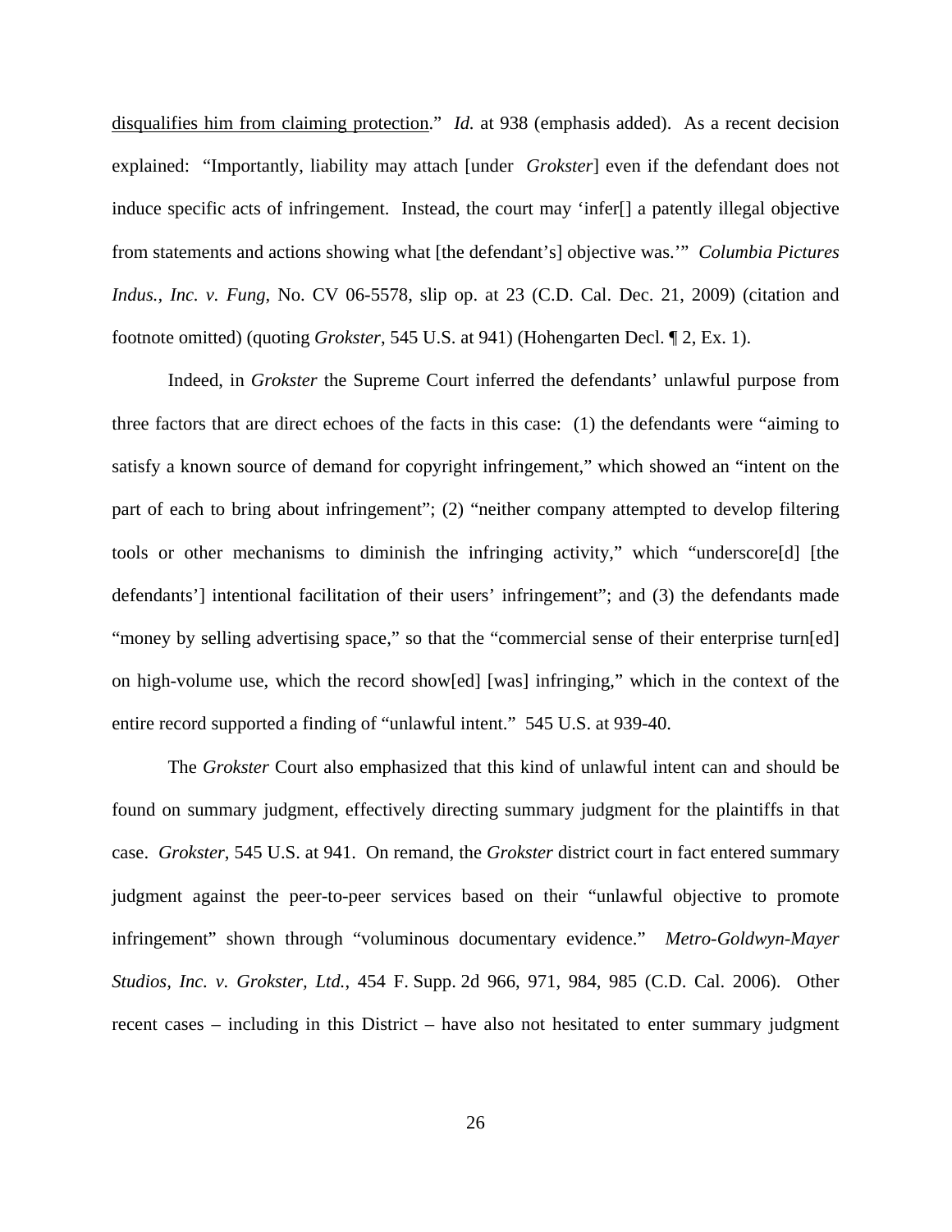disqualifies him from claiming protection." *Id.* at 938 (emphasis added). As a recent decision explained: "Importantly, liability may attach [under *Grokster*] even if the defendant does not induce specific acts of infringement. Instead, the court may 'infer[] a patently illegal objective from statements and actions showing what [the defendant's] objective was.'" *Columbia Pictures Indus., Inc. v. Fung*, No. CV 06-5578, slip op. at 23 (C.D. Cal. Dec. 21, 2009) (citation and footnote omitted) (quoting *Grokster*, 545 U.S. at 941) (Hohengarten Decl. ¶ 2, Ex. 1).

Indeed, in *Grokster* the Supreme Court inferred the defendants' unlawful purpose from three factors that are direct echoes of the facts in this case: (1) the defendants were "aiming to satisfy a known source of demand for copyright infringement," which showed an "intent on the part of each to bring about infringement"; (2) "neither company attempted to develop filtering tools or other mechanisms to diminish the infringing activity," which "underscore[d] [the defendants'] intentional facilitation of their users' infringement"; and (3) the defendants made "money by selling advertising space," so that the "commercial sense of their enterprise turn[ed] on high-volume use, which the record show[ed] [was] infringing," which in the context of the entire record supported a finding of "unlawful intent." 545 U.S. at 939-40.

The *Grokster* Court also emphasized that this kind of unlawful intent can and should be found on summary judgment, effectively directing summary judgment for the plaintiffs in that case. *Grokster*, 545 U.S. at 941. On remand, the *Grokster* district court in fact entered summary judgment against the peer-to-peer services based on their "unlawful objective to promote infringement" shown through "voluminous documentary evidence." *Metro-Goldwyn-Mayer Studios, Inc. v. Grokster, Ltd.*, 454 F. Supp. 2d 966, 971, 984, 985 (C.D. Cal. 2006). Other recent cases – including in this District – have also not hesitated to enter summary judgment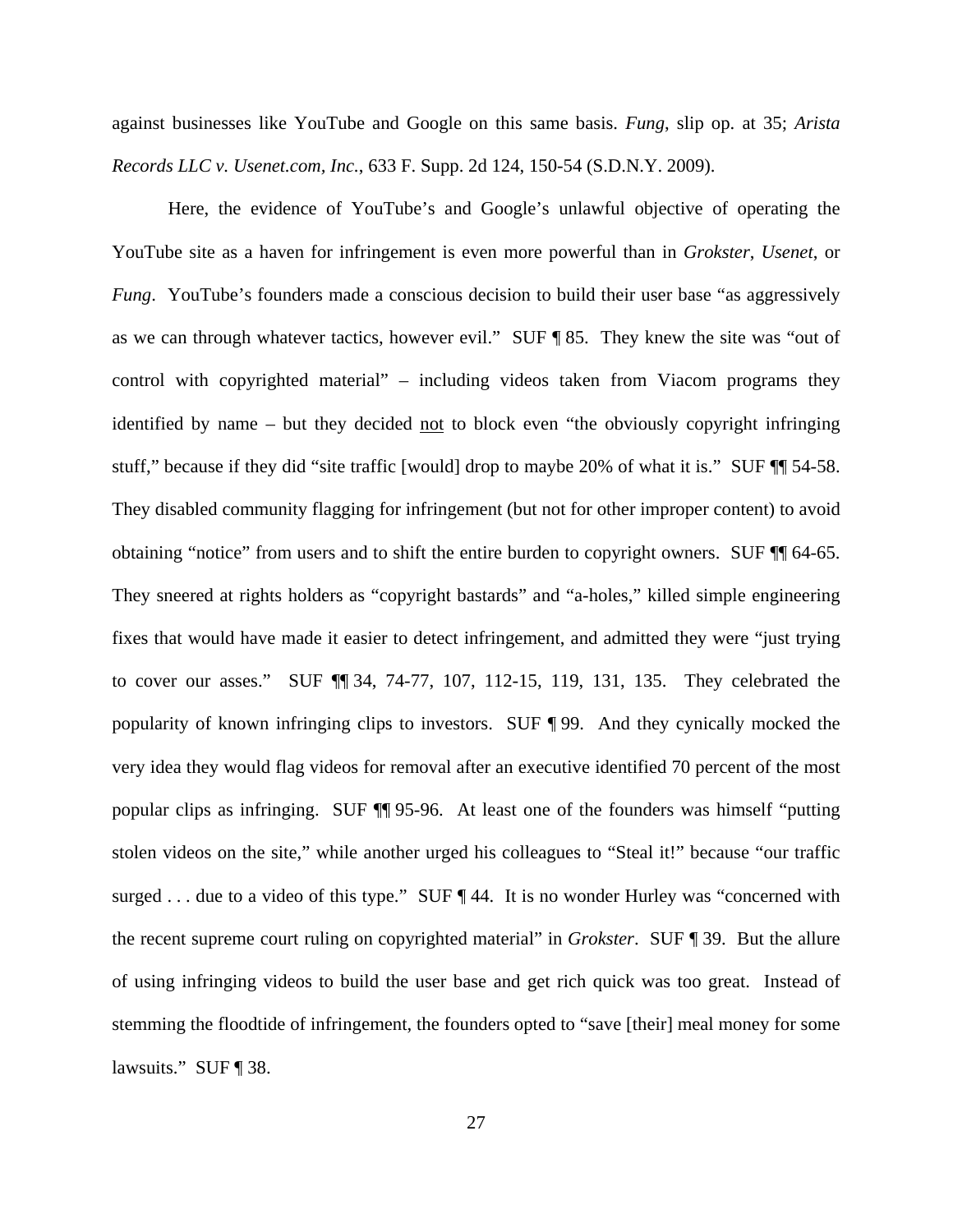against businesses like YouTube and Google on this same basis. *Fung*, slip op. at 35; *Arista Records LLC v. Usenet.com, Inc.*, 633 F. Supp. 2d 124, 150-54 (S.D.N.Y. 2009).

Here, the evidence of YouTube's and Google's unlawful objective of operating the YouTube site as a haven for infringement is even more powerful than in *Grokster*, *Usenet*, or *Fung*. YouTube's founders made a conscious decision to build their user base "as aggressively as we can through whatever tactics, however evil." SUF ¶ 85. They knew the site was "out of control with copyrighted material" – including videos taken from Viacom programs they identified by name – but they decided <u>not</u> to block even "the obviously copyright infringing stuff," because if they did "site traffic [would] drop to maybe 20% of what it is." SUF ¶¶ 54-58. They disabled community flagging for infringement (but not for other improper content) to avoid obtaining "notice" from users and to shift the entire burden to copyright owners. SUF ¶¶ 64-65. They sneered at rights holders as "copyright bastards" and "a-holes," killed simple engineering fixes that would have made it easier to detect infringement, and admitted they were "just trying to cover our asses." SUF ¶¶ 34, 74-77, 107, 112-15, 119, 131, 135. They celebrated the popularity of known infringing clips to investors. SUF ¶ 99. And they cynically mocked the very idea they would flag videos for removal after an executive identified 70 percent of the most popular clips as infringing. SUF ¶¶ 95-96. At least one of the founders was himself "putting stolen videos on the site," while another urged his colleagues to "Steal it!" because "our traffic surged . . . due to a video of this type." SUF ¶ 44. It is no wonder Hurley was "concerned with the recent supreme court ruling on copyrighted material" in *Grokster*. SUF ¶ 39. But the allure of using infringing videos to build the user base and get rich quick was too great. Instead of stemming the floodtide of infringement, the founders opted to "save [their] meal money for some lawsuits." SUF ¶ 38.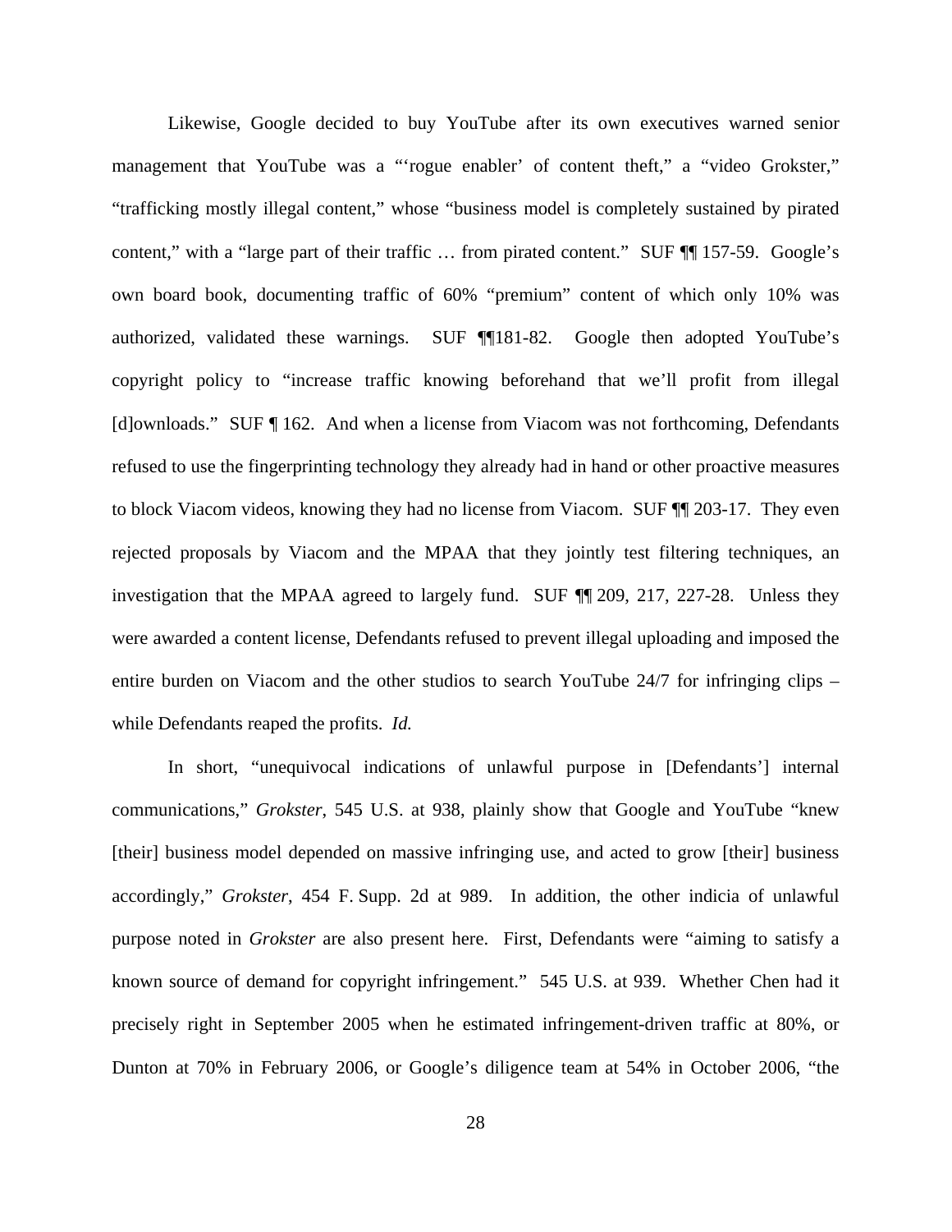Likewise, Google decided to buy YouTube after its own executives warned senior management that YouTube was a "'rogue enabler' of content theft," a "video Grokster," "trafficking mostly illegal content," whose "business model is completely sustained by pirated content," with a "large part of their traffic … from pirated content." SUF ¶¶ 157-59. Google's own board book, documenting traffic of 60% "premium" content of which only 10% was authorized, validated these warnings. SUF ¶¶181-82. Google then adopted YouTube's copyright policy to "increase traffic knowing beforehand that we'll profit from illegal [d]ownloads." SUF ¶ 162. And when a license from Viacom was not forthcoming, Defendants refused to use the fingerprinting technology they already had in hand or other proactive measures to block Viacom videos, knowing they had no license from Viacom. SUF ¶¶ 203-17. They even rejected proposals by Viacom and the MPAA that they jointly test filtering techniques, an investigation that the MPAA agreed to largely fund. SUF ¶¶ 209, 217, 227-28. Unless they were awarded a content license, Defendants refused to prevent illegal uploading and imposed the entire burden on Viacom and the other studios to search YouTube 24/7 for infringing clips – while Defendants reaped the profits. *Id.*

In short, "unequivocal indications of unlawful purpose in [Defendants'] internal communications," *Grokster*, 545 U.S. at 938, plainly show that Google and YouTube "knew [their] business model depended on massive infringing use, and acted to grow [their] business accordingly," *Grokster*, 454 F. Supp. 2d at 989. In addition, the other indicia of unlawful purpose noted in *Grokster* are also present here. First, Defendants were "aiming to satisfy a known source of demand for copyright infringement." 545 U.S. at 939. Whether Chen had it precisely right in September 2005 when he estimated infringement-driven traffic at 80%, or Dunton at 70% in February 2006, or Google's diligence team at 54% in October 2006, "the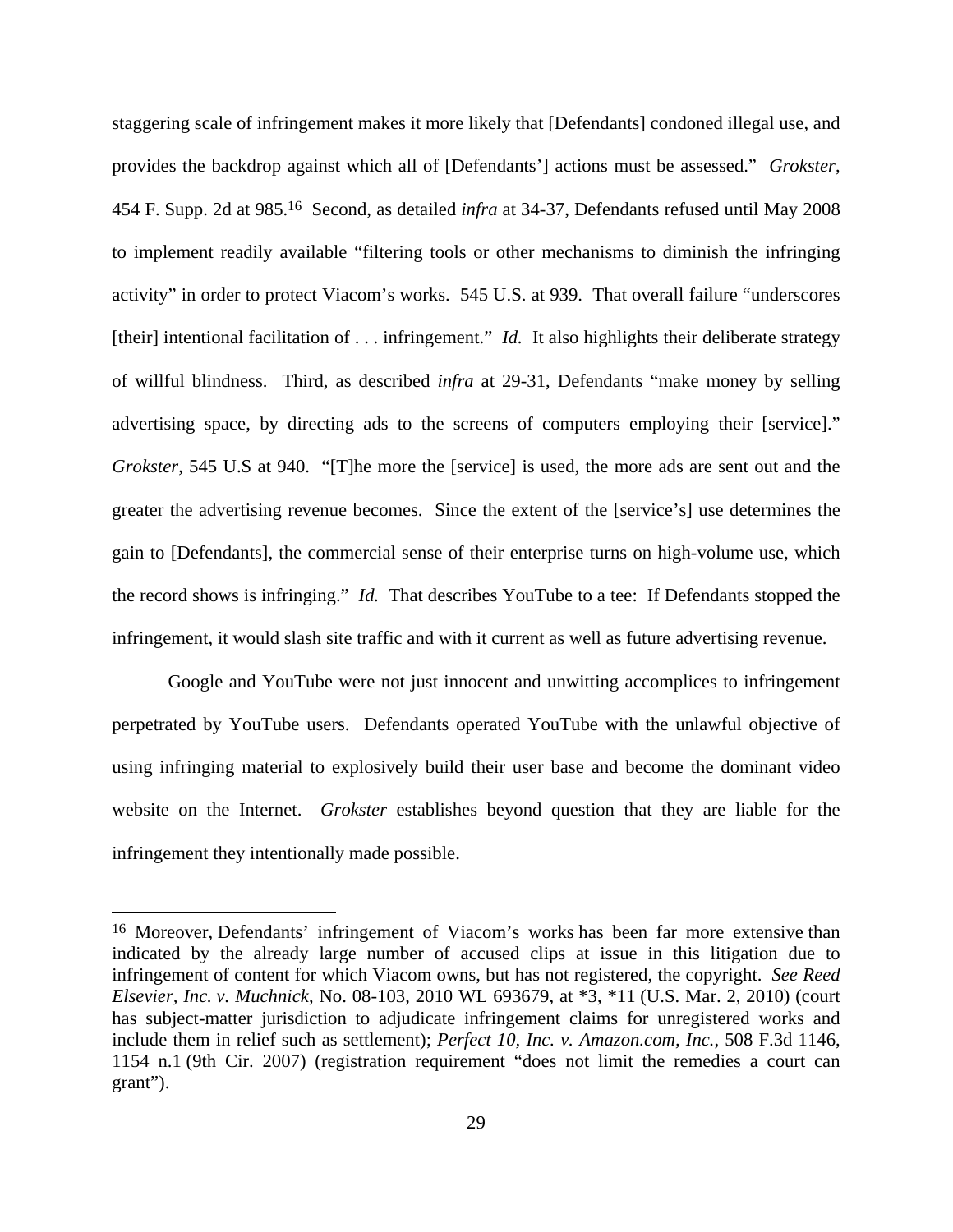staggering scale of infringement makes it more likely that [Defendants] condoned illegal use, and provides the backdrop against which all of [Defendants'] actions must be assessed." *Grokster*, 454 F. Supp. 2d at 985.[16] Second, as detailed *infra* at 34-37, Defendants refused until May 2008 to implement readily available "filtering tools or other mechanisms to diminish the infringing activity" in order to protect Viacom's works. 545 U.S. at 939. That overall failure "underscores [their] intentional facilitation of . . . infringement." *Id.* It also highlights their deliberate strategy of willful blindness. Third, as described *infra* at 29-31, Defendants "make money by selling advertising space, by directing ads to the screens of computers employing their [service]." *Grokster*, 545 U.S at 940. "[T]he more the [service] is used, the more ads are sent out and the greater the advertising revenue becomes. Since the extent of the [service's] use determines the gain to [Defendants], the commercial sense of their enterprise turns on high-volume use, which the record shows is infringing." *Id.* That describes YouTube to a tee: If Defendants stopped the infringement, it would slash site traffic and with it current as well as future advertising revenue.

Google and YouTube were not just innocent and unwitting accomplices to infringement perpetrated by YouTube users. Defendants operated YouTube with the unlawful objective of using infringing material to explosively build their user base and become the dominant video website on the Internet. *Grokster* establishes beyond question that they are liable for the infringement they intentionally made possible.

---

[16] Moreover, Defendants' infringement of Viacom's works has been far more extensive than indicated by the already large number of accused clips at issue in this litigation due to infringement of content for which Viacom owns, but has not registered, the copyright. *See Reed Elsevier, Inc. v. Muchnick*, No. 08-103, 2010 WL 693679, at *3, *11 (U.S. Mar. 2, 2010) (court has subject-matter jurisdiction to adjudicate infringement claims for unregistered works and include them in relief such as settlement); *Perfect 10, Inc. v. Amazon.com, Inc.*, 508 F.3d 1146, 1154 n.1 (9th Cir. 2007) (registration requirement "does not limit the remedies a court can grant").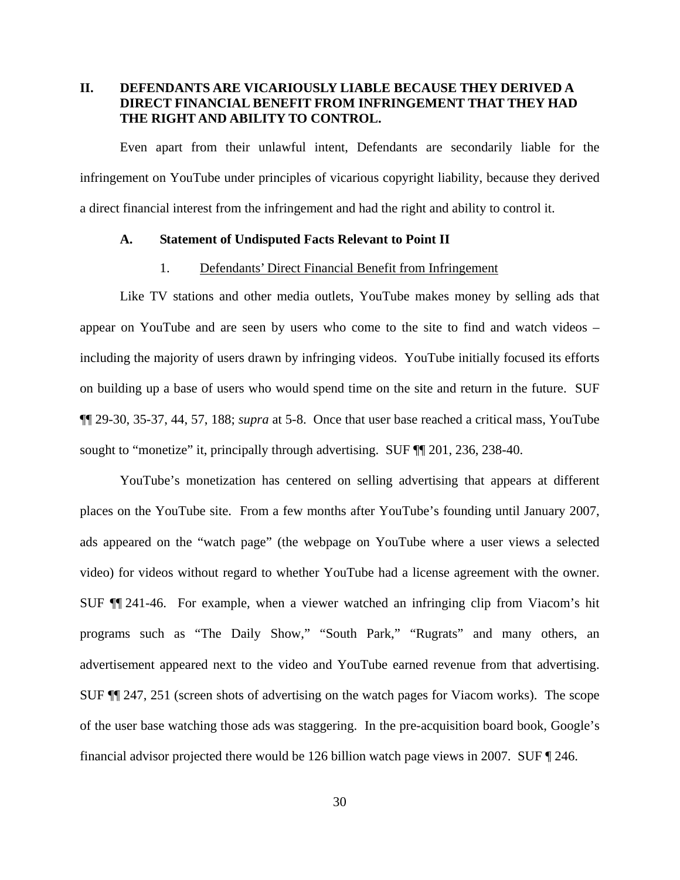## II. DEFENDANTS ARE VICARIOUSLY LIABLE BECAUSE THEY DERIVED A DIRECT FINANCIAL BENEFIT FROM INFRINGEMENT THAT THEY HAD THE RIGHT AND ABILITY TO CONTROL.

Even apart from their unlawful intent, Defendants are secondarily liable for the infringement on YouTube under principles of vicarious copyright liability, because they derived a direct financial interest from the infringement and had the right and ability to control it.

### A. Statement of Undisputed Facts Relevant to Point II

#### 1. Defendants' Direct Financial Benefit from Infringement

Like TV stations and other media outlets, YouTube makes money by selling ads that appear on YouTube and are seen by users who come to the site to find and watch videos – including the majority of users drawn by infringing videos. YouTube initially focused its efforts on building up a base of users who would spend time on the site and return in the future. SUF ¶¶ 29-30, 35-37, 44, 57, 188; *supra* at 5-8. Once that user base reached a critical mass, YouTube sought to "monetize" it, principally through advertising. SUF ¶¶ 201, 236, 238-40.

YouTube's monetization has centered on selling advertising that appears at different places on the YouTube site. From a few months after YouTube's founding until January 2007, ads appeared on the "watch page" (the webpage on YouTube where a user views a selected video) for videos without regard to whether YouTube had a license agreement with the owner. SUF ¶¶ 241-46. For example, when a viewer watched an infringing clip from Viacom's hit programs such as "The Daily Show," "South Park," "Rugrats" and many others, an advertisement appeared next to the video and YouTube earned revenue from that advertising. SUF ¶¶ 247, 251 (screen shots of advertising on the watch pages for Viacom works). The scope of the user base watching those ads was staggering. In the pre-acquisition board book, Google's financial advisor projected there would be 126 billion watch page views in 2007. SUF ¶ 246.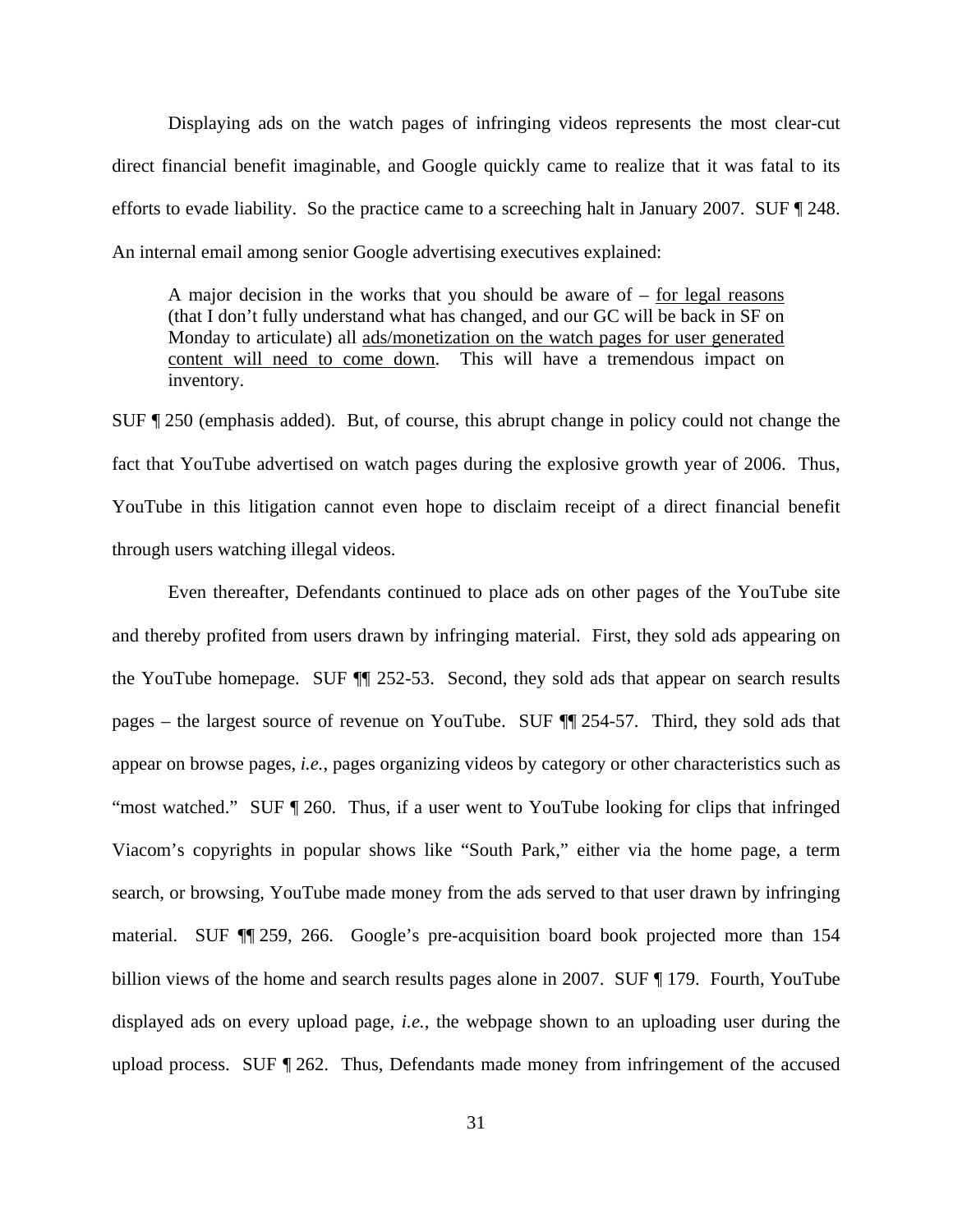Displaying ads on the watch pages of infringing videos represents the most clear-cut direct financial benefit imaginable, and Google quickly came to realize that it was fatal to its efforts to evade liability. So the practice came to a screeching halt in January 2007. SUF ¶ 248. An internal email among senior Google advertising executives explained:

> A major decision in the works that you should be aware of – <u>for legal reasons</u> (that I don't fully understand what has changed, and our GC will be back in SF on Monday to articulate) all <u>ads/monetization on the watch pages for user generated content will need to come down</u>. This will have a tremendous impact on inventory.

SUF ¶ 250 (emphasis added). But, of course, this abrupt change in policy could not change the fact that YouTube advertised on watch pages during the explosive growth year of 2006. Thus, YouTube in this litigation cannot even hope to disclaim receipt of a direct financial benefit through users watching illegal videos.

Even thereafter, Defendants continued to place ads on other pages of the YouTube site and thereby profited from users drawn by infringing material. First, they sold ads appearing on the YouTube homepage. SUF ¶¶ 252-53. Second, they sold ads that appear on search results pages – the largest source of revenue on YouTube. SUF ¶¶ 254-57. Third, they sold ads that appear on browse pages, *i.e.*, pages organizing videos by category or other characteristics such as "most watched." SUF ¶ 260. Thus, if a user went to YouTube looking for clips that infringed Viacom's copyrights in popular shows like "South Park," either via the home page, a term search, or browsing, YouTube made money from the ads served to that user drawn by infringing material. SUF ¶¶ 259, 266. Google's pre-acquisition board book projected more than 154 billion views of the home and search results pages alone in 2007. SUF ¶ 179. Fourth, YouTube displayed ads on every upload page, *i.e.*, the webpage shown to an uploading user during the upload process. SUF ¶ 262. Thus, Defendants made money from infringement of the accused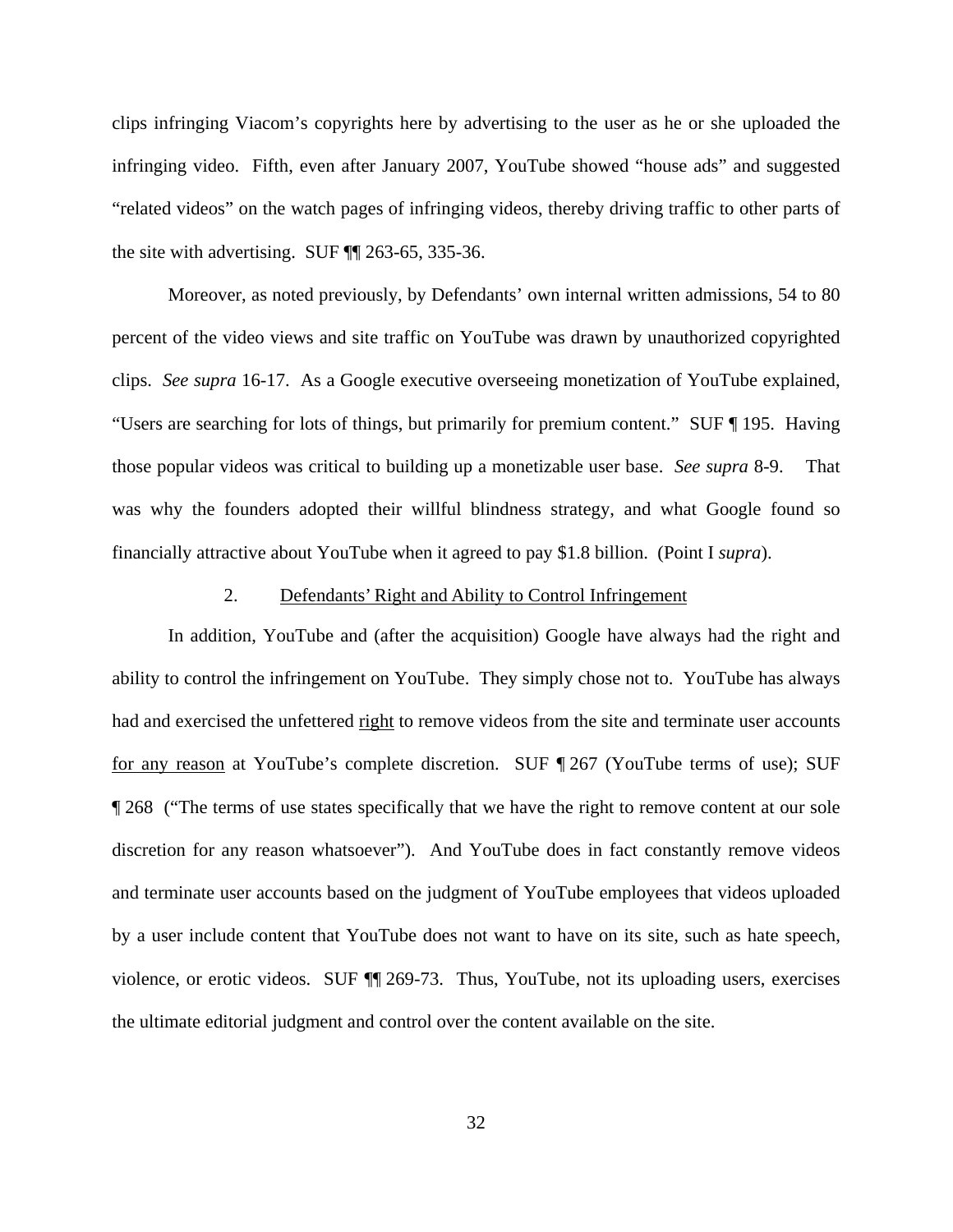clips infringing Viacom's copyrights here by advertising to the user as he or she uploaded the infringing video. Fifth, even after January 2007, YouTube showed "house ads" and suggested "related videos" on the watch pages of infringing videos, thereby driving traffic to other parts of the site with advertising. SUF ¶¶ 263-65, 335-36.

Moreover, as noted previously, by Defendants' own internal written admissions, 54 to 80 percent of the video views and site traffic on YouTube was drawn by unauthorized copyrighted clips. *See supra* 16-17. As a Google executive overseeing monetization of YouTube explained, "Users are searching for lots of things, but primarily for premium content." SUF ¶ 195. Having those popular videos was critical to building up a monetizable user base. *See supra* 8-9. That was why the founders adopted their willful blindness strategy, and what Google found so financially attractive about YouTube when it agreed to pay $1.8 billion. (Point I *supra*).

### 2. <u>Defendants' Right and Ability to Control Infringement</u>

In addition, YouTube and (after the acquisition) Google have always had the right and ability to control the infringement on YouTube. They simply chose not to. YouTube has always had and exercised the unfettered <u>right</u> to remove videos from the site and terminate user accounts <u>for any reason</u> at YouTube's complete discretion. SUF ¶ 267 (YouTube terms of use); SUF ¶ 268 ("The terms of use states specifically that we have the right to remove content at our sole discretion for any reason whatsoever"). And YouTube does in fact constantly remove videos and terminate user accounts based on the judgment of YouTube employees that videos uploaded by a user include content that YouTube does not want to have on its site, such as hate speech, violence, or erotic videos. SUF ¶¶ 269-73. Thus, YouTube, not its uploading users, exercises the ultimate editorial judgment and control over the content available on the site.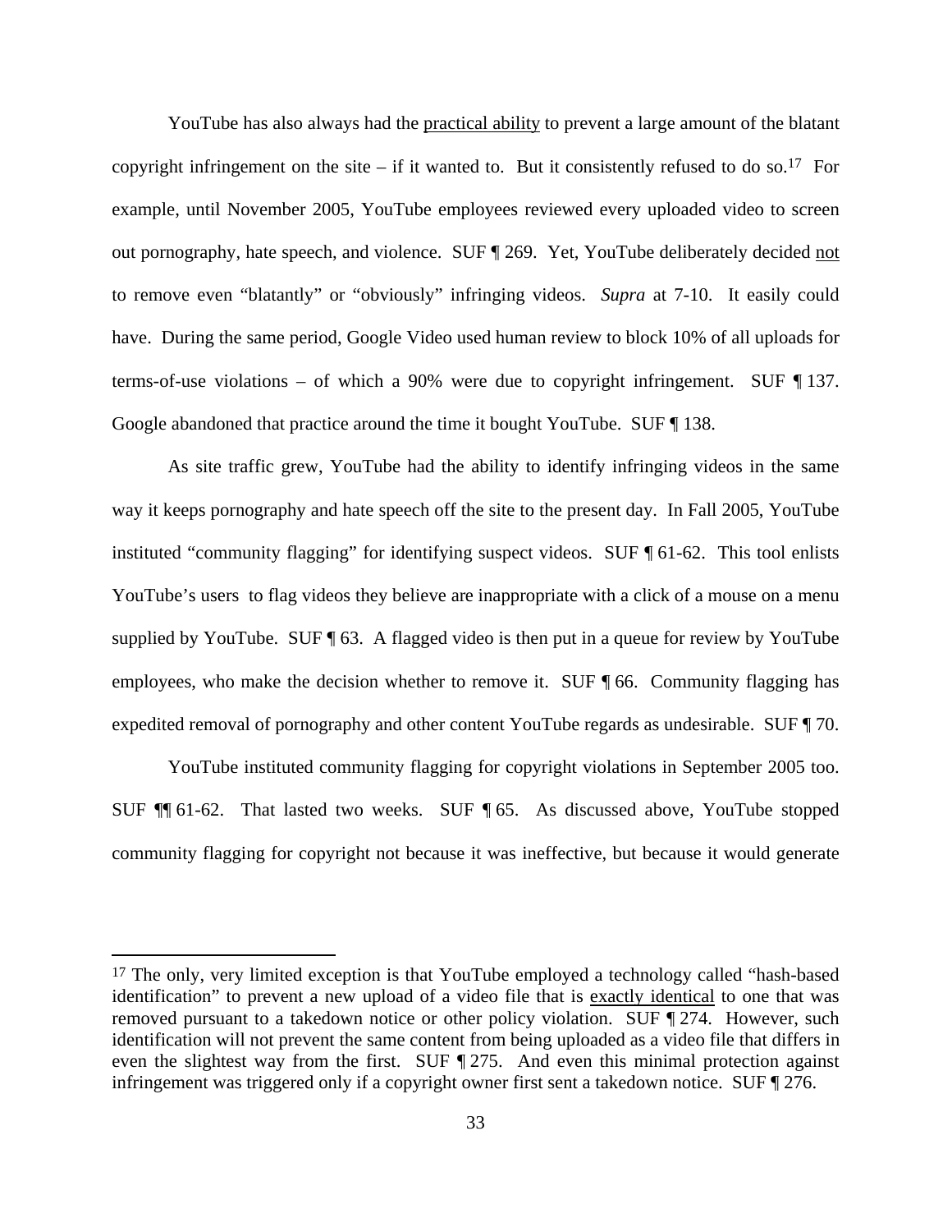YouTube has also always had the practical ability to prevent a large amount of the blatant copyright infringement on the site – if it wanted to. But it consistently refused to do so.[17] For example, until November 2005, YouTube employees reviewed every uploaded video to screen out pornography, hate speech, and violence. SUF ¶ 269. Yet, YouTube deliberately decided not to remove even "blatantly" or "obviously" infringing videos. *Supra* at 7-10. It easily could have. During the same period, Google Video used human review to block 10% of all uploads for terms-of-use violations – of which a 90% were due to copyright infringement. SUF ¶ 137. Google abandoned that practice around the time it bought YouTube. SUF ¶ 138.

As site traffic grew, YouTube had the ability to identify infringing videos in the same way it keeps pornography and hate speech off the site to the present day. In Fall 2005, YouTube instituted "community flagging" for identifying suspect videos. SUF ¶ 61-62. This tool enlists YouTube's users to flag videos they believe are inappropriate with a click of a mouse on a menu supplied by YouTube. SUF ¶ 63. A flagged video is then put in a queue for review by YouTube employees, who make the decision whether to remove it. SUF ¶ 66. Community flagging has expedited removal of pornography and other content YouTube regards as undesirable. SUF ¶ 70.

YouTube instituted community flagging for copyright violations in September 2005 too. SUF ¶¶ 61-62. That lasted two weeks. SUF ¶ 65. As discussed above, YouTube stopped community flagging for copyright not because it was ineffective, but because it would generate

---

[17] The only, very limited exception is that YouTube employed a technology called "hash-based identification" to prevent a new upload of a video file that is exactly identical to one that was removed pursuant to a takedown notice or other policy violation. SUF ¶ 274. However, such identification will not prevent the same content from being uploaded as a video file that differs in even the slightest way from the first. SUF ¶ 275. And even this minimal protection against infringement was triggered only if a copyright owner first sent a takedown notice. SUF ¶ 276.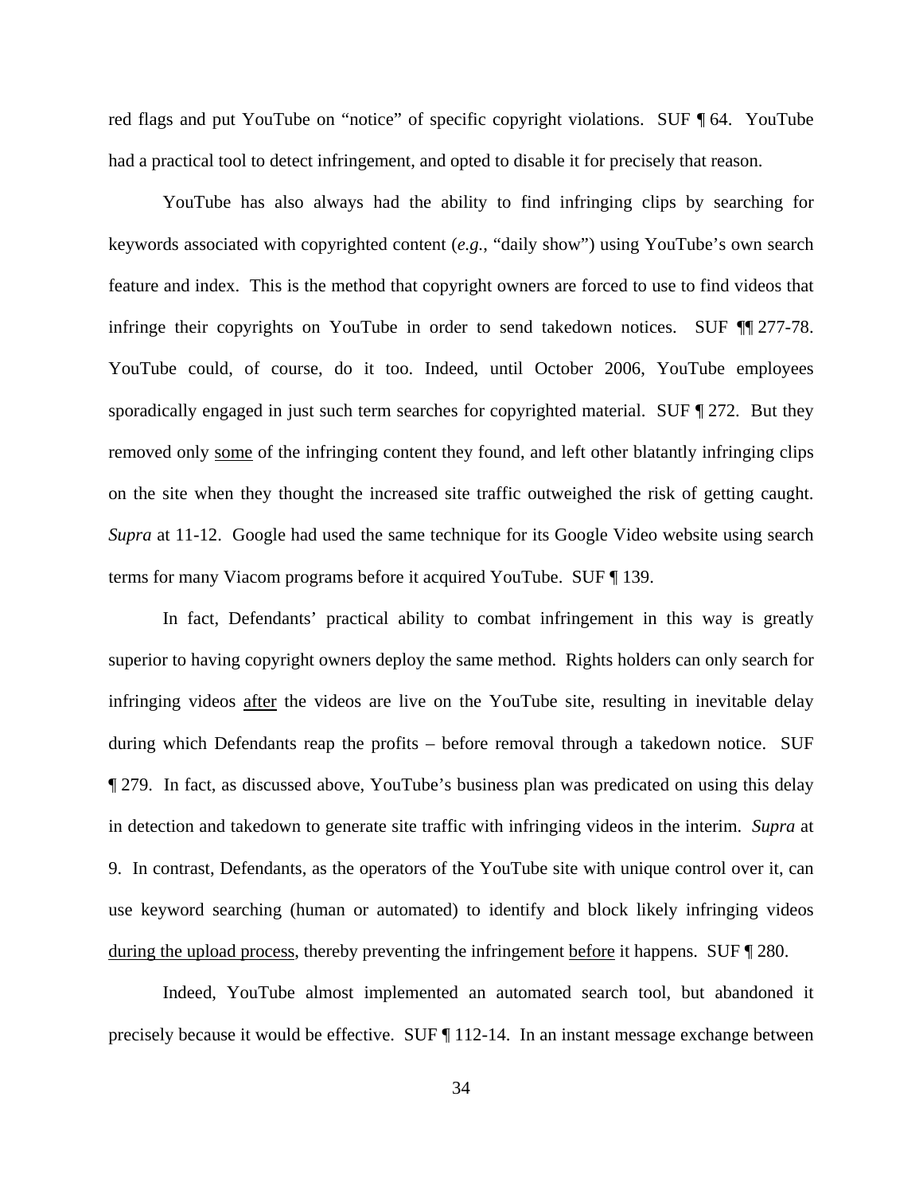red flags and put YouTube on "notice" of specific copyright violations. SUF ¶ 64. YouTube had a practical tool to detect infringement, and opted to disable it for precisely that reason.

YouTube has also always had the ability to find infringing clips by searching for keywords associated with copyrighted content (*e.g.*, "daily show") using YouTube's own search feature and index. This is the method that copyright owners are forced to use to find videos that infringe their copyrights on YouTube in order to send takedown notices. SUF ¶¶ 277-78. YouTube could, of course, do it too. Indeed, until October 2006, YouTube employees sporadically engaged in just such term searches for copyrighted material. SUF ¶ 272. But they removed only <u>some</u> of the infringing content they found, and left other blatantly infringing clips on the site when they thought the increased site traffic outweighed the risk of getting caught. *Supra* at 11-12. Google had used the same technique for its Google Video website using search terms for many Viacom programs before it acquired YouTube. SUF ¶ 139.

In fact, Defendants' practical ability to combat infringement in this way is greatly superior to having copyright owners deploy the same method. Rights holders can only search for infringing videos <u>after</u> the videos are live on the YouTube site, resulting in inevitable delay during which Defendants reap the profits – before removal through a takedown notice. SUF ¶ 279. In fact, as discussed above, YouTube's business plan was predicated on using this delay in detection and takedown to generate site traffic with infringing videos in the interim. *Supra* at 9. In contrast, Defendants, as the operators of the YouTube site with unique control over it, can use keyword searching (human or automated) to identify and block likely infringing videos <u>during the upload process</u>, thereby preventing the infringement <u>before</u> it happens. SUF ¶ 280.

Indeed, YouTube almost implemented an automated search tool, but abandoned it precisely because it would be effective. SUF ¶ 112-14. In an instant message exchange between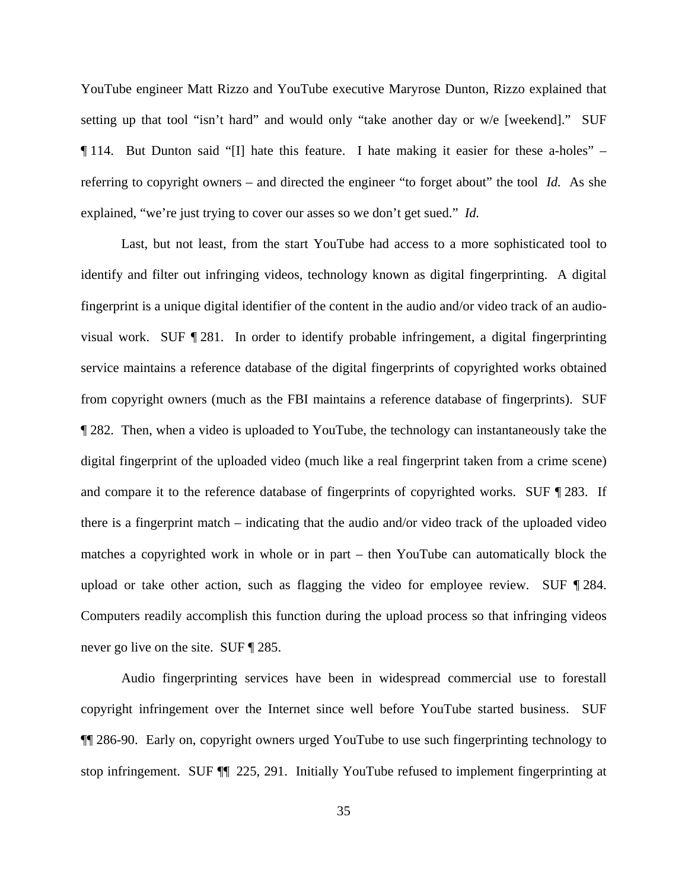YouTube engineer Matt Rizzo and YouTube executive Maryrose Dunton, Rizzo explained that setting up that tool "isn't hard" and would only "take another day or w/e [weekend]." SUF ¶ 114. But Dunton said "[I] hate this feature. I hate making it easier for these a-holes" – referring to copyright owners – and directed the engineer "to forget about" the tool *Id.* As she explained, "we're just trying to cover our asses so we don't get sued." *Id.*

Last, but not least, from the start YouTube had access to a more sophisticated tool to identify and filter out infringing videos, technology known as digital fingerprinting. A digital fingerprint is a unique digital identifier of the content in the audio and/or video track of an audio-visual work. SUF ¶ 281. In order to identify probable infringement, a digital fingerprinting service maintains a reference database of the digital fingerprints of copyrighted works obtained from copyright owners (much as the FBI maintains a reference database of fingerprints). SUF ¶ 282. Then, when a video is uploaded to YouTube, the technology can instantaneously take the digital fingerprint of the uploaded video (much like a real fingerprint taken from a crime scene) and compare it to the reference database of fingerprints of copyrighted works. SUF ¶ 283. If there is a fingerprint match – indicating that the audio and/or video track of the uploaded video matches a copyrighted work in whole or in part – then YouTube can automatically block the upload or take other action, such as flagging the video for employee review. SUF ¶ 284. Computers readily accomplish this function during the upload process so that infringing videos never go live on the site. SUF ¶ 285.

Audio fingerprinting services have been in widespread commercial use to forestall copyright infringement over the Internet since well before YouTube started business. SUF ¶¶ 286-90. Early on, copyright owners urged YouTube to use such fingerprinting technology to stop infringement. SUF ¶¶ 225, 291. Initially YouTube refused to implement fingerprinting at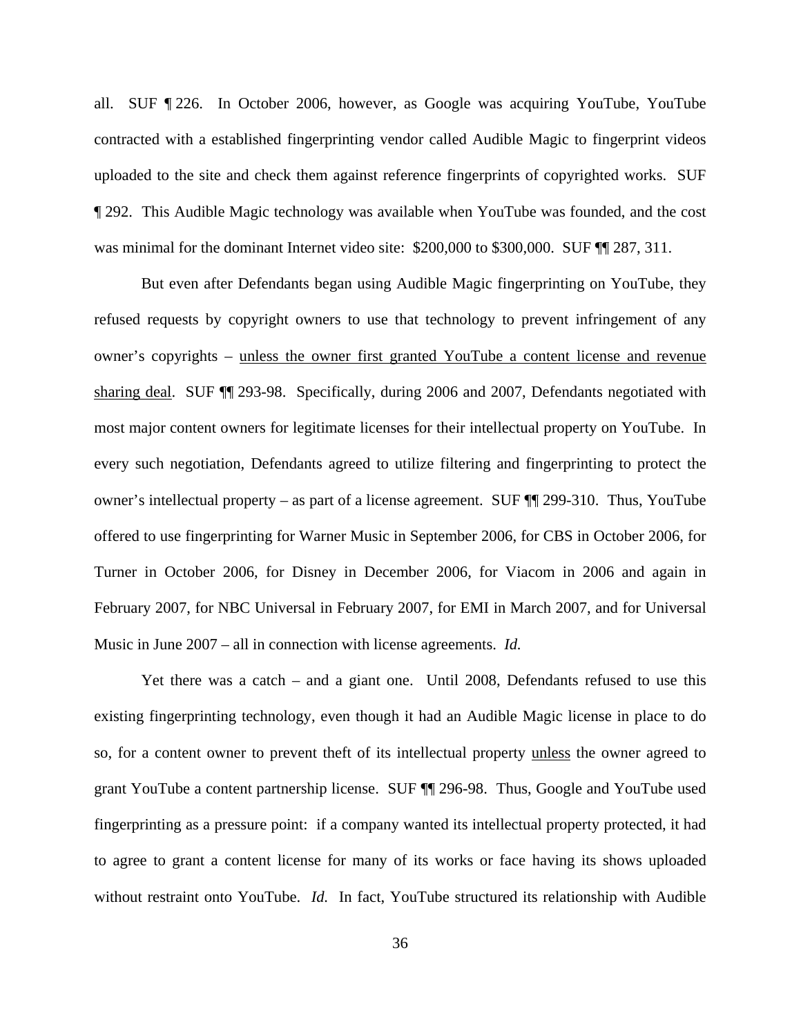all. SUF ¶ 226. In October 2006, however, as Google was acquiring YouTube, YouTube contracted with a established fingerprinting vendor called Audible Magic to fingerprint videos uploaded to the site and check them against reference fingerprints of copyrighted works. SUF ¶ 292. This Audible Magic technology was available when YouTube was founded, and the cost was minimal for the dominant Internet video site: $200,000 to $300,000. SUF ¶¶ 287, 311.

But even after Defendants began using Audible Magic fingerprinting on YouTube, they refused requests by copyright owners to use that technology to prevent infringement of any owner's copyrights – <u>unless the owner first granted YouTube a content license and revenue sharing deal</u>. SUF ¶¶ 293-98. Specifically, during 2006 and 2007, Defendants negotiated with most major content owners for legitimate licenses for their intellectual property on YouTube. In every such negotiation, Defendants agreed to utilize filtering and fingerprinting to protect the owner's intellectual property – as part of a license agreement. SUF ¶¶ 299-310. Thus, YouTube offered to use fingerprinting for Warner Music in September 2006, for CBS in October 2006, for Turner in October 2006, for Disney in December 2006, for Viacom in 2006 and again in February 2007, for NBC Universal in February 2007, for EMI in March 2007, and for Universal Music in June 2007 – all in connection with license agreements. *Id.*

Yet there was a catch – and a giant one. Until 2008, Defendants refused to use this existing fingerprinting technology, even though it had an Audible Magic license in place to do so, for a content owner to prevent theft of its intellectual property <u>unless</u> the owner agreed to grant YouTube a content partnership license. SUF ¶¶ 296-98. Thus, Google and YouTube used fingerprinting as a pressure point: if a company wanted its intellectual property protected, it had to agree to grant a content license for many of its works or face having its shows uploaded without restraint onto YouTube. *Id.* In fact, YouTube structured its relationship with Audible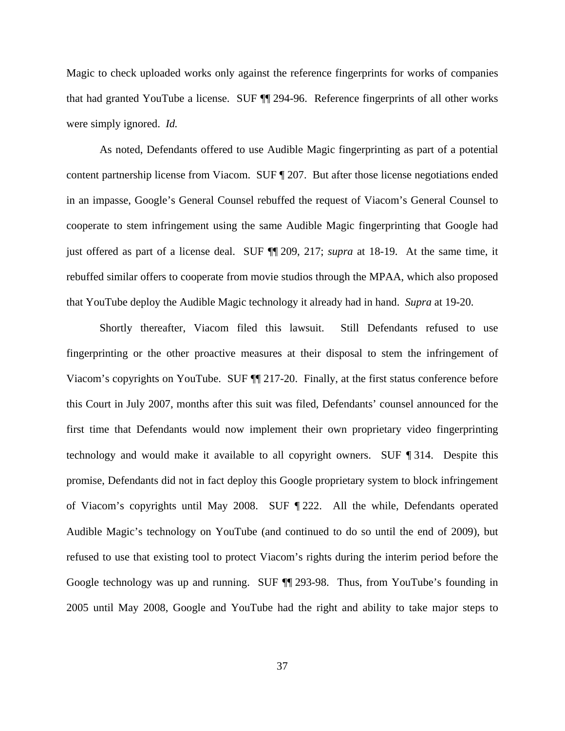Magic to check uploaded works only against the reference fingerprints for works of companies that had granted YouTube a license. SUF ¶¶ 294-96. Reference fingerprints of all other works were simply ignored. *Id.*

As noted, Defendants offered to use Audible Magic fingerprinting as part of a potential content partnership license from Viacom. SUF ¶ 207. But after those license negotiations ended in an impasse, Google's General Counsel rebuffed the request of Viacom's General Counsel to cooperate to stem infringement using the same Audible Magic fingerprinting that Google had just offered as part of a license deal. SUF ¶¶ 209, 217; *supra* at 18-19. At the same time, it rebuffed similar offers to cooperate from movie studios through the MPAA, which also proposed that YouTube deploy the Audible Magic technology it already had in hand. *Supra* at 19-20.

Shortly thereafter, Viacom filed this lawsuit. Still Defendants refused to use fingerprinting or the other proactive measures at their disposal to stem the infringement of Viacom's copyrights on YouTube. SUF ¶¶ 217-20. Finally, at the first status conference before this Court in July 2007, months after this suit was filed, Defendants' counsel announced for the first time that Defendants would now implement their own proprietary video fingerprinting technology and would make it available to all copyright owners. SUF ¶ 314. Despite this promise, Defendants did not in fact deploy this Google proprietary system to block infringement of Viacom's copyrights until May 2008. SUF ¶ 222. All the while, Defendants operated Audible Magic's technology on YouTube (and continued to do so until the end of 2009), but refused to use that existing tool to protect Viacom's rights during the interim period before the Google technology was up and running. SUF ¶¶ 293-98. Thus, from YouTube's founding in 2005 until May 2008, Google and YouTube had the right and ability to take major steps to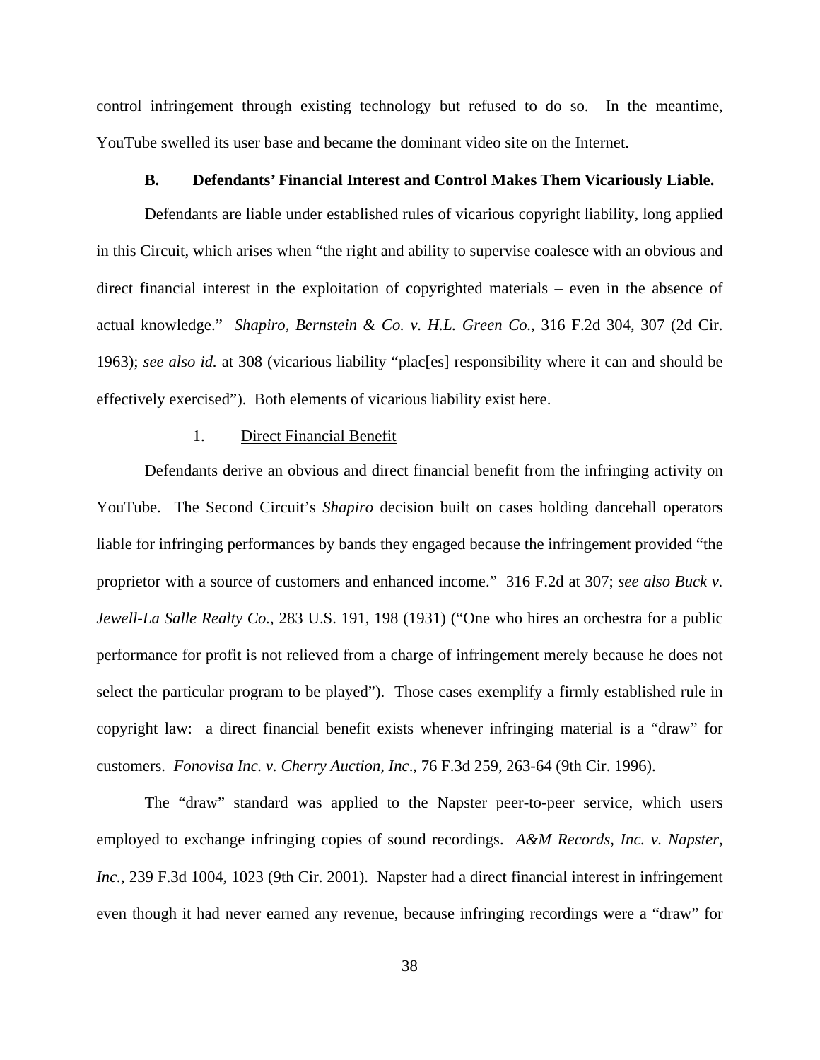control infringement through existing technology but refused to do so. In the meantime, YouTube swelled its user base and became the dominant video site on the Internet.

### B. Defendants' Financial Interest and Control Makes Them Vicariously Liable.

Defendants are liable under established rules of vicarious copyright liability, long applied in this Circuit, which arises when "the right and ability to supervise coalesce with an obvious and direct financial interest in the exploitation of copyrighted materials – even in the absence of actual knowledge." *Shapiro, Bernstein & Co. v. H.L. Green Co.*, 316 F.2d 304, 307 (2d Cir. 1963); *see also id.* at 308 (vicarious liability "plac[es] responsibility where it can and should be effectively exercised"). Both elements of vicarious liability exist here.

#### 1. Direct Financial Benefit

Defendants derive an obvious and direct financial benefit from the infringing activity on YouTube. The Second Circuit's *Shapiro* decision built on cases holding dancehall operators liable for infringing performances by bands they engaged because the infringement provided "the proprietor with a source of customers and enhanced income." 316 F.2d at 307; *see also Buck v. Jewell-La Salle Realty Co.*, 283 U.S. 191, 198 (1931) ("One who hires an orchestra for a public performance for profit is not relieved from a charge of infringement merely because he does not select the particular program to be played"). Those cases exemplify a firmly established rule in copyright law: a direct financial benefit exists whenever infringing material is a "draw" for customers. *Fonovisa Inc. v. Cherry Auction, Inc*., 76 F.3d 259, 263-64 (9th Cir. 1996).

The "draw" standard was applied to the Napster peer-to-peer service, which users employed to exchange infringing copies of sound recordings. *A&M Records, Inc. v. Napster, Inc.*, 239 F.3d 1004, 1023 (9th Cir. 2001). Napster had a direct financial interest in infringement even though it had never earned any revenue, because infringing recordings were a "draw" for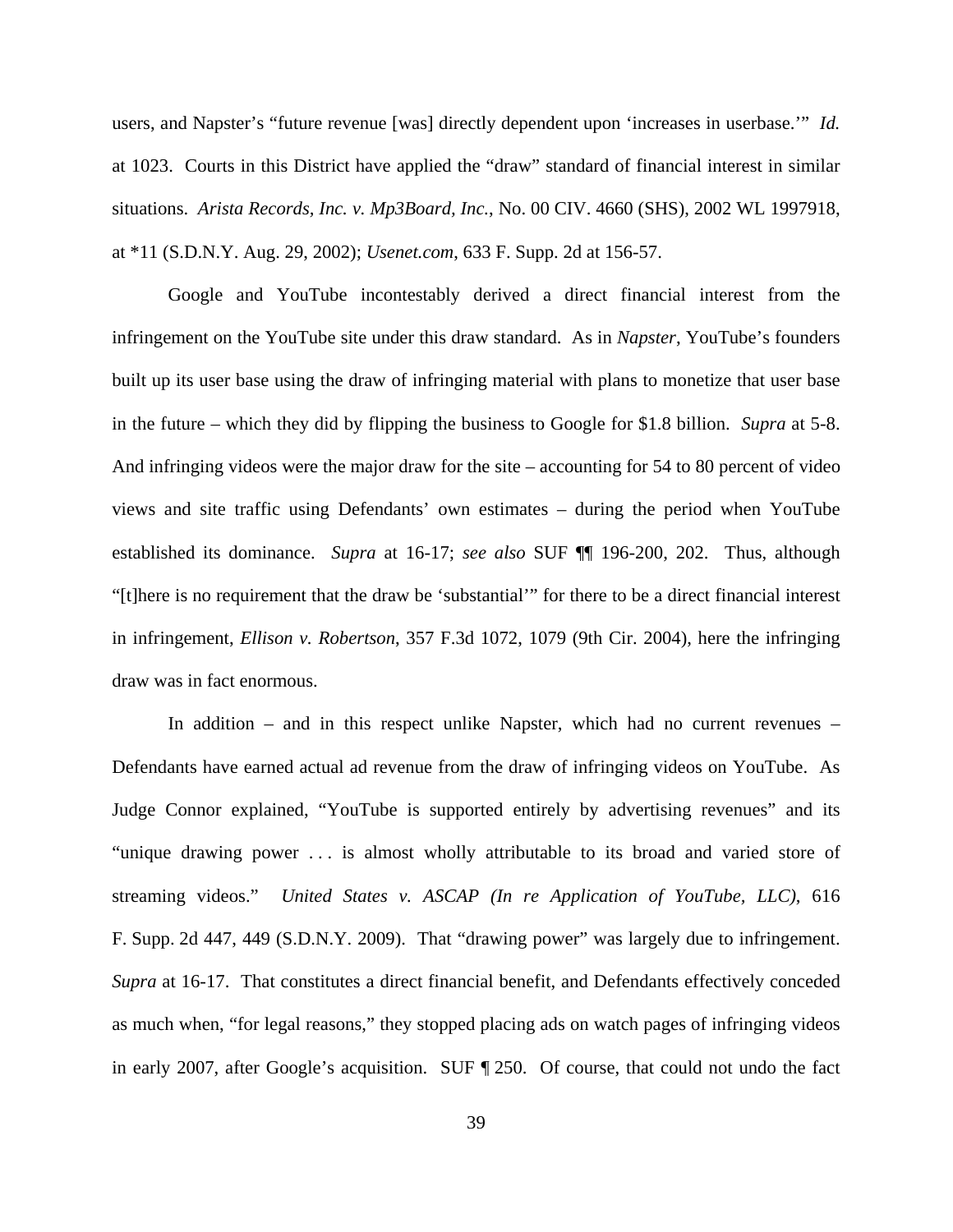users, and Napster's "future revenue [was] directly dependent upon 'increases in userbase.'" *Id.* at 1023. Courts in this District have applied the "draw" standard of financial interest in similar situations. *Arista Records, Inc. v. Mp3Board, Inc.*, No. 00 CIV. 4660 (SHS), 2002 WL 1997918, at *11 (S.D.N.Y. Aug. 29, 2002); *Usenet.com*, 633 F. Supp. 2d at 156-57.

Google and YouTube incontestably derived a direct financial interest from the infringement on the YouTube site under this draw standard. As in *Napster*, YouTube's founders built up its user base using the draw of infringing material with plans to monetize that user base in the future – which they did by flipping the business to Google for $1.8 billion. *Supra* at 5-8. And infringing videos were the major draw for the site – accounting for 54 to 80 percent of video views and site traffic using Defendants' own estimates – during the period when YouTube established its dominance. *Supra* at 16-17; *see also* SUF ¶¶ 196-200, 202. Thus, although "[t]here is no requirement that the draw be 'substantial'" for there to be a direct financial interest in infringement, *Ellison v. Robertson*, 357 F.3d 1072, 1079 (9th Cir. 2004), here the infringing draw was in fact enormous.

In addition – and in this respect unlike Napster, which had no current revenues – Defendants have earned actual ad revenue from the draw of infringing videos on YouTube. As Judge Connor explained, "YouTube is supported entirely by advertising revenues" and its "unique drawing power . . . is almost wholly attributable to its broad and varied store of streaming videos." *United States v. ASCAP (In re Application of YouTube, LLC)*, 616 F. Supp. 2d 447, 449 (S.D.N.Y. 2009). That "drawing power" was largely due to infringement. *Supra* at 16-17. That constitutes a direct financial benefit, and Defendants effectively conceded as much when, "for legal reasons," they stopped placing ads on watch pages of infringing videos in early 2007, after Google's acquisition. SUF ¶ 250. Of course, that could not undo the fact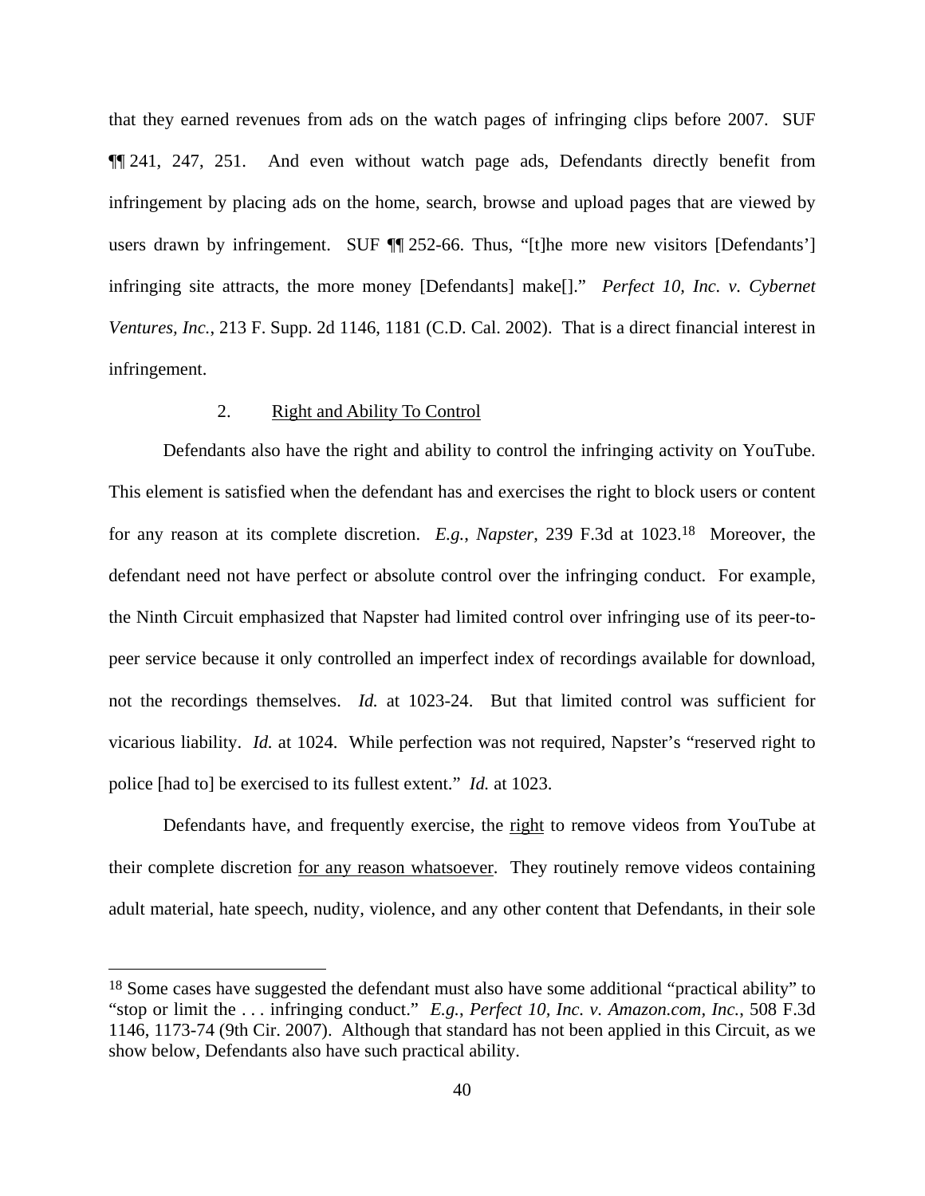that they earned revenues from ads on the watch pages of infringing clips before 2007. SUF ¶¶ 241, 247, 251. And even without watch page ads, Defendants directly benefit from infringement by placing ads on the home, search, browse and upload pages that are viewed by users drawn by infringement. SUF ¶¶ 252-66. Thus, "[t]he more new visitors [Defendants'] infringing site attracts, the more money [Defendants] make[]." *Perfect 10, Inc. v. Cybernet Ventures, Inc.*, 213 F. Supp. 2d 1146, 1181 (C.D. Cal. 2002). That is a direct financial interest in infringement.

### 2. Right and Ability To Control

Defendants also have the right and ability to control the infringing activity on YouTube. This element is satisfied when the defendant has and exercises the right to block users or content for any reason at its complete discretion. *E.g.*, *Napster*, 239 F.3d at 1023.[18] Moreover, the defendant need not have perfect or absolute control over the infringing conduct. For example, the Ninth Circuit emphasized that Napster had limited control over infringing use of its peer-to-peer service because it only controlled an imperfect index of recordings available for download, not the recordings themselves. *Id.* at 1023-24. But that limited control was sufficient for vicarious liability. *Id.* at 1024. While perfection was not required, Napster's "reserved right to police [had to] be exercised to its fullest extent." *Id.* at 1023.

Defendants have, and frequently exercise, the <u>right</u> to remove videos from YouTube at their complete discretion <u>for any reason whatsoever</u>. They routinely remove videos containing adult material, hate speech, nudity, violence, and any other content that Defendants, in their sole

---

[18] Some cases have suggested the defendant must also have some additional "practical ability" to "stop or limit the . . . infringing conduct." *E.g.*, *Perfect 10, Inc. v. Amazon.com, Inc.*, 508 F.3d 1146, 1173-74 (9th Cir. 2007). Although that standard has not been applied in this Circuit, as we show below, Defendants also have such practical ability.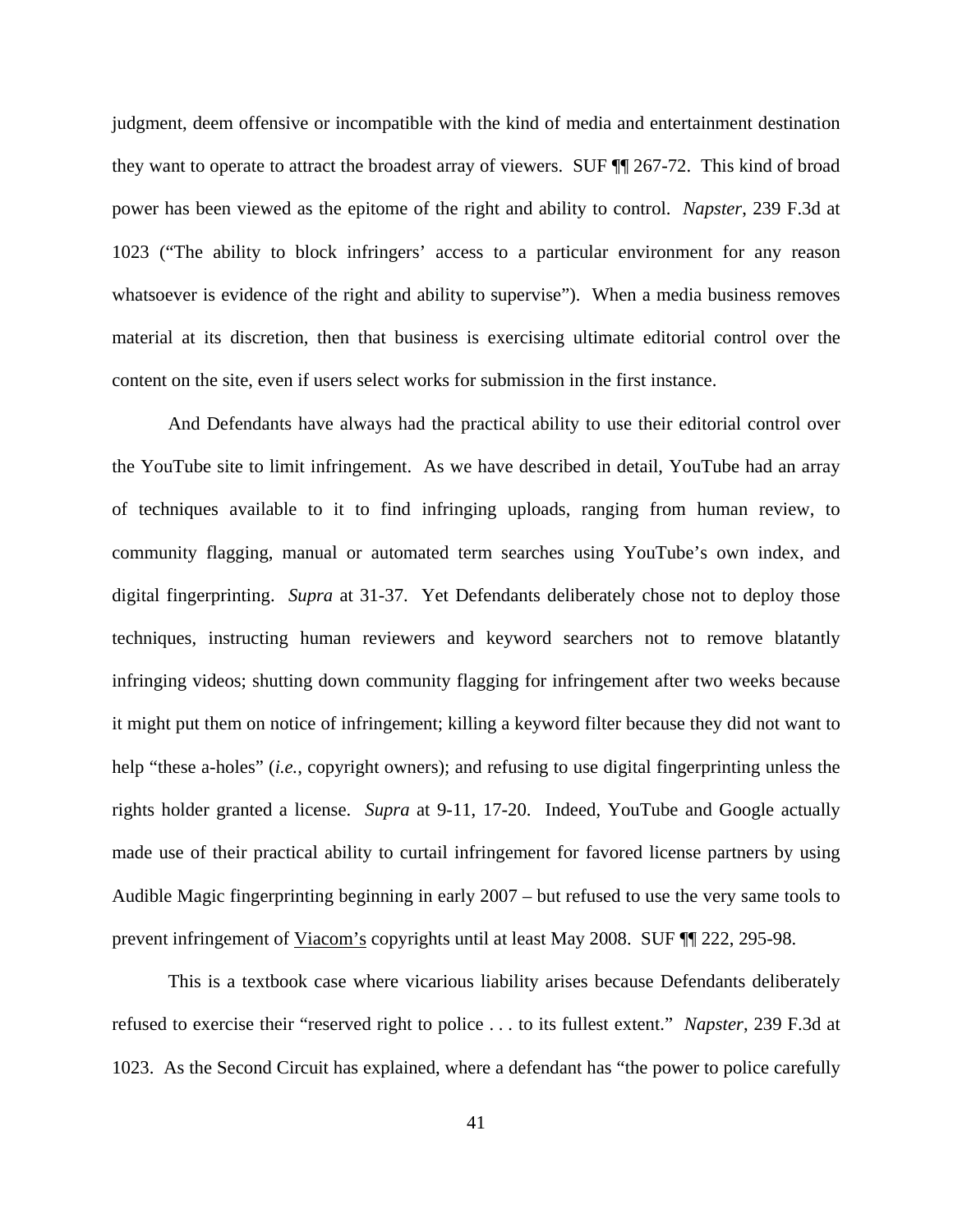judgment, deem offensive or incompatible with the kind of media and entertainment destination they want to operate to attract the broadest array of viewers. SUF ¶¶ 267-72. This kind of broad power has been viewed as the epitome of the right and ability to control. *Napster*, 239 F.3d at 1023 ("The ability to block infringers' access to a particular environment for any reason whatsoever is evidence of the right and ability to supervise"). When a media business removes material at its discretion, then that business is exercising ultimate editorial control over the content on the site, even if users select works for submission in the first instance.

And Defendants have always had the practical ability to use their editorial control over the YouTube site to limit infringement. As we have described in detail, YouTube had an array of techniques available to it to find infringing uploads, ranging from human review, to community flagging, manual or automated term searches using YouTube's own index, and digital fingerprinting. *Supra* at 31-37. Yet Defendants deliberately chose not to deploy those techniques, instructing human reviewers and keyword searchers not to remove blatantly infringing videos; shutting down community flagging for infringement after two weeks because it might put them on notice of infringement; killing a keyword filter because they did not want to help "these a-holes" (*i.e.*, copyright owners); and refusing to use digital fingerprinting unless the rights holder granted a license. *Supra* at 9-11, 17-20. Indeed, YouTube and Google actually made use of their practical ability to curtail infringement for favored license partners by using Audible Magic fingerprinting beginning in early 2007 – but refused to use the very same tools to prevent infringement of <u>Viacom's</u> copyrights until at least May 2008. SUF ¶¶ 222, 295-98.

This is a textbook case where vicarious liability arises because Defendants deliberately refused to exercise their "reserved right to police . . . to its fullest extent." *Napster*, 239 F.3d at 1023. As the Second Circuit has explained, where a defendant has "the power to police carefully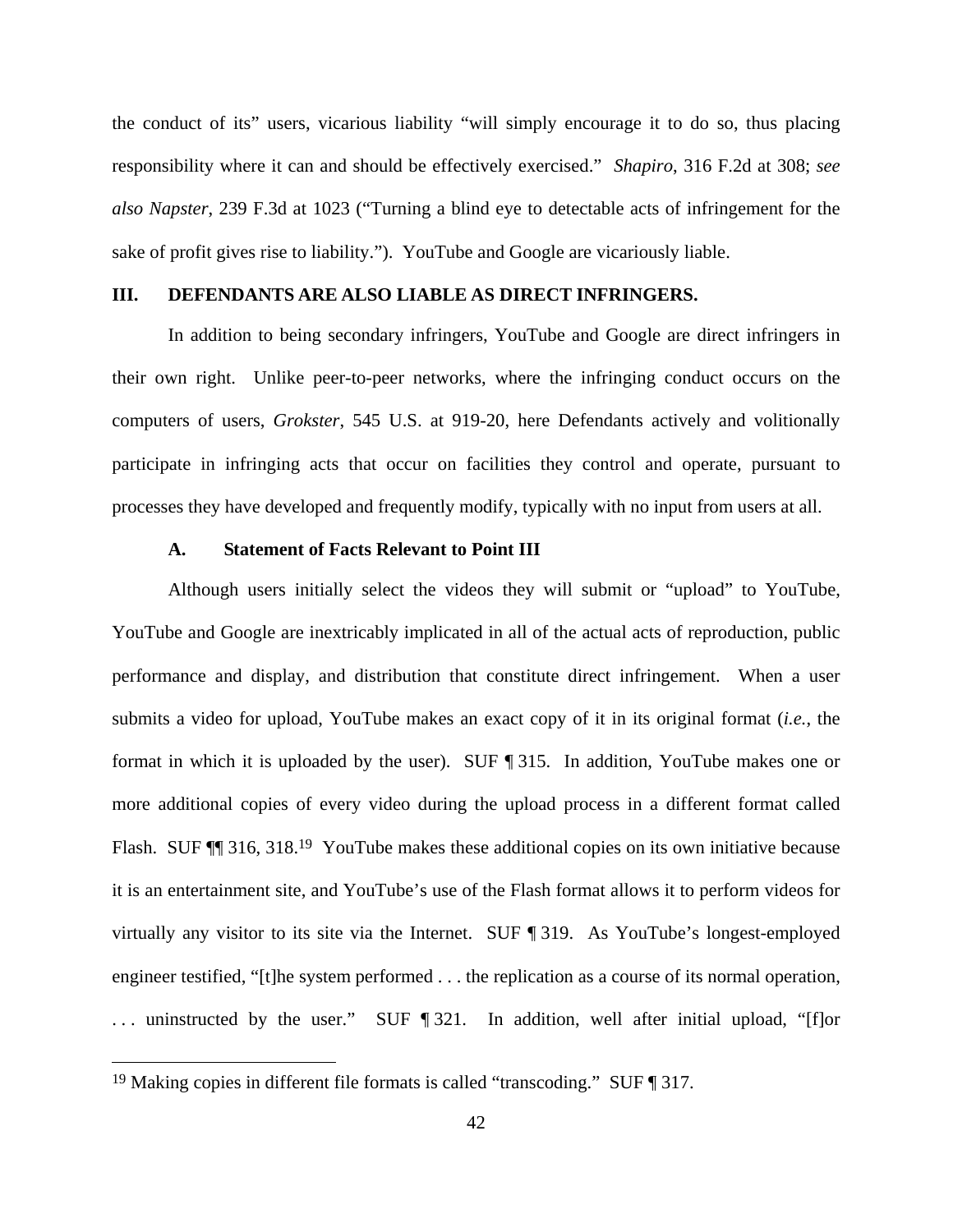the conduct of its" users, vicarious liability "will simply encourage it to do so, thus placing responsibility where it can and should be effectively exercised." *Shapiro*, 316 F.2d at 308; *see also Napster*, 239 F.3d at 1023 ("Turning a blind eye to detectable acts of infringement for the sake of profit gives rise to liability."). YouTube and Google are vicariously liable.

## III. DEFENDANTS ARE ALSO LIABLE AS DIRECT INFRINGERS.

In addition to being secondary infringers, YouTube and Google are direct infringers in their own right. Unlike peer-to-peer networks, where the infringing conduct occurs on the computers of users, *Grokster*, 545 U.S. at 919-20, here Defendants actively and volitionally participate in infringing acts that occur on facilities they control and operate, pursuant to processes they have developed and frequently modify, typically with no input from users at all.

### A. Statement of Facts Relevant to Point III

Although users initially select the videos they will submit or "upload" to YouTube, YouTube and Google are inextricably implicated in all of the actual acts of reproduction, public performance and display, and distribution that constitute direct infringement. When a user submits a video for upload, YouTube makes an exact copy of it in its original format (*i.e.*, the format in which it is uploaded by the user). SUF ¶ 315. In addition, YouTube makes one or more additional copies of every video during the upload process in a different format called Flash. SUF ¶¶ 316, 318.[19] YouTube makes these additional copies on its own initiative because it is an entertainment site, and YouTube's use of the Flash format allows it to perform videos for virtually any visitor to its site via the Internet. SUF ¶ 319. As YouTube's longest-employed engineer testified, "[t]he system performed . . . the replication as a course of its normal operation, . . . uninstructed by the user." SUF ¶ 321. In addition, well after initial upload, "[f]or

[19] Making copies in different file formats is called "transcoding." SUF ¶ 317.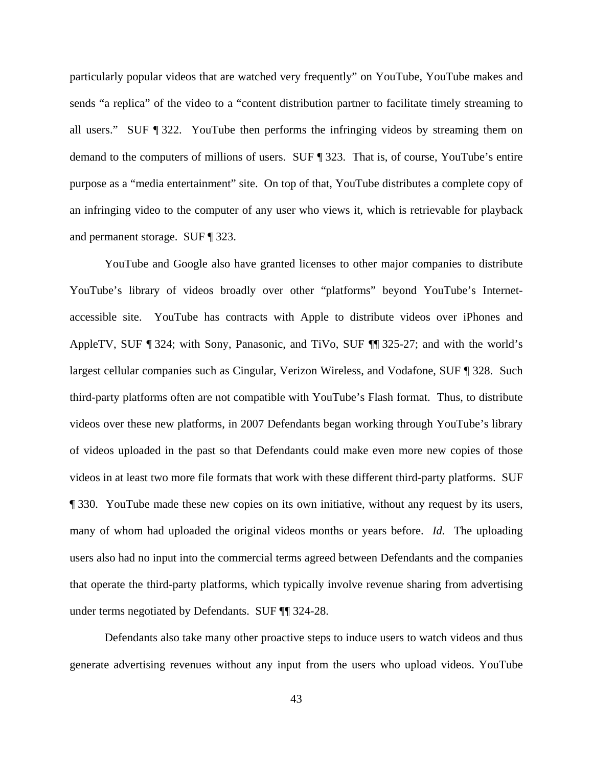particularly popular videos that are watched very frequently" on YouTube, YouTube makes and sends "a replica" of the video to a "content distribution partner to facilitate timely streaming to all users." SUF ¶ 322. YouTube then performs the infringing videos by streaming them on demand to the computers of millions of users. SUF ¶ 323. That is, of course, YouTube's entire purpose as a "media entertainment" site. On top of that, YouTube distributes a complete copy of an infringing video to the computer of any user who views it, which is retrievable for playback and permanent storage. SUF ¶ 323.

YouTube and Google also have granted licenses to other major companies to distribute YouTube's library of videos broadly over other "platforms" beyond YouTube's Internet-accessible site. YouTube has contracts with Apple to distribute videos over iPhones and AppleTV, SUF ¶ 324; with Sony, Panasonic, and TiVo, SUF ¶¶ 325-27; and with the world's largest cellular companies such as Cingular, Verizon Wireless, and Vodafone, SUF ¶ 328. Such third-party platforms often are not compatible with YouTube's Flash format. Thus, to distribute videos over these new platforms, in 2007 Defendants began working through YouTube's library of videos uploaded in the past so that Defendants could make even more new copies of those videos in at least two more file formats that work with these different third-party platforms. SUF ¶ 330. YouTube made these new copies on its own initiative, without any request by its users, many of whom had uploaded the original videos months or years before. *Id.* The uploading users also had no input into the commercial terms agreed between Defendants and the companies that operate the third-party platforms, which typically involve revenue sharing from advertising under terms negotiated by Defendants. SUF ¶¶ 324-28.

Defendants also take many other proactive steps to induce users to watch videos and thus generate advertising revenues without any input from the users who upload videos. YouTube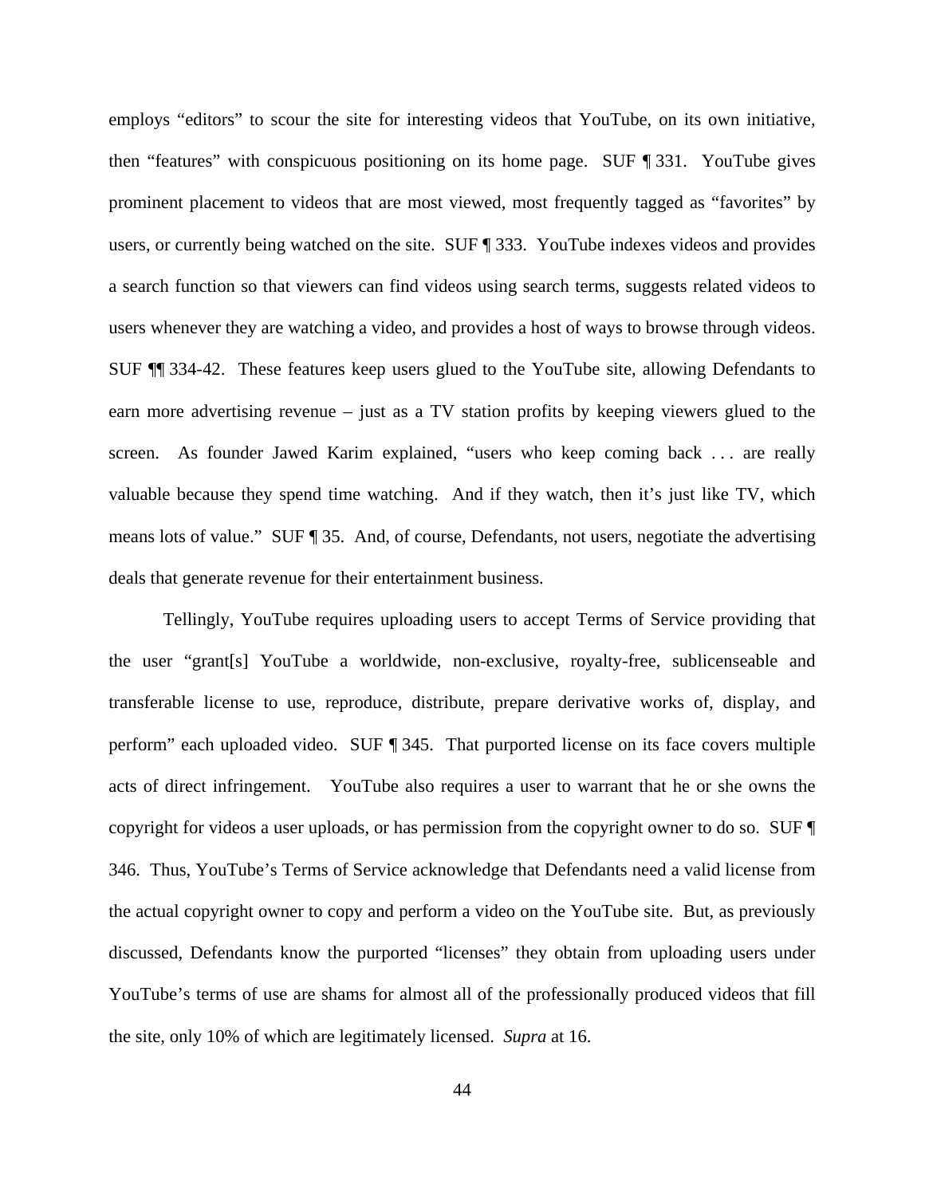employs "editors" to scour the site for interesting videos that YouTube, on its own initiative, then "features" with conspicuous positioning on its home page. SUF ¶ 331. YouTube gives prominent placement to videos that are most viewed, most frequently tagged as "favorites" by users, or currently being watched on the site. SUF ¶ 333. YouTube indexes videos and provides a search function so that viewers can find videos using search terms, suggests related videos to users whenever they are watching a video, and provides a host of ways to browse through videos. SUF ¶¶ 334-42. These features keep users glued to the YouTube site, allowing Defendants to earn more advertising revenue – just as a TV station profits by keeping viewers glued to the screen. As founder Jawed Karim explained, "users who keep coming back . . . are really valuable because they spend time watching. And if they watch, then it's just like TV, which means lots of value." SUF ¶ 35. And, of course, Defendants, not users, negotiate the advertising deals that generate revenue for their entertainment business.

Tellingly, YouTube requires uploading users to accept Terms of Service providing that the user "grant[s] YouTube a worldwide, non-exclusive, royalty-free, sublicenseable and transferable license to use, reproduce, distribute, prepare derivative works of, display, and perform" each uploaded video. SUF ¶ 345. That purported license on its face covers multiple acts of direct infringement. YouTube also requires a user to warrant that he or she owns the copyright for videos a user uploads, or has permission from the copyright owner to do so. SUF ¶ 346. Thus, YouTube's Terms of Service acknowledge that Defendants need a valid license from the actual copyright owner to copy and perform a video on the YouTube site. But, as previously discussed, Defendants know the purported "licenses" they obtain from uploading users under YouTube's terms of use are shams for almost all of the professionally produced videos that fill the site, only 10% of which are legitimately licensed. *Supra* at 16.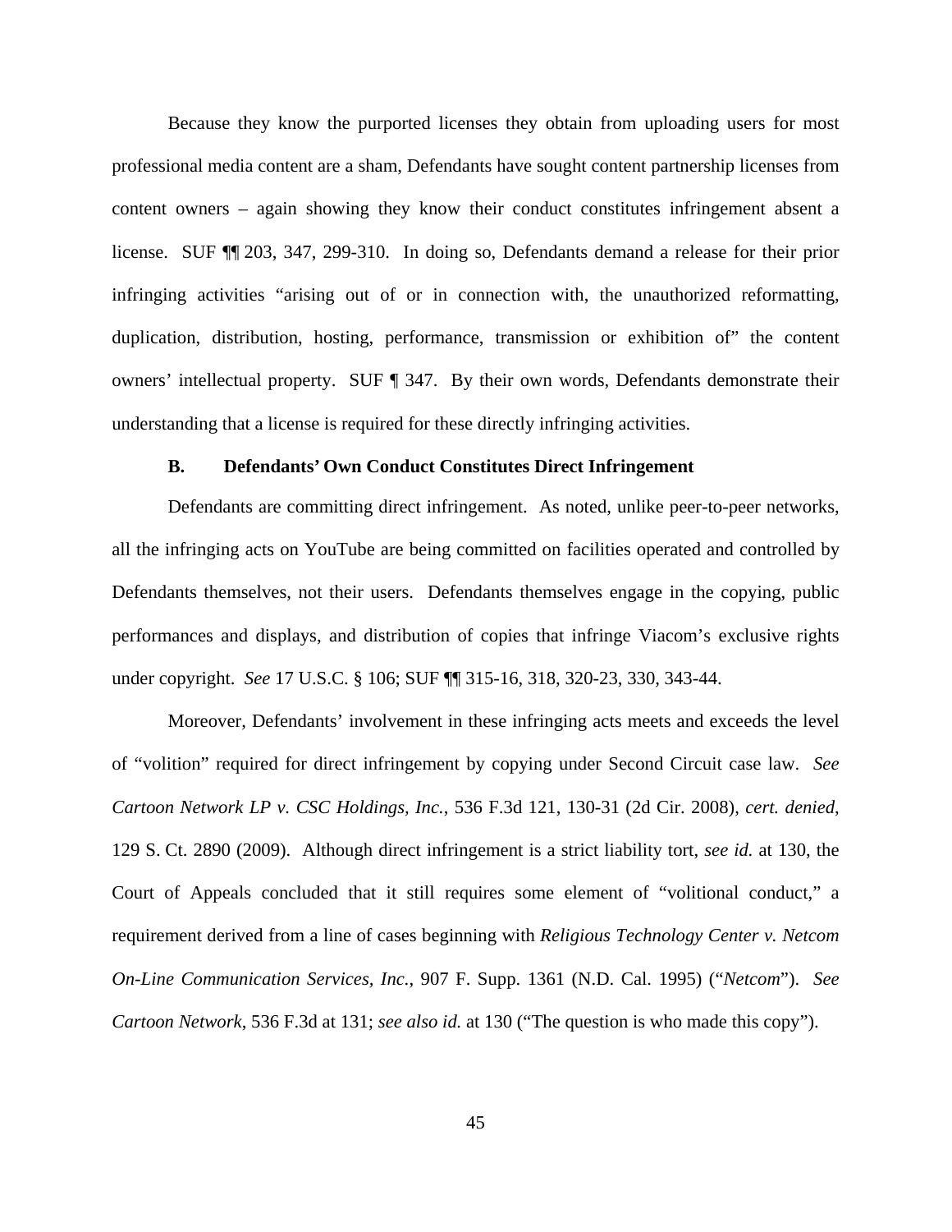Because they know the purported licenses they obtain from uploading users for most professional media content are a sham, Defendants have sought content partnership licenses from content owners – again showing they know their conduct constitutes infringement absent a license. SUF ¶¶ 203, 347, 299-310. In doing so, Defendants demand a release for their prior infringing activities "arising out of or in connection with, the unauthorized reformatting, duplication, distribution, hosting, performance, transmission or exhibition of" the content owners' intellectual property. SUF ¶ 347. By their own words, Defendants demonstrate their understanding that a license is required for these directly infringing activities.

### B. Defendants' Own Conduct Constitutes Direct Infringement

Defendants are committing direct infringement. As noted, unlike peer-to-peer networks, all the infringing acts on YouTube are being committed on facilities operated and controlled by Defendants themselves, not their users. Defendants themselves engage in the copying, public performances and displays, and distribution of copies that infringe Viacom's exclusive rights under copyright. *See* 17 U.S.C. § 106; SUF ¶¶ 315-16, 318, 320-23, 330, 343-44.

Moreover, Defendants' involvement in these infringing acts meets and exceeds the level of "volition" required for direct infringement by copying under Second Circuit case law. *See Cartoon Network LP v. CSC Holdings, Inc.*, 536 F.3d 121, 130-31 (2d Cir. 2008), *cert. denied*, 129 S. Ct. 2890 (2009). Although direct infringement is a strict liability tort, *see id.* at 130, the Court of Appeals concluded that it still requires some element of "volitional conduct," a requirement derived from a line of cases beginning with *Religious Technology Center v. Netcom On-Line Communication Services, Inc.*, 907 F. Supp. 1361 (N.D. Cal. 1995) ("*Netcom*"). *See Cartoon Network*, 536 F.3d at 131; *see also id.* at 130 ("The question is who made this copy").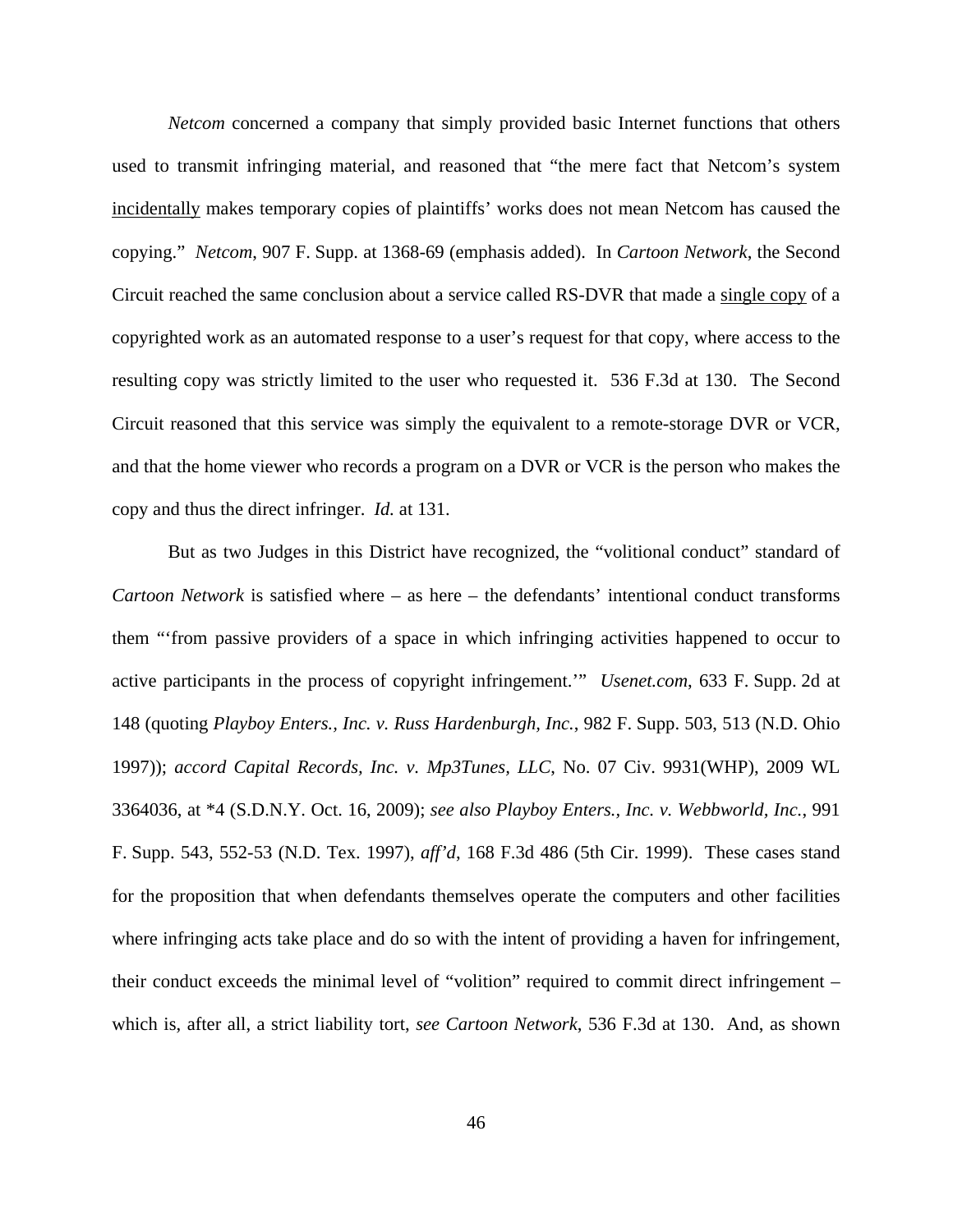*Netcom* concerned a company that simply provided basic Internet functions that others used to transmit infringing material, and reasoned that "the mere fact that Netcom's system <u>incidentally</u> makes temporary copies of plaintiffs' works does not mean Netcom has caused the copying." *Netcom*, 907 F. Supp. at 1368-69 (emphasis added). In *Cartoon Network*, the Second Circuit reached the same conclusion about a service called RS-DVR that made a <u>single copy</u> of a copyrighted work as an automated response to a user's request for that copy, where access to the resulting copy was strictly limited to the user who requested it. 536 F.3d at 130. The Second Circuit reasoned that this service was simply the equivalent to a remote-storage DVR or VCR, and that the home viewer who records a program on a DVR or VCR is the person who makes the copy and thus the direct infringer. *Id.* at 131.

But as two Judges in this District have recognized, the "volitional conduct" standard of *Cartoon Network* is satisfied where – as here – the defendants' intentional conduct transforms them "'from passive providers of a space in which infringing activities happened to occur to active participants in the process of copyright infringement.'" *Usenet.com*, 633 F. Supp. 2d at 148 (quoting *Playboy Enters., Inc. v. Russ Hardenburgh, Inc.*, 982 F. Supp. 503, 513 (N.D. Ohio 1997)); *accord Capital Records, Inc. v. Mp3Tunes, LLC*, No. 07 Civ. 9931(WHP), 2009 WL 3364036, at *4 (S.D.N.Y. Oct. 16, 2009); *see also Playboy Enters., Inc. v. Webbworld, Inc.*, 991 F. Supp. 543, 552-53 (N.D. Tex. 1997), *aff'd*, 168 F.3d 486 (5th Cir. 1999). These cases stand for the proposition that when defendants themselves operate the computers and other facilities where infringing acts take place and do so with the intent of providing a haven for infringement, their conduct exceeds the minimal level of "volition" required to commit direct infringement – which is, after all, a strict liability tort, *see Cartoon Network*, 536 F.3d at 130. And, as shown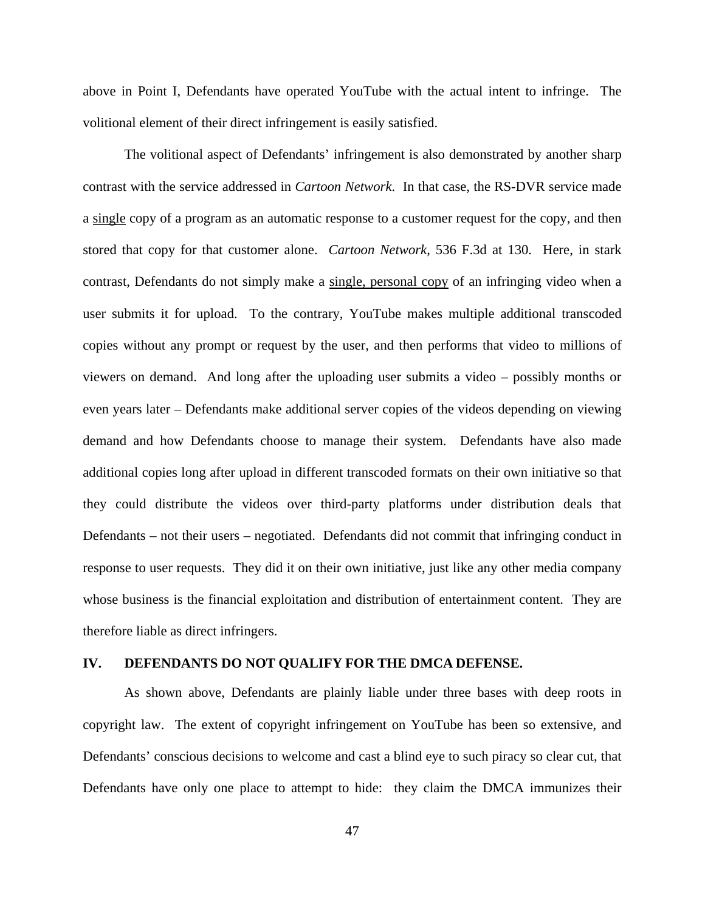above in Point I, Defendants have operated YouTube with the actual intent to infringe. The volitional element of their direct infringement is easily satisfied.

The volitional aspect of Defendants' infringement is also demonstrated by another sharp contrast with the service addressed in *Cartoon Network*. In that case, the RS-DVR service made a <u>single</u> copy of a program as an automatic response to a customer request for the copy, and then stored that copy for that customer alone. *Cartoon Network*, 536 F.3d at 130. Here, in stark contrast, Defendants do not simply make a <u>single, personal copy</u> of an infringing video when a user submits it for upload. To the contrary, YouTube makes multiple additional transcoded copies without any prompt or request by the user, and then performs that video to millions of viewers on demand. And long after the uploading user submits a video – possibly months or even years later – Defendants make additional server copies of the videos depending on viewing demand and how Defendants choose to manage their system. Defendants have also made additional copies long after upload in different transcoded formats on their own initiative so that they could distribute the videos over third-party platforms under distribution deals that Defendants – not their users – negotiated. Defendants did not commit that infringing conduct in response to user requests. They did it on their own initiative, just like any other media company whose business is the financial exploitation and distribution of entertainment content. They are therefore liable as direct infringers.

## IV. DEFENDANTS DO NOT QUALIFY FOR THE DMCA DEFENSE.

As shown above, Defendants are plainly liable under three bases with deep roots in copyright law. The extent of copyright infringement on YouTube has been so extensive, and Defendants' conscious decisions to welcome and cast a blind eye to such piracy so clear cut, that Defendants have only one place to attempt to hide: they claim the DMCA immunizes their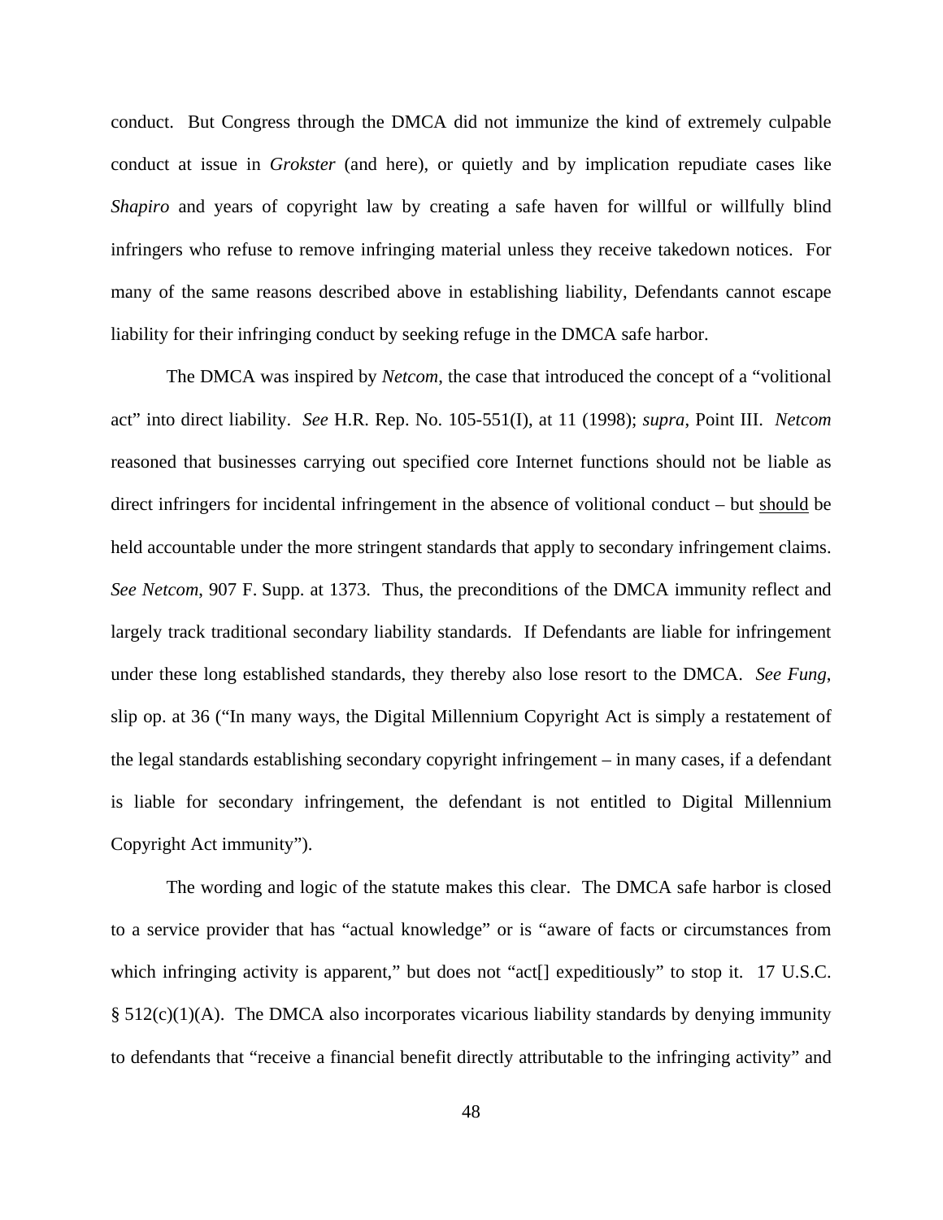conduct. But Congress through the DMCA did not immunize the kind of extremely culpable conduct at issue in *Grokster* (and here), or quietly and by implication repudiate cases like *Shapiro* and years of copyright law by creating a safe haven for willful or willfully blind infringers who refuse to remove infringing material unless they receive takedown notices. For many of the same reasons described above in establishing liability, Defendants cannot escape liability for their infringing conduct by seeking refuge in the DMCA safe harbor.

The DMCA was inspired by *Netcom*, the case that introduced the concept of a "volitional act" into direct liability. *See* H.R. Rep. No. 105-551(I), at 11 (1998); *supra*, Point III. *Netcom* reasoned that businesses carrying out specified core Internet functions should not be liable as direct infringers for incidental infringement in the absence of volitional conduct – but <u>should</u> be held accountable under the more stringent standards that apply to secondary infringement claims. *See Netcom*, 907 F. Supp. at 1373. Thus, the preconditions of the DMCA immunity reflect and largely track traditional secondary liability standards. If Defendants are liable for infringement under these long established standards, they thereby also lose resort to the DMCA. *See Fung*, slip op. at 36 ("In many ways, the Digital Millennium Copyright Act is simply a restatement of the legal standards establishing secondary copyright infringement – in many cases, if a defendant is liable for secondary infringement, the defendant is not entitled to Digital Millennium Copyright Act immunity").

The wording and logic of the statute makes this clear. The DMCA safe harbor is closed to a service provider that has "actual knowledge" or is "aware of facts or circumstances from which infringing activity is apparent," but does not "act[] expeditiously" to stop it. 17 U.S.C. § 512(c)(1)(A). The DMCA also incorporates vicarious liability standards by denying immunity to defendants that "receive a financial benefit directly attributable to the infringing activity" and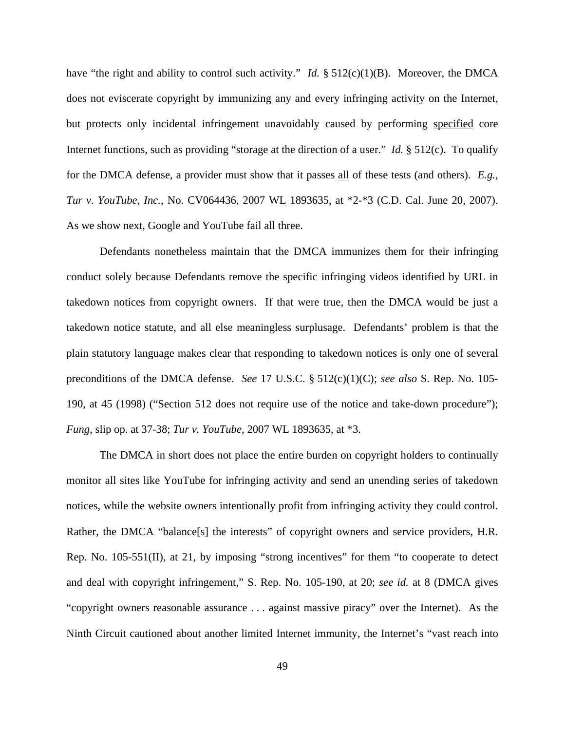have "the right and ability to control such activity." *Id.* § 512(c)(1)(B). Moreover, the DMCA does not eviscerate copyright by immunizing any and every infringing activity on the Internet, but protects only incidental infringement unavoidably caused by performing <u>specified</u> core Internet functions, such as providing "storage at the direction of a user." *Id.* § 512(c). To qualify for the DMCA defense, a provider must show that it passes <u>all</u> of these tests (and others). *E.g.*, *Tur v. YouTube, Inc.*, No. CV064436, 2007 WL 1893635, at *2-*3 (C.D. Cal. June 20, 2007). As we show next, Google and YouTube fail all three.

Defendants nonetheless maintain that the DMCA immunizes them for their infringing conduct solely because Defendants remove the specific infringing videos identified by URL in takedown notices from copyright owners. If that were true, then the DMCA would be just a takedown notice statute, and all else meaningless surplusage. Defendants' problem is that the plain statutory language makes clear that responding to takedown notices is only one of several preconditions of the DMCA defense. *See* 17 U.S.C. § 512(c)(1)(C); *see also* S. Rep. No. 105-190, at 45 (1998) ("Section 512 does not require use of the notice and take-down procedure"); *Fung*, slip op. at 37-38; *Tur v. YouTube*, 2007 WL 1893635, at *3.

The DMCA in short does not place the entire burden on copyright holders to continually monitor all sites like YouTube for infringing activity and send an unending series of takedown notices, while the website owners intentionally profit from infringing activity they could control. Rather, the DMCA "balance[s] the interests" of copyright owners and service providers, H.R. Rep. No. 105-551(II), at 21, by imposing "strong incentives" for them "to cooperate to detect and deal with copyright infringement," S. Rep. No. 105-190, at 20; *see id.* at 8 (DMCA gives "copyright owners reasonable assurance . . . against massive piracy" over the Internet). As the Ninth Circuit cautioned about another limited Internet immunity, the Internet's "vast reach into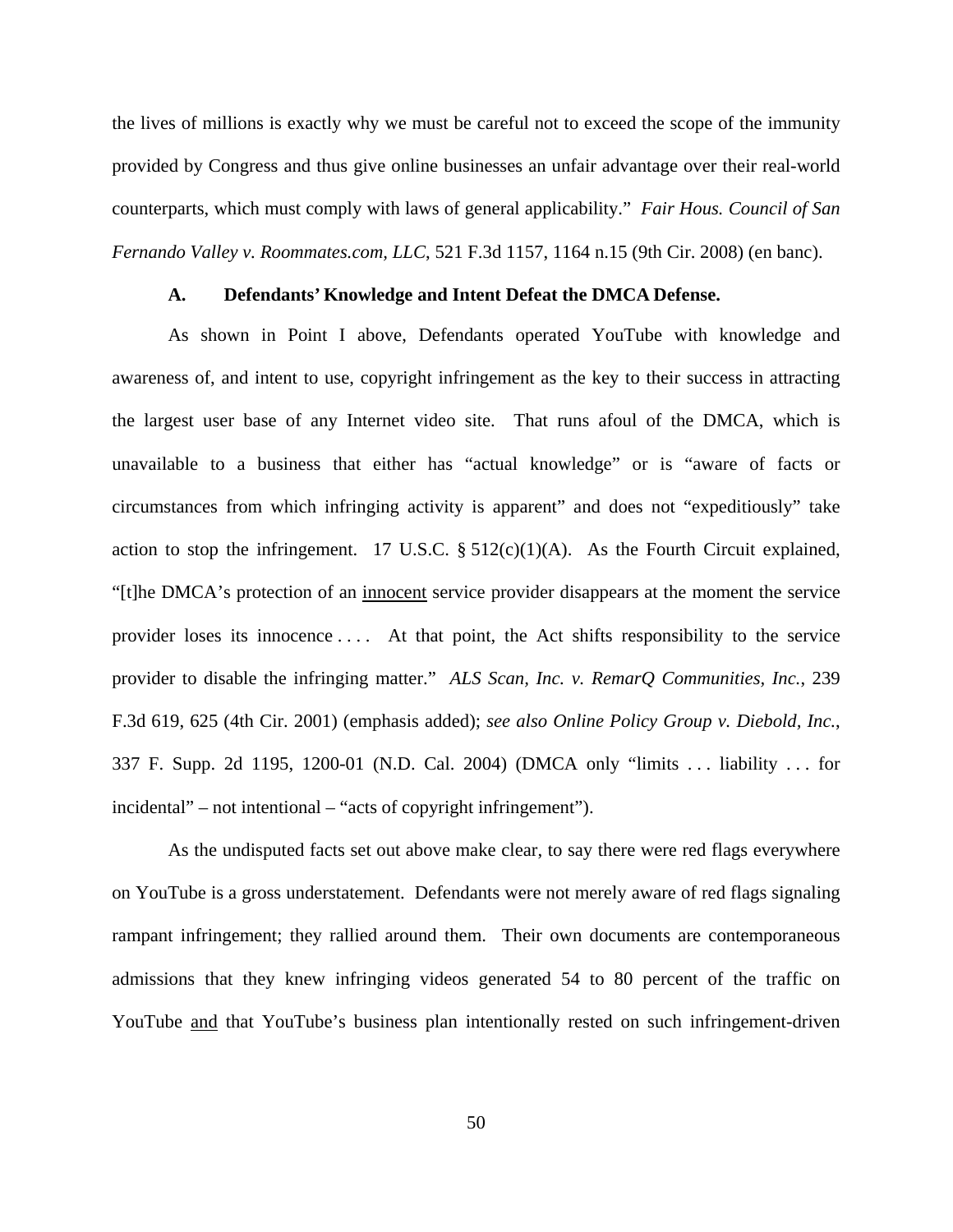the lives of millions is exactly why we must be careful not to exceed the scope of the immunity provided by Congress and thus give online businesses an unfair advantage over their real-world counterparts, which must comply with laws of general applicability." *Fair Hous. Council of San Fernando Valley v. Roommates.com, LLC*, 521 F.3d 1157, 1164 n.15 (9th Cir. 2008) (en banc).

### A. Defendants' Knowledge and Intent Defeat the DMCA Defense.

As shown in Point I above, Defendants operated YouTube with knowledge and awareness of, and intent to use, copyright infringement as the key to their success in attracting the largest user base of any Internet video site. That runs afoul of the DMCA, which is unavailable to a business that either has "actual knowledge" or is "aware of facts or circumstances from which infringing activity is apparent" and does not "expeditiously" take action to stop the infringement. 17 U.S.C. § 512(c)(1)(A). As the Fourth Circuit explained, "[t]he DMCA's protection of an <u>innocent</u> service provider disappears at the moment the service provider loses its innocence . . . . At that point, the Act shifts responsibility to the service provider to disable the infringing matter." *ALS Scan, Inc. v. RemarQ Communities, Inc.*, 239 F.3d 619, 625 (4th Cir. 2001) (emphasis added); *see also Online Policy Group v. Diebold, Inc.*, 337 F. Supp. 2d 1195, 1200-01 (N.D. Cal. 2004) (DMCA only "limits . . . liability . . . for incidental" – not intentional – "acts of copyright infringement").

As the undisputed facts set out above make clear, to say there were red flags everywhere on YouTube is a gross understatement. Defendants were not merely aware of red flags signaling rampant infringement; they rallied around them. Their own documents are contemporaneous admissions that they knew infringing videos generated 54 to 80 percent of the traffic on YouTube <u>and</u> that YouTube's business plan intentionally rested on such infringement-driven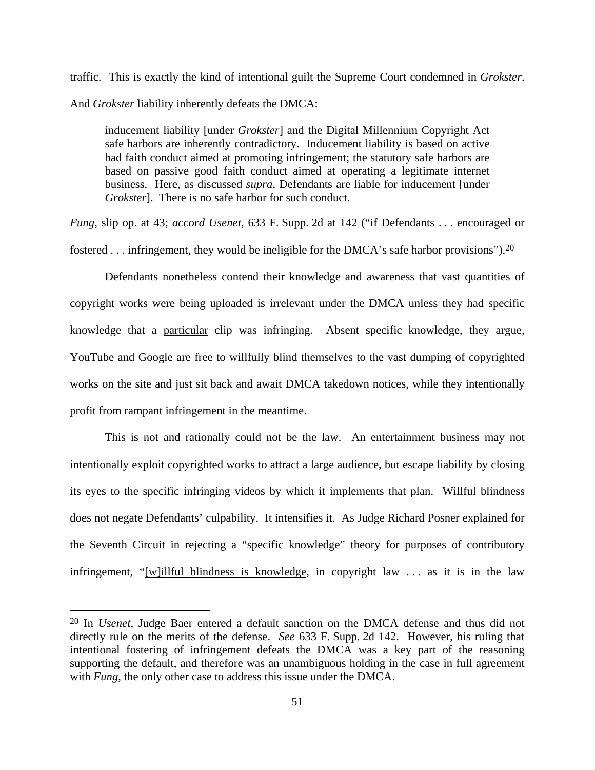traffic. This is exactly the kind of intentional guilt the Supreme Court condemned in *Grokster*. And *Grokster* liability inherently defeats the DMCA:

> inducement liability [under *Grokster*] and the Digital Millennium Copyright Act safe harbors are inherently contradictory. Inducement liability is based on active bad faith conduct aimed at promoting infringement; the statutory safe harbors are based on passive good faith conduct aimed at operating a legitimate internet business. Here, as discussed *supra*, Defendants are liable for inducement [under *Grokster*]. There is no safe harbor for such conduct.

*Fung*, slip op. at 43; *accord Usenet*, 633 F. Supp. 2d at 142 ("if Defendants . . . encouraged or fostered . . . infringement, they would be ineligible for the DMCA's safe harbor provisions").[20]

Defendants nonetheless contend their knowledge and awareness that vast quantities of copyright works were being uploaded is irrelevant under the DMCA unless they had <u>specific</u> knowledge that a <u>particular</u> clip was infringing. Absent specific knowledge, they argue, YouTube and Google are free to willfully blind themselves to the vast dumping of copyrighted works on the site and just sit back and await DMCA takedown notices, while they intentionally profit from rampant infringement in the meantime.

This is not and rationally could not be the law. An entertainment business may not intentionally exploit copyrighted works to attract a large audience, but escape liability by closing its eyes to the specific infringing videos by which it implements that plan. Willful blindness does not negate Defendants' culpability. It intensifies it. As Judge Richard Posner explained for the Seventh Circuit in rejecting a "specific knowledge" theory for purposes of contributory infringement, "<u>[w]illful blindness is knowledge</u>, in copyright law . . . as it is in the law

---

[20] In *Usenet*, Judge Baer entered a default sanction on the DMCA defense and thus did not directly rule on the merits of the defense. *See* 633 F. Supp. 2d 142. However, his ruling that intentional fostering of infringement defeats the DMCA was a key part of the reasoning supporting the default, and therefore was an unambiguous holding in the case in full agreement with *Fung*, the only other case to address this issue under the DMCA.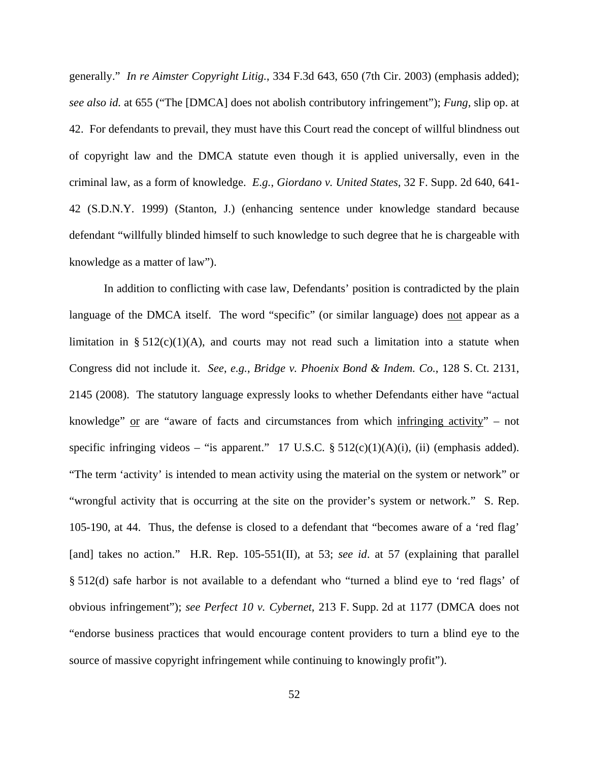generally." *In re Aimster Copyright Litig.*, 334 F.3d 643, 650 (7th Cir. 2003) (emphasis added); *see also id.* at 655 ("The [DMCA] does not abolish contributory infringement"); *Fung*, slip op. at 42. For defendants to prevail, they must have this Court read the concept of willful blindness out of copyright law and the DMCA statute even though it is applied universally, even in the criminal law, as a form of knowledge. *E.g.*, *Giordano v. United States*, 32 F. Supp. 2d 640, 641-42 (S.D.N.Y. 1999) (Stanton, J.) (enhancing sentence under knowledge standard because defendant "willfully blinded himself to such knowledge to such degree that he is chargeable with knowledge as a matter of law").

In addition to conflicting with case law, Defendants' position is contradicted by the plain language of the DMCA itself. The word "specific" (or similar language) does <u>not</u> appear as a limitation in § 512(c)(1)(A), and courts may not read such a limitation into a statute when Congress did not include it. *See*, *e.g.*, *Bridge v. Phoenix Bond & Indem. Co.*, 128 S. Ct. 2131, 2145 (2008). The statutory language expressly looks to whether Defendants either have "actual knowledge" <u>or</u> are "aware of facts and circumstances from which <u>infringing activity</u>" – not specific infringing videos – "is apparent." 17 U.S.C. § 512(c)(1)(A)(i), (ii) (emphasis added). "The term 'activity' is intended to mean activity using the material on the system or network" or "wrongful activity that is occurring at the site on the provider's system or network." S. Rep. 105-190, at 44. Thus, the defense is closed to a defendant that "becomes aware of a 'red flag' [and] takes no action." H.R. Rep. 105-551(II), at 53; *see id*. at 57 (explaining that parallel § 512(d) safe harbor is not available to a defendant who "turned a blind eye to 'red flags' of obvious infringement"); *see Perfect 10 v. Cybernet*, 213 F. Supp. 2d at 1177 (DMCA does not "endorse business practices that would encourage content providers to turn a blind eye to the source of massive copyright infringement while continuing to knowingly profit").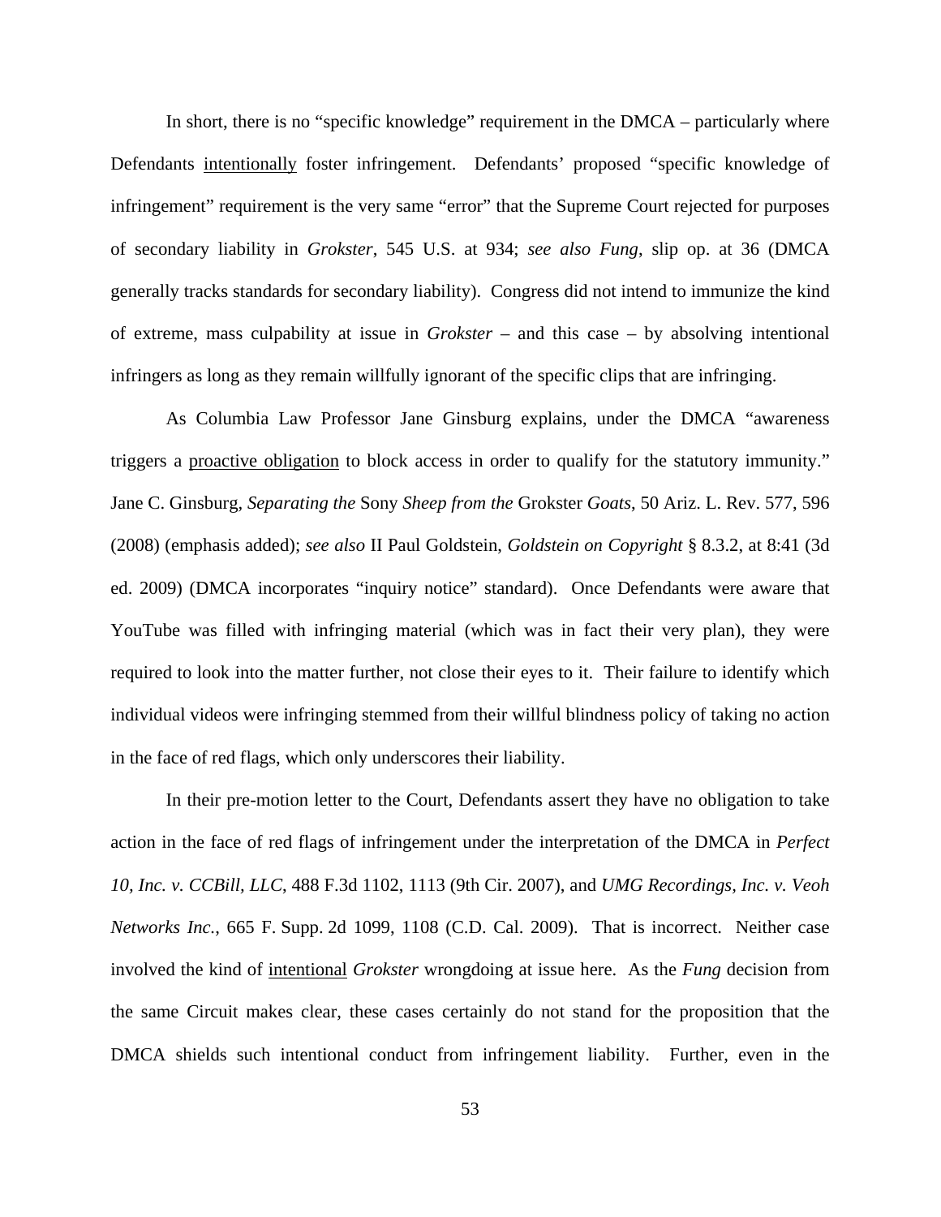In short, there is no "specific knowledge" requirement in the DMCA – particularly where Defendants <u>intentionally</u> foster infringement. Defendants' proposed "specific knowledge of infringement" requirement is the very same "error" that the Supreme Court rejected for purposes of secondary liability in *Grokster*, 545 U.S. at 934; *see also Fung*, slip op. at 36 (DMCA generally tracks standards for secondary liability). Congress did not intend to immunize the kind of extreme, mass culpability at issue in *Grokster* – and this case – by absolving intentional infringers as long as they remain willfully ignorant of the specific clips that are infringing.

As Columbia Law Professor Jane Ginsburg explains, under the DMCA "awareness triggers a <u>proactive obligation</u> to block access in order to qualify for the statutory immunity." Jane C. Ginsburg, *Separating the* Sony *Sheep from the* Grokster *Goats*, 50 Ariz. L. Rev. 577, 596 (2008) (emphasis added); *see also* II Paul Goldstein, *Goldstein on Copyright* § 8.3.2, at 8:41 (3d ed. 2009) (DMCA incorporates "inquiry notice" standard). Once Defendants were aware that YouTube was filled with infringing material (which was in fact their very plan), they were required to look into the matter further, not close their eyes to it. Their failure to identify which individual videos were infringing stemmed from their willful blindness policy of taking no action in the face of red flags, which only underscores their liability.

In their pre-motion letter to the Court, Defendants assert they have no obligation to take action in the face of red flags of infringement under the interpretation of the DMCA in *Perfect 10, Inc. v. CCBill, LLC*, 488 F.3d 1102, 1113 (9th Cir. 2007), and *UMG Recordings, Inc. v. Veoh Networks Inc.*, 665 F. Supp. 2d 1099, 1108 (C.D. Cal. 2009). That is incorrect. Neither case involved the kind of <u>intentional</u> *Grokster* wrongdoing at issue here. As the *Fung* decision from the same Circuit makes clear, these cases certainly do not stand for the proposition that the DMCA shields such intentional conduct from infringement liability. Further, even in the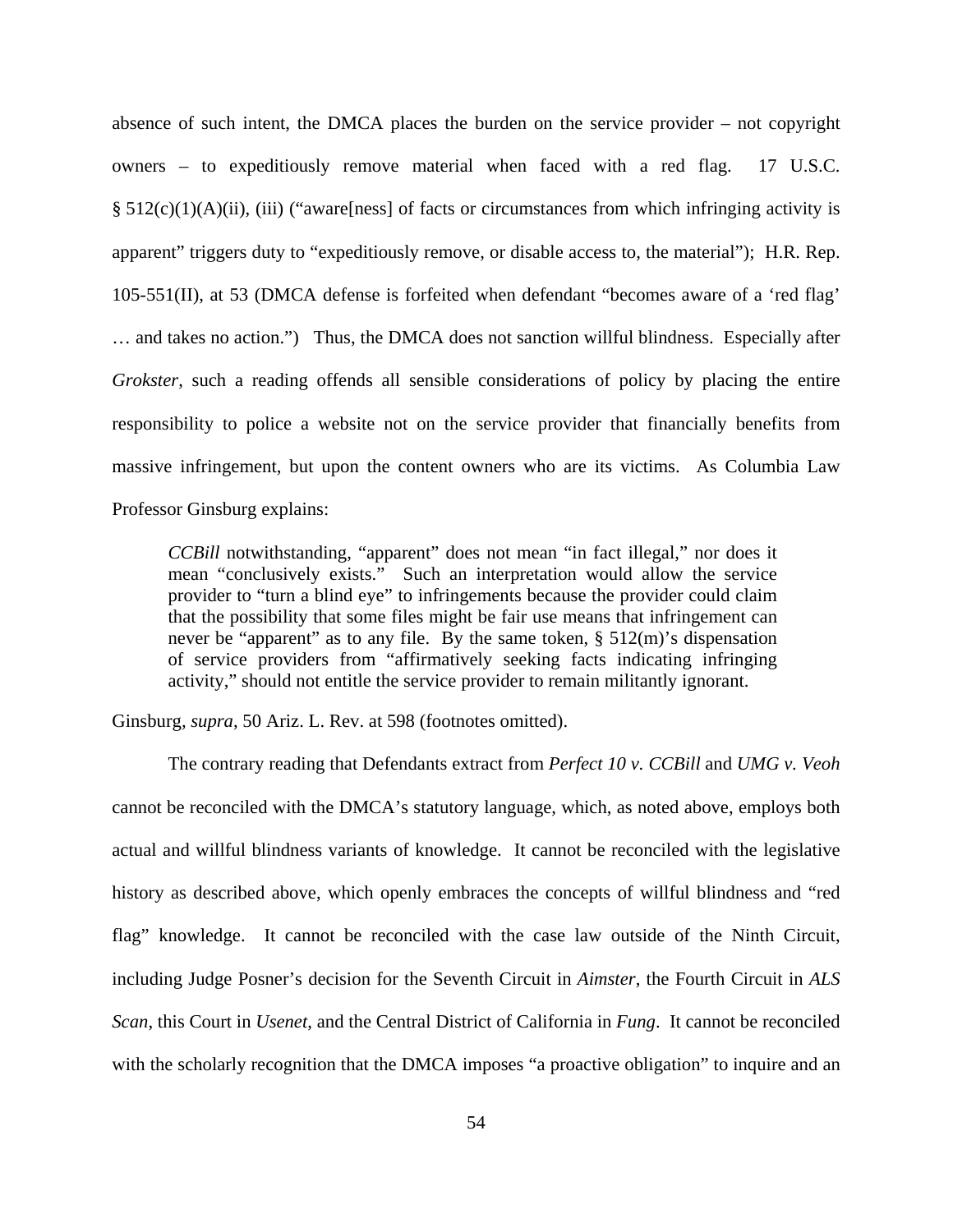absence of such intent, the DMCA places the burden on the service provider – not copyright owners – to expeditiously remove material when faced with a red flag. 17 U.S.C. § 512(c)(1)(A)(ii), (iii) ("aware[ness] of facts or circumstances from which infringing activity is apparent" triggers duty to "expeditiously remove, or disable access to, the material"); H.R. Rep. 105-551(II), at 53 (DMCA defense is forfeited when defendant "becomes aware of a 'red flag' … and takes no action.") Thus, the DMCA does not sanction willful blindness. Especially after *Grokster*, such a reading offends all sensible considerations of policy by placing the entire responsibility to police a website not on the service provider that financially benefits from massive infringement, but upon the content owners who are its victims. As Columbia Law Professor Ginsburg explains:

> *CCBill* notwithstanding, "apparent" does not mean "in fact illegal," nor does it mean "conclusively exists." Such an interpretation would allow the service provider to "turn a blind eye" to infringements because the provider could claim that the possibility that some files might be fair use means that infringement can never be "apparent" as to any file. By the same token, § 512(m)'s dispensation of service providers from "affirmatively seeking facts indicating infringing activity," should not entitle the service provider to remain militantly ignorant.

Ginsburg, *supra*, 50 Ariz. L. Rev. at 598 (footnotes omitted).

The contrary reading that Defendants extract from *Perfect 10 v. CCBill* and *UMG v. Veoh* cannot be reconciled with the DMCA's statutory language, which, as noted above, employs both actual and willful blindness variants of knowledge. It cannot be reconciled with the legislative history as described above, which openly embraces the concepts of willful blindness and "red flag" knowledge. It cannot be reconciled with the case law outside of the Ninth Circuit, including Judge Posner's decision for the Seventh Circuit in *Aimster*, the Fourth Circuit in *ALS Scan*, this Court in *Usenet*, and the Central District of California in *Fung*. It cannot be reconciled with the scholarly recognition that the DMCA imposes "a proactive obligation" to inquire and an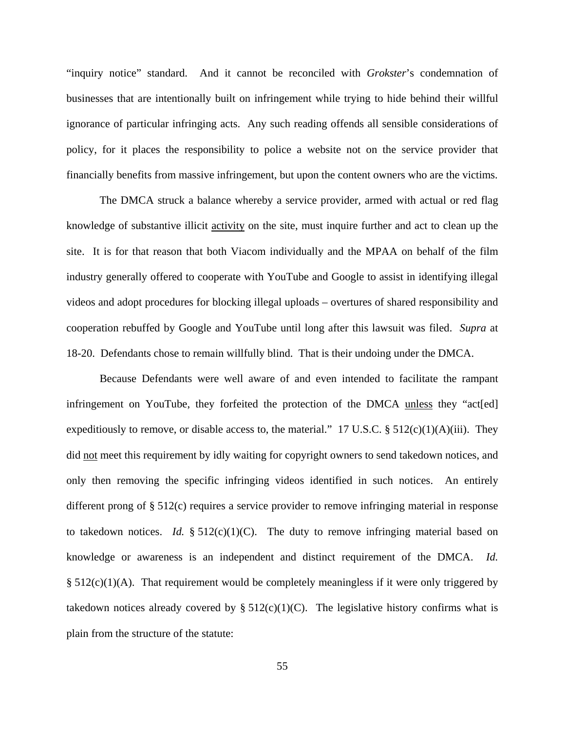"inquiry notice" standard. And it cannot be reconciled with *Grokster*'s condemnation of businesses that are intentionally built on infringement while trying to hide behind their willful ignorance of particular infringing acts. Any such reading offends all sensible considerations of policy, for it places the responsibility to police a website not on the service provider that financially benefits from massive infringement, but upon the content owners who are the victims.

The DMCA struck a balance whereby a service provider, armed with actual or red flag knowledge of substantive illicit <u>activity</u> on the site, must inquire further and act to clean up the site. It is for that reason that both Viacom individually and the MPAA on behalf of the film industry generally offered to cooperate with YouTube and Google to assist in identifying illegal videos and adopt procedures for blocking illegal uploads – overtures of shared responsibility and cooperation rebuffed by Google and YouTube until long after this lawsuit was filed. *Supra* at 18-20. Defendants chose to remain willfully blind. That is their undoing under the DMCA.

Because Defendants were well aware of and even intended to facilitate the rampant infringement on YouTube, they forfeited the protection of the DMCA <u>unless</u> they "act[ed] expeditiously to remove, or disable access to, the material." 17 U.S.C. § 512(c)(1)(A)(iii). They did <u>not</u> meet this requirement by idly waiting for copyright owners to send takedown notices, and only then removing the specific infringing videos identified in such notices. An entirely different prong of § 512(c) requires a service provider to remove infringing material in response to takedown notices. *Id.* § 512(c)(1)(C). The duty to remove infringing material based on knowledge or awareness is an independent and distinct requirement of the DMCA. *Id.* § 512(c)(1)(A). That requirement would be completely meaningless if it were only triggered by takedown notices already covered by § 512(c)(1)(C). The legislative history confirms what is plain from the structure of the statute: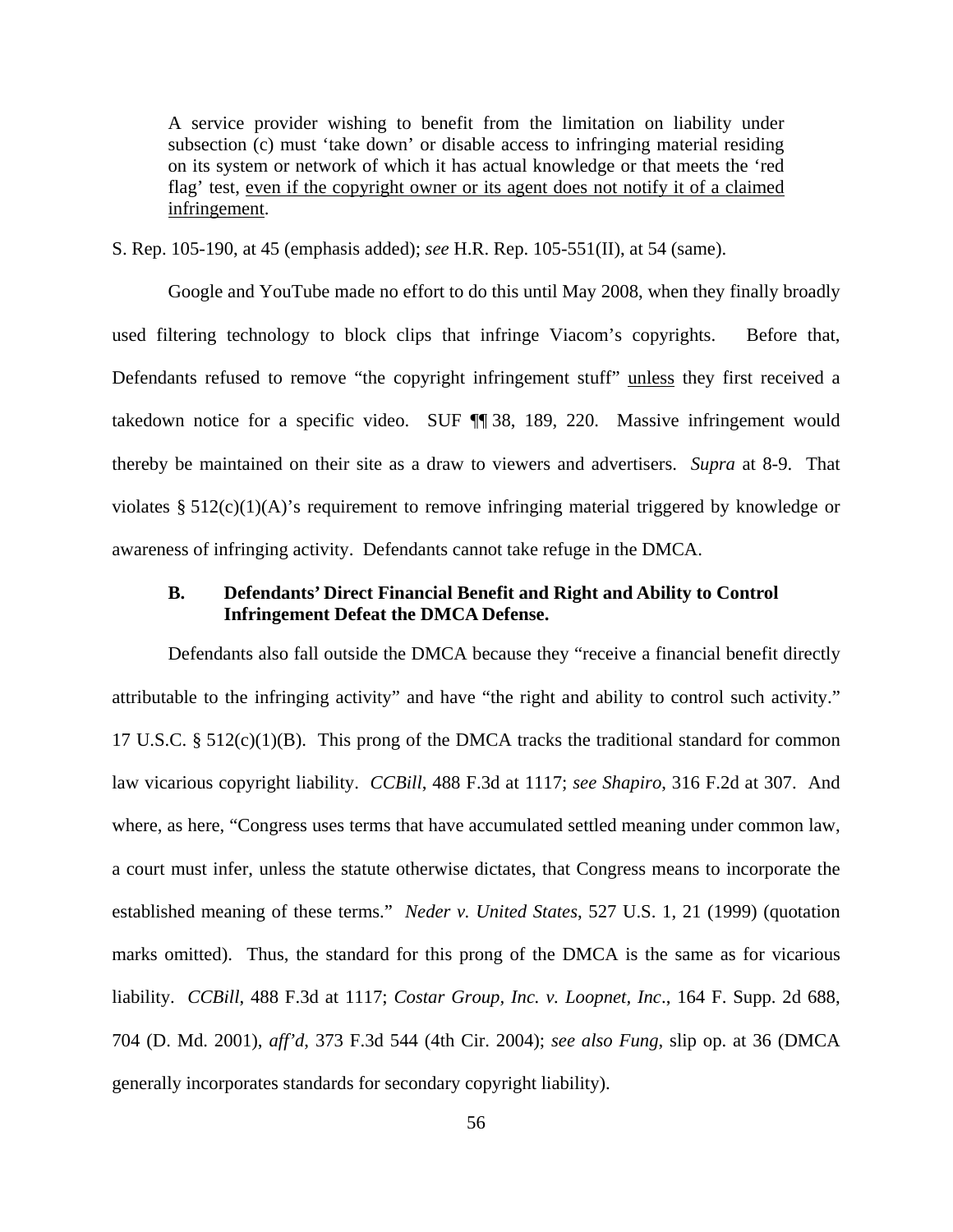> A service provider wishing to benefit from the limitation on liability under subsection (c) must 'take down' or disable access to infringing material residing on its system or network of which it has actual knowledge or that meets the 'red flag' test, <u>even if the copyright owner or its agent does not notify it of a claimed infringement</u>.

S. Rep. 105-190, at 45 (emphasis added); *see* H.R. Rep. 105-551(II), at 54 (same).

Google and YouTube made no effort to do this until May 2008, when they finally broadly used filtering technology to block clips that infringe Viacom's copyrights. Before that, Defendants refused to remove "the copyright infringement stuff" <u>unless</u> they first received a takedown notice for a specific video. SUF ¶¶ 38, 189, 220. Massive infringement would thereby be maintained on their site as a draw to viewers and advertisers. *Supra* at 8-9. That violates § 512(c)(1)(A)'s requirement to remove infringing material triggered by knowledge or awareness of infringing activity. Defendants cannot take refuge in the DMCA.

### B. Defendants' Direct Financial Benefit and Right and Ability to Control Infringement Defeat the DMCA Defense.

Defendants also fall outside the DMCA because they "receive a financial benefit directly attributable to the infringing activity" and have "the right and ability to control such activity." 17 U.S.C. § 512(c)(1)(B). This prong of the DMCA tracks the traditional standard for common law vicarious copyright liability. *CCBill*, 488 F.3d at 1117; *see Shapiro*, 316 F.2d at 307. And where, as here, "Congress uses terms that have accumulated settled meaning under common law, a court must infer, unless the statute otherwise dictates, that Congress means to incorporate the established meaning of these terms." *Neder v. United States*, 527 U.S. 1, 21 (1999) (quotation marks omitted). Thus, the standard for this prong of the DMCA is the same as for vicarious liability. *CCBill*, 488 F.3d at 1117; *Costar Group, Inc. v. Loopnet, Inc*., 164 F. Supp. 2d 688, 704 (D. Md. 2001), *aff'd*, 373 F.3d 544 (4th Cir. 2004); *see also Fung*, slip op. at 36 (DMCA generally incorporates standards for secondary copyright liability).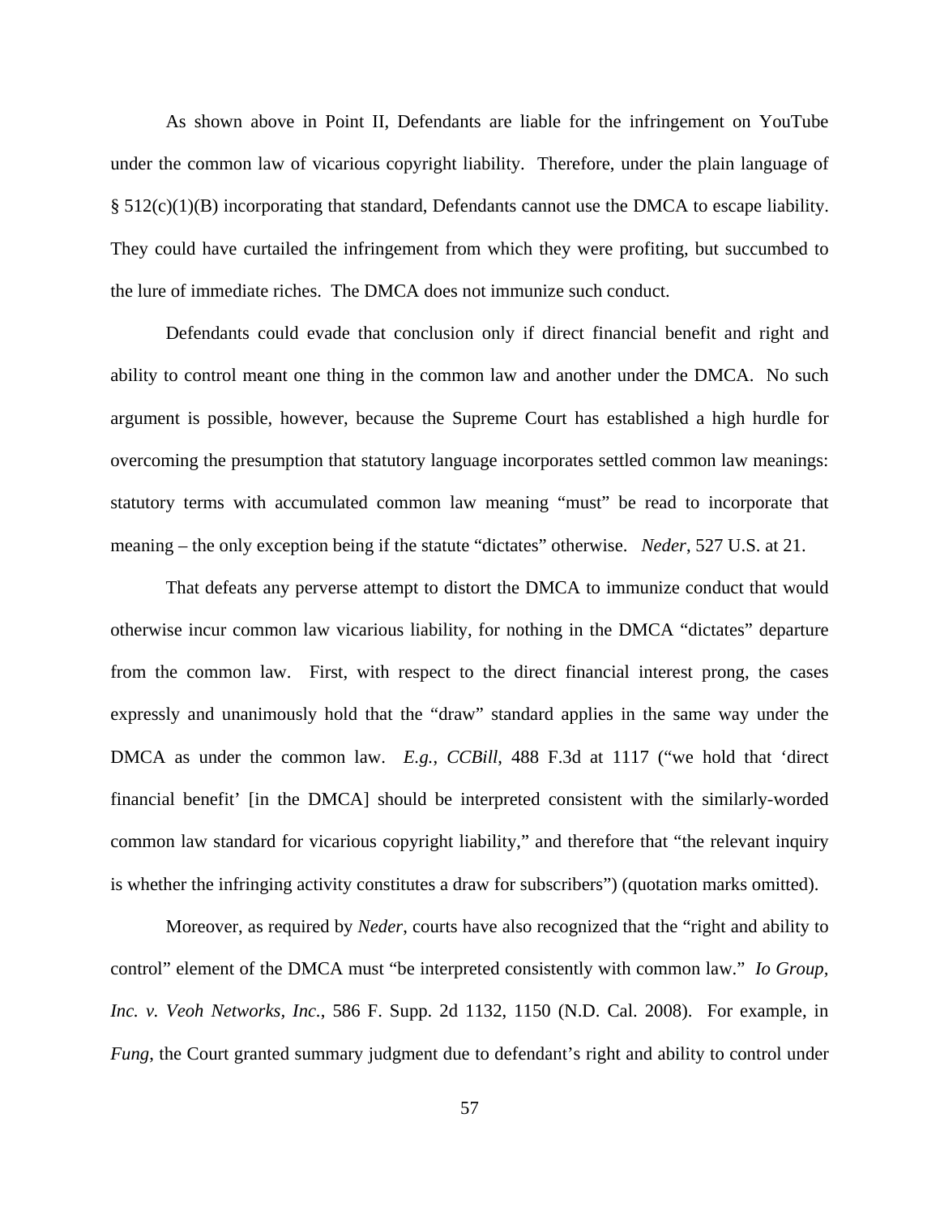As shown above in Point II, Defendants are liable for the infringement on YouTube under the common law of vicarious copyright liability. Therefore, under the plain language of § 512(c)(1)(B) incorporating that standard, Defendants cannot use the DMCA to escape liability. They could have curtailed the infringement from which they were profiting, but succumbed to the lure of immediate riches. The DMCA does not immunize such conduct.

Defendants could evade that conclusion only if direct financial benefit and right and ability to control meant one thing in the common law and another under the DMCA. No such argument is possible, however, because the Supreme Court has established a high hurdle for overcoming the presumption that statutory language incorporates settled common law meanings: statutory terms with accumulated common law meaning "must" be read to incorporate that meaning – the only exception being if the statute "dictates" otherwise. *Neder*, 527 U.S. at 21.

That defeats any perverse attempt to distort the DMCA to immunize conduct that would otherwise incur common law vicarious liability, for nothing in the DMCA "dictates" departure from the common law. First, with respect to the direct financial interest prong, the cases expressly and unanimously hold that the "draw" standard applies in the same way under the DMCA as under the common law. *E.g.*, *CCBill*, 488 F.3d at 1117 ("we hold that 'direct financial benefit' [in the DMCA] should be interpreted consistent with the similarly-worded common law standard for vicarious copyright liability," and therefore that "the relevant inquiry is whether the infringing activity constitutes a draw for subscribers") (quotation marks omitted).

Moreover, as required by *Neder*, courts have also recognized that the "right and ability to control" element of the DMCA must "be interpreted consistently with common law." *Io Group, Inc. v. Veoh Networks, Inc.*, 586 F. Supp. 2d 1132, 1150 (N.D. Cal. 2008). For example, in *Fung*, the Court granted summary judgment due to defendant's right and ability to control under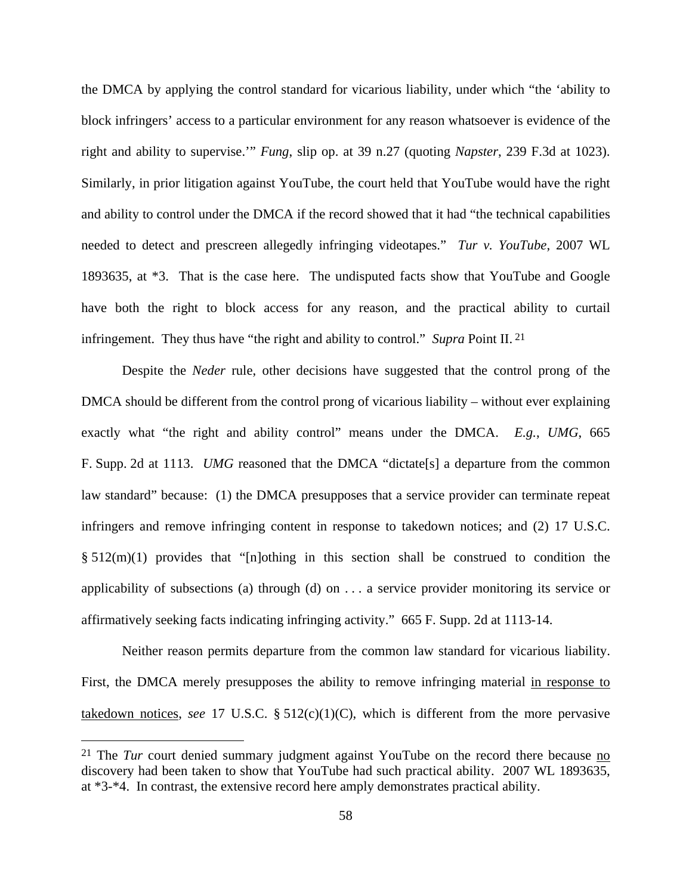the DMCA by applying the control standard for vicarious liability, under which "the 'ability to block infringers' access to a particular environment for any reason whatsoever is evidence of the right and ability to supervise.'" *Fung*, slip op. at 39 n.27 (quoting *Napster*, 239 F.3d at 1023). Similarly, in prior litigation against YouTube, the court held that YouTube would have the right and ability to control under the DMCA if the record showed that it had "the technical capabilities needed to detect and prescreen allegedly infringing videotapes." *Tur v. YouTube*, 2007 WL 1893635, at *3. That is the case here. The undisputed facts show that YouTube and Google have both the right to block access for any reason, and the practical ability to curtail infringement. They thus have "the right and ability to control." *Supra* Point II.[21]

Despite the *Neder* rule, other decisions have suggested that the control prong of the DMCA should be different from the control prong of vicarious liability – without ever explaining exactly what "the right and ability control" means under the DMCA. *E.g.*, *UMG*, 665 F. Supp. 2d at 1113. *UMG* reasoned that the DMCA "dictate[s] a departure from the common law standard" because: (1) the DMCA presupposes that a service provider can terminate repeat infringers and remove infringing content in response to takedown notices; and (2) 17 U.S.C. § 512(m)(1) provides that "[n]othing in this section shall be construed to condition the applicability of subsections (a) through (d) on . . . a service provider monitoring its service or affirmatively seeking facts indicating infringing activity." 665 F. Supp. 2d at 1113-14.

Neither reason permits departure from the common law standard for vicarious liability. First, the DMCA merely presupposes the ability to remove infringing material <u>in response to takedown notices</u>, *see* 17 U.S.C. § 512(c)(1)(C), which is different from the more pervasive

---

[21] The *Tur* court denied summary judgment against YouTube on the record there because <u>no</u> discovery had been taken to show that YouTube had such practical ability. 2007 WL 1893635, at *3-*4. In contrast, the extensive record here amply demonstrates practical ability.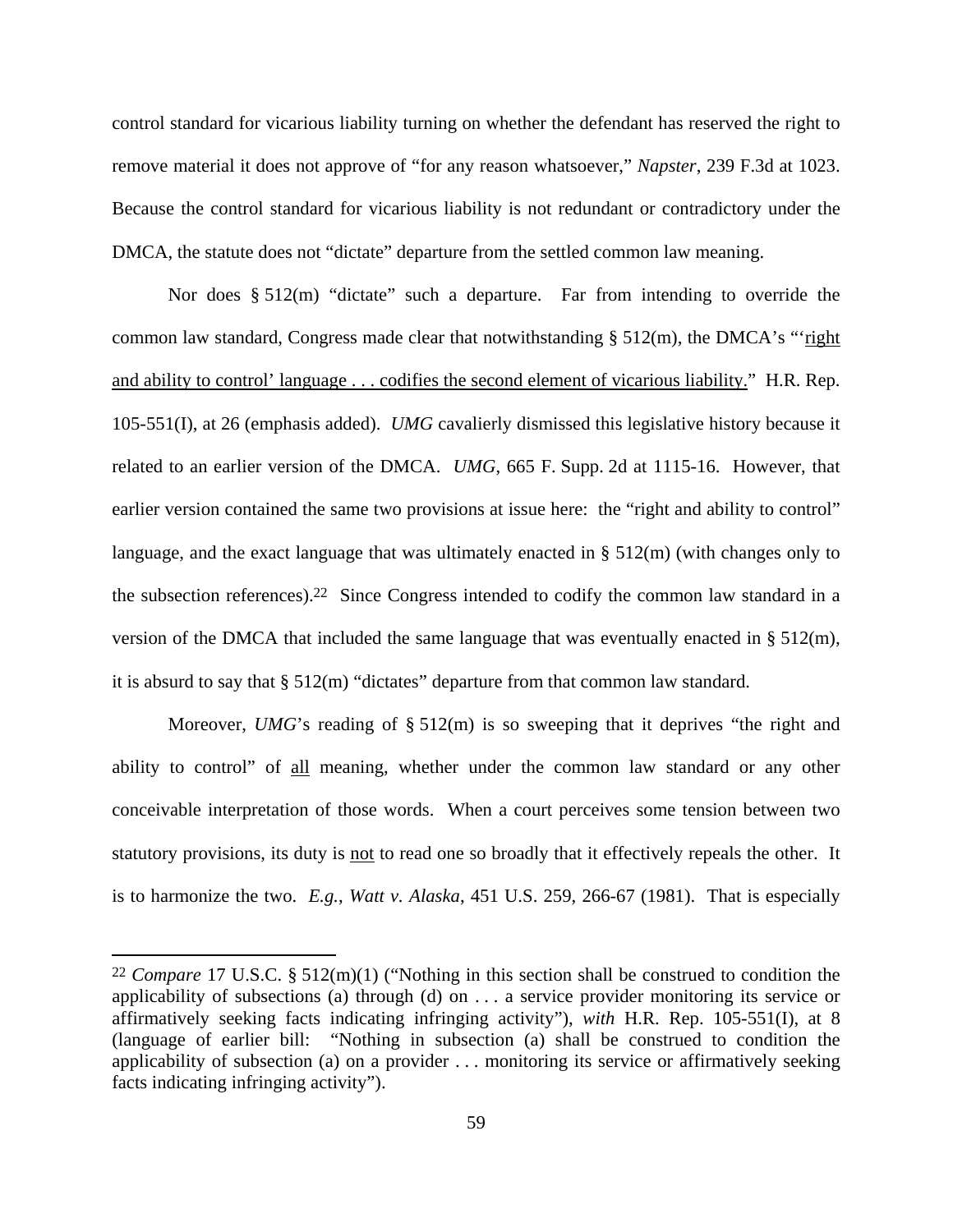control standard for vicarious liability turning on whether the defendant has reserved the right to remove material it does not approve of "for any reason whatsoever," *Napster*, 239 F.3d at 1023. Because the control standard for vicarious liability is not redundant or contradictory under the DMCA, the statute does not "dictate" departure from the settled common law meaning.

Nor does § 512(m) "dictate" such a departure. Far from intending to override the common law standard, Congress made clear that notwithstanding § 512(m), the DMCA's "'right and ability to control' language . . . codifies the second element of vicarious liability." H.R. Rep. 105-551(I), at 26 (emphasis added). *UMG* cavalierly dismissed this legislative history because it related to an earlier version of the DMCA. *UMG*, 665 F. Supp. 2d at 1115-16. However, that earlier version contained the same two provisions at issue here: the "right and ability to control" language, and the exact language that was ultimately enacted in § 512(m) (with changes only to the subsection references).[22] Since Congress intended to codify the common law standard in a version of the DMCA that included the same language that was eventually enacted in § 512(m), it is absurd to say that § 512(m) "dictates" departure from that common law standard.

Moreover, *UMG*'s reading of § 512(m) is so sweeping that it deprives "the right and ability to control" of all meaning, whether under the common law standard or any other conceivable interpretation of those words. When a court perceives some tension between two statutory provisions, its duty is not to read one so broadly that it effectively repeals the other. It is to harmonize the two. *E.g.*, *Watt v. Alaska*, 451 U.S. 259, 266-67 (1981). That is especially

---

[22] *Compare* 17 U.S.C. § 512(m)(1) ("Nothing in this section shall be construed to condition the applicability of subsections (a) through (d) on . . . a service provider monitoring its service or affirmatively seeking facts indicating infringing activity"), *with* H.R. Rep. 105-551(I), at 8 (language of earlier bill: "Nothing in subsection (a) shall be construed to condition the applicability of subsection (a) on a provider . . . monitoring its service or affirmatively seeking facts indicating infringing activity").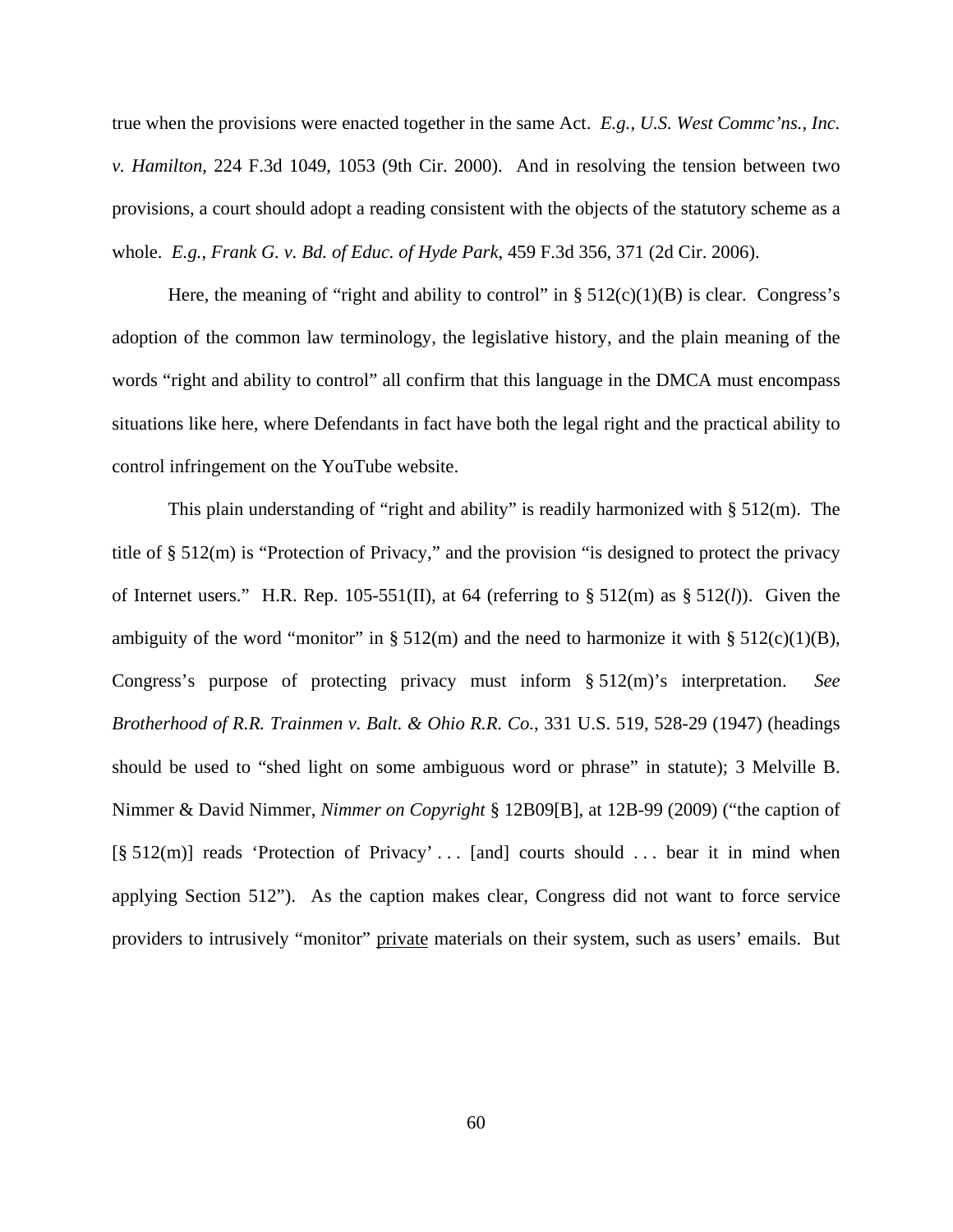true when the provisions were enacted together in the same Act. *E.g.*, *U.S. West Commc'ns., Inc. v. Hamilton*, 224 F.3d 1049, 1053 (9th Cir. 2000). And in resolving the tension between two provisions, a court should adopt a reading consistent with the objects of the statutory scheme as a whole. *E.g.*, *Frank G. v. Bd. of Educ. of Hyde Park*, 459 F.3d 356, 371 (2d Cir. 2006).

Here, the meaning of "right and ability to control" in § 512(c)(1)(B) is clear. Congress's adoption of the common law terminology, the legislative history, and the plain meaning of the words "right and ability to control" all confirm that this language in the DMCA must encompass situations like here, where Defendants in fact have both the legal right and the practical ability to control infringement on the YouTube website.

This plain understanding of "right and ability" is readily harmonized with § 512(m). The title of § 512(m) is "Protection of Privacy," and the provision "is designed to protect the privacy of Internet users." H.R. Rep. 105-551(II), at 64 (referring to § 512(m) as § 512(*l*)). Given the ambiguity of the word "monitor" in § 512(m) and the need to harmonize it with § 512(c)(1)(B), Congress's purpose of protecting privacy must inform § 512(m)'s interpretation. *See Brotherhood of R.R. Trainmen v. Balt. & Ohio R.R. Co.*, 331 U.S. 519, 528-29 (1947) (headings should be used to "shed light on some ambiguous word or phrase" in statute); 3 Melville B. Nimmer & David Nimmer, *Nimmer on Copyright* § 12B09[B], at 12B-99 (2009) ("the caption of [§ 512(m)] reads 'Protection of Privacy' . . . [and] courts should . . . bear it in mind when applying Section 512"). As the caption makes clear, Congress did not want to force service providers to intrusively "monitor" <u>private</u> materials on their system, such as users' emails. But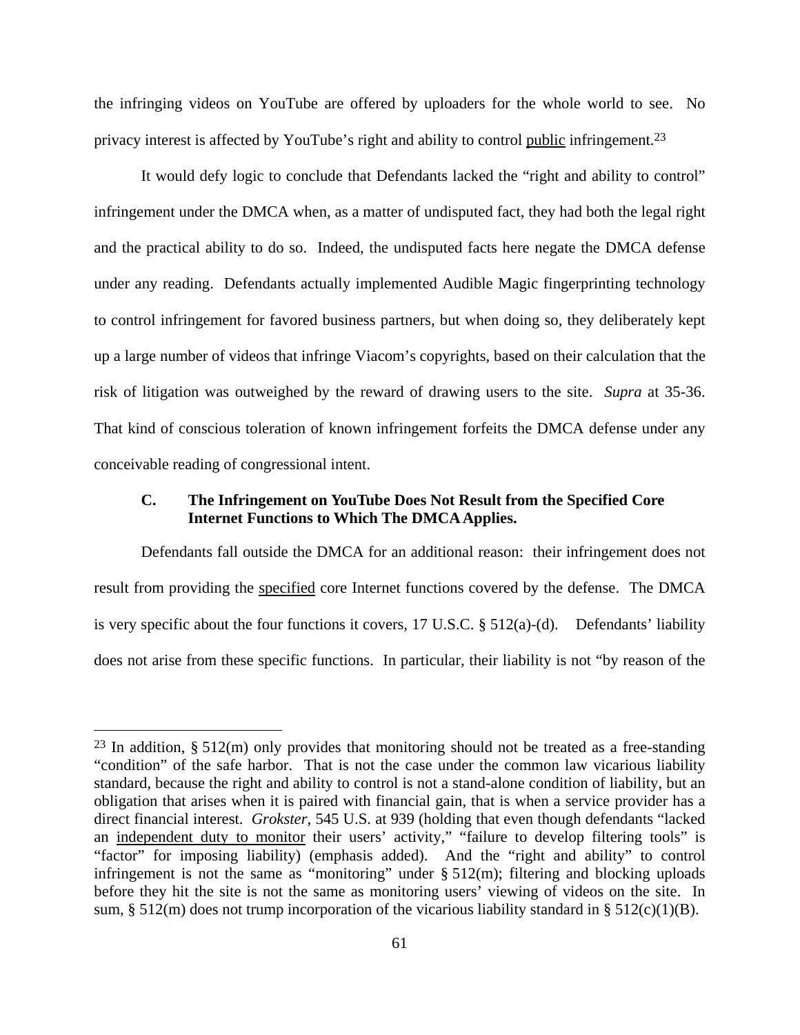the infringing videos on YouTube are offered by uploaders for the whole world to see. No privacy interest is affected by YouTube's right and ability to control <u>public</u> infringement.[23]

It would defy logic to conclude that Defendants lacked the "right and ability to control" infringement under the DMCA when, as a matter of undisputed fact, they had both the legal right and the practical ability to do so. Indeed, the undisputed facts here negate the DMCA defense under any reading. Defendants actually implemented Audible Magic fingerprinting technology to control infringement for favored business partners, but when doing so, they deliberately kept up a large number of videos that infringe Viacom's copyrights, based on their calculation that the risk of litigation was outweighed by the reward of drawing users to the site. *Supra* at 35-36. That kind of conscious toleration of known infringement forfeits the DMCA defense under any conceivable reading of congressional intent.

### C. The Infringement on YouTube Does Not Result from the Specified Core Internet Functions to Which The DMCA Applies.

Defendants fall outside the DMCA for an additional reason: their infringement does not result from providing the <u>specified</u> core Internet functions covered by the defense. The DMCA is very specific about the four functions it covers, 17 U.S.C. § 512(a)-(d). Defendants' liability does not arise from these specific functions. In particular, their liability is not "by reason of the

---

[23] In addition, § 512(m) only provides that monitoring should not be treated as a free-standing "condition" of the safe harbor. That is not the case under the common law vicarious liability standard, because the right and ability to control is not a stand-alone condition of liability, but an obligation that arises when it is paired with financial gain, that is when a service provider has a direct financial interest. *Grokster*, 545 U.S. at 939 (holding that even though defendants "lacked an <u>independent duty to monitor</u> their users' activity," "failure to develop filtering tools" is "factor" for imposing liability) (emphasis added). And the "right and ability" to control infringement is not the same as "monitoring" under § 512(m); filtering and blocking uploads before they hit the site is not the same as monitoring users' viewing of videos on the site. In sum, § 512(m) does not trump incorporation of the vicarious liability standard in § 512(c)(1)(B).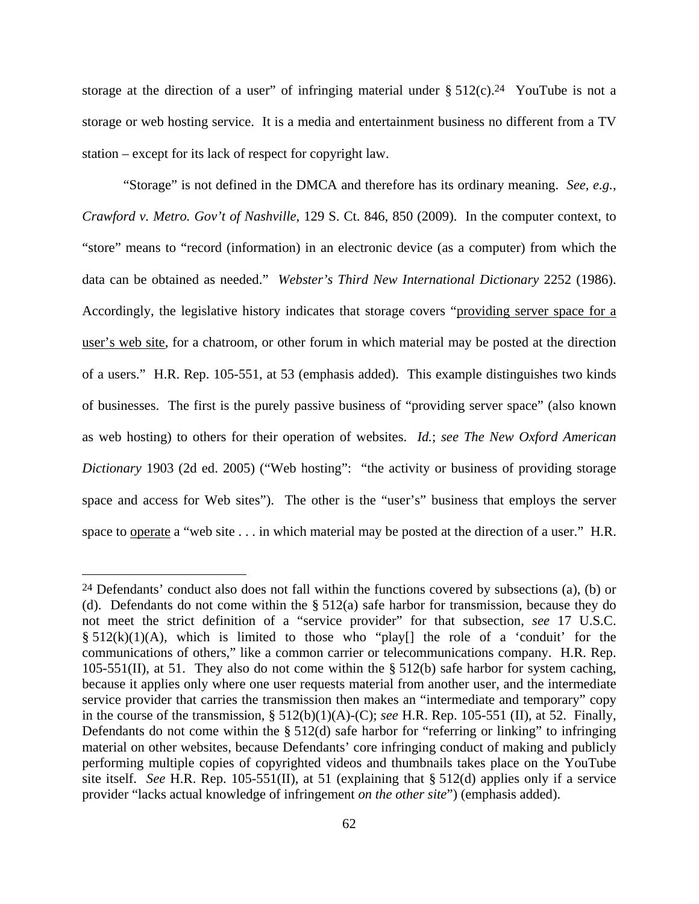storage at the direction of a user" of infringing material under § 512(c).[24] YouTube is not a storage or web hosting service. It is a media and entertainment business no different from a TV station – except for its lack of respect for copyright law.

"Storage" is not defined in the DMCA and therefore has its ordinary meaning. *See, e.g.*, *Crawford v. Metro. Gov't of Nashville*, 129 S. Ct. 846, 850 (2009). In the computer context, to "store" means to "record (information) in an electronic device (as a computer) from which the data can be obtained as needed." *Webster's Third New International Dictionary* 2252 (1986). Accordingly, the legislative history indicates that storage covers "<u>providing server space for a user's web site</u>, for a chatroom, or other forum in which material may be posted at the direction of a users." H.R. Rep. 105-551, at 53 (emphasis added). This example distinguishes two kinds of businesses. The first is the purely passive business of "providing server space" (also known as web hosting) to others for their operation of websites. *Id.*; *see The New Oxford American Dictionary* 1903 (2d ed. 2005) ("Web hosting": "the activity or business of providing storage space and access for Web sites"). The other is the "user's" business that employs the server space to <u>operate</u> a "web site . . . in which material may be posted at the direction of a user." H.R.

---

[24] Defendants' conduct also does not fall within the functions covered by subsections (a), (b) or (d). Defendants do not come within the § 512(a) safe harbor for transmission, because they do not meet the strict definition of a "service provider" for that subsection, *see* 17 U.S.C. § 512(k)(1)(A), which is limited to those who "play[] the role of a 'conduit' for the communications of others," like a common carrier or telecommunications company. H.R. Rep. 105-551(II), at 51. They also do not come within the § 512(b) safe harbor for system caching, because it applies only where one user requests material from another user, and the intermediate service provider that carries the transmission then makes an "intermediate and temporary" copy in the course of the transmission, § 512(b)(1)(A)-(C); *see* H.R. Rep. 105-551 (II), at 52. Finally, Defendants do not come within the § 512(d) safe harbor for "referring or linking" to infringing material on other websites, because Defendants' core infringing conduct of making and publicly performing multiple copies of copyrighted videos and thumbnails takes place on the YouTube site itself. *See* H.R. Rep. 105-551(II), at 51 (explaining that § 512(d) applies only if a service provider "lacks actual knowledge of infringement *on the other site*") (emphasis added).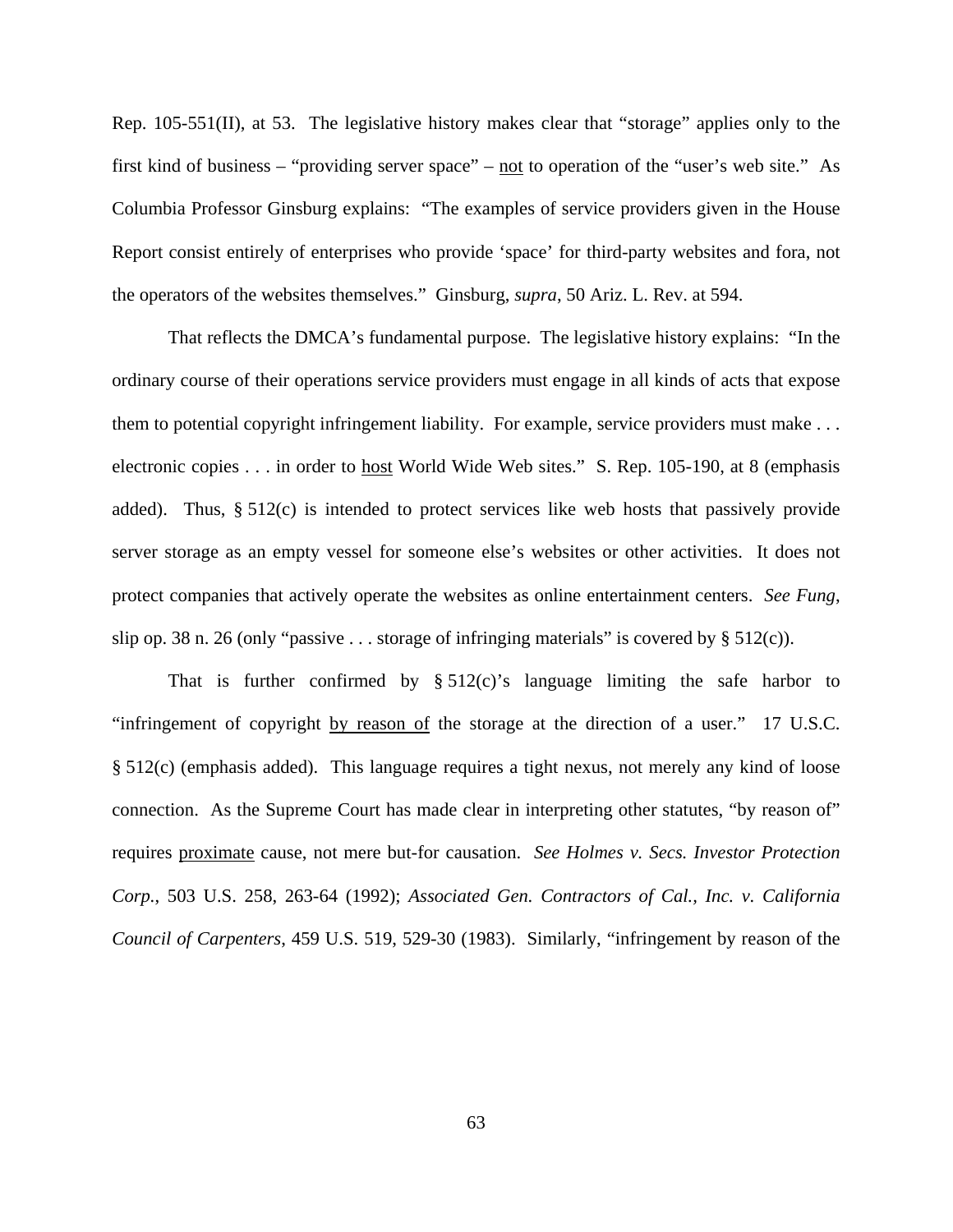Rep. 105-551(II), at 53. The legislative history makes clear that "storage" applies only to the first kind of business – "providing server space" – <u>not</u> to operation of the "user's web site." As Columbia Professor Ginsburg explains: "The examples of service providers given in the House Report consist entirely of enterprises who provide 'space' for third-party websites and fora, not the operators of the websites themselves." Ginsburg, *supra*, 50 Ariz. L. Rev. at 594.

That reflects the DMCA's fundamental purpose. The legislative history explains: "In the ordinary course of their operations service providers must engage in all kinds of acts that expose them to potential copyright infringement liability. For example, service providers must make . . . electronic copies . . . in order to <u>host</u> World Wide Web sites." S. Rep. 105-190, at 8 (emphasis added). Thus, § 512(c) is intended to protect services like web hosts that passively provide server storage as an empty vessel for someone else's websites or other activities. It does not protect companies that actively operate the websites as online entertainment centers. *See Fung*, slip op. 38 n. 26 (only "passive . . . storage of infringing materials" is covered by § 512(c)).

That is further confirmed by § 512(c)'s language limiting the safe harbor to "infringement of copyright <u>by reason of</u> the storage at the direction of a user." 17 U.S.C. § 512(c) (emphasis added). This language requires a tight nexus, not merely any kind of loose connection. As the Supreme Court has made clear in interpreting other statutes, "by reason of" requires <u>proximate</u> cause, not mere but-for causation. *See Holmes v. Secs. Investor Protection Corp.*, 503 U.S. 258, 263-64 (1992); *Associated Gen. Contractors of Cal., Inc. v. California Council of Carpenters*, 459 U.S. 519, 529-30 (1983). Similarly, "infringement by reason of the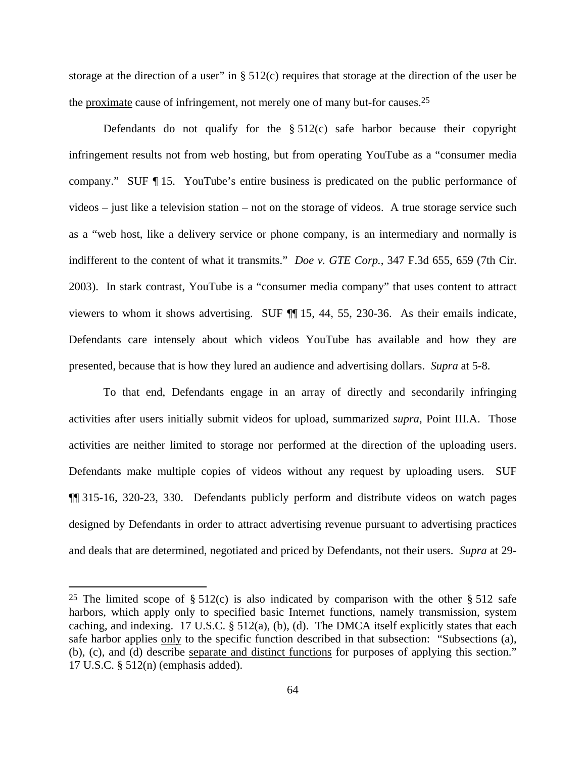storage at the direction of a user" in § 512(c) requires that storage at the direction of the user be the <u>proximate</u> cause of infringement, not merely one of many but-for causes.[25]

Defendants do not qualify for the § 512(c) safe harbor because their copyright infringement results not from web hosting, but from operating YouTube as a "consumer media company." SUF ¶ 15. YouTube's entire business is predicated on the public performance of videos – just like a television station – not on the storage of videos. A true storage service such as a "web host, like a delivery service or phone company, is an intermediary and normally is indifferent to the content of what it transmits." *Doe v. GTE Corp.*, 347 F.3d 655, 659 (7th Cir. 2003). In stark contrast, YouTube is a "consumer media company" that uses content to attract viewers to whom it shows advertising. SUF ¶¶ 15, 44, 55, 230-36. As their emails indicate, Defendants care intensely about which videos YouTube has available and how they are presented, because that is how they lured an audience and advertising dollars. *Supra* at 5-8.

To that end, Defendants engage in an array of directly and secondarily infringing activities after users initially submit videos for upload, summarized *supra*, Point III.A. Those activities are neither limited to storage nor performed at the direction of the uploading users. Defendants make multiple copies of videos without any request by uploading users. SUF ¶¶ 315-16, 320-23, 330. Defendants publicly perform and distribute videos on watch pages designed by Defendants in order to attract advertising revenue pursuant to advertising practices and deals that are determined, negotiated and priced by Defendants, not their users. *Supra* at 29-

---

[25] The limited scope of § 512(c) is also indicated by comparison with the other § 512 safe harbors, which apply only to specified basic Internet functions, namely transmission, system caching, and indexing. 17 U.S.C. § 512(a), (b), (d). The DMCA itself explicitly states that each safe harbor applies <u>only</u> to the specific function described in that subsection: "Subsections (a), (b), (c), and (d) describe <u>separate and distinct functions</u> for purposes of applying this section." 17 U.S.C. § 512(n) (emphasis added).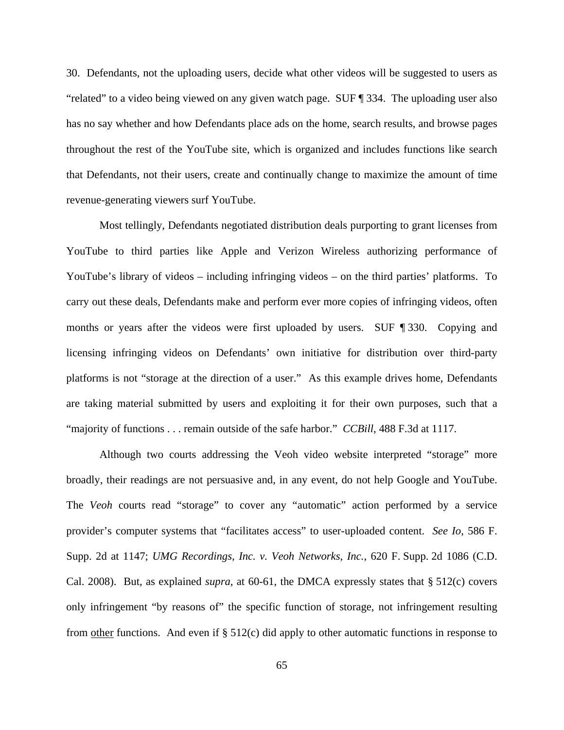30. Defendants, not the uploading users, decide what other videos will be suggested to users as "related" to a video being viewed on any given watch page. SUF ¶ 334. The uploading user also has no say whether and how Defendants place ads on the home, search results, and browse pages throughout the rest of the YouTube site, which is organized and includes functions like search that Defendants, not their users, create and continually change to maximize the amount of time revenue-generating viewers surf YouTube.

Most tellingly, Defendants negotiated distribution deals purporting to grant licenses from YouTube to third parties like Apple and Verizon Wireless authorizing performance of YouTube's library of videos – including infringing videos – on the third parties' platforms. To carry out these deals, Defendants make and perform ever more copies of infringing videos, often months or years after the videos were first uploaded by users. SUF ¶ 330. Copying and licensing infringing videos on Defendants' own initiative for distribution over third-party platforms is not "storage at the direction of a user." As this example drives home, Defendants are taking material submitted by users and exploiting it for their own purposes, such that a "majority of functions . . . remain outside of the safe harbor." *CCBill*, 488 F.3d at 1117.

Although two courts addressing the Veoh video website interpreted "storage" more broadly, their readings are not persuasive and, in any event, do not help Google and YouTube. The *Veoh* courts read "storage" to cover any "automatic" action performed by a service provider's computer systems that "facilitates access" to user-uploaded content. *See Io*, 586 F. Supp. 2d at 1147; *UMG Recordings, Inc. v. Veoh Networks, Inc.*, 620 F. Supp. 2d 1086 (C.D. Cal. 2008). But, as explained *supra*, at 60-61, the DMCA expressly states that § 512(c) covers only infringement "by reasons of" the specific function of storage, not infringement resulting from <u>other</u> functions. And even if § 512(c) did apply to other automatic functions in response to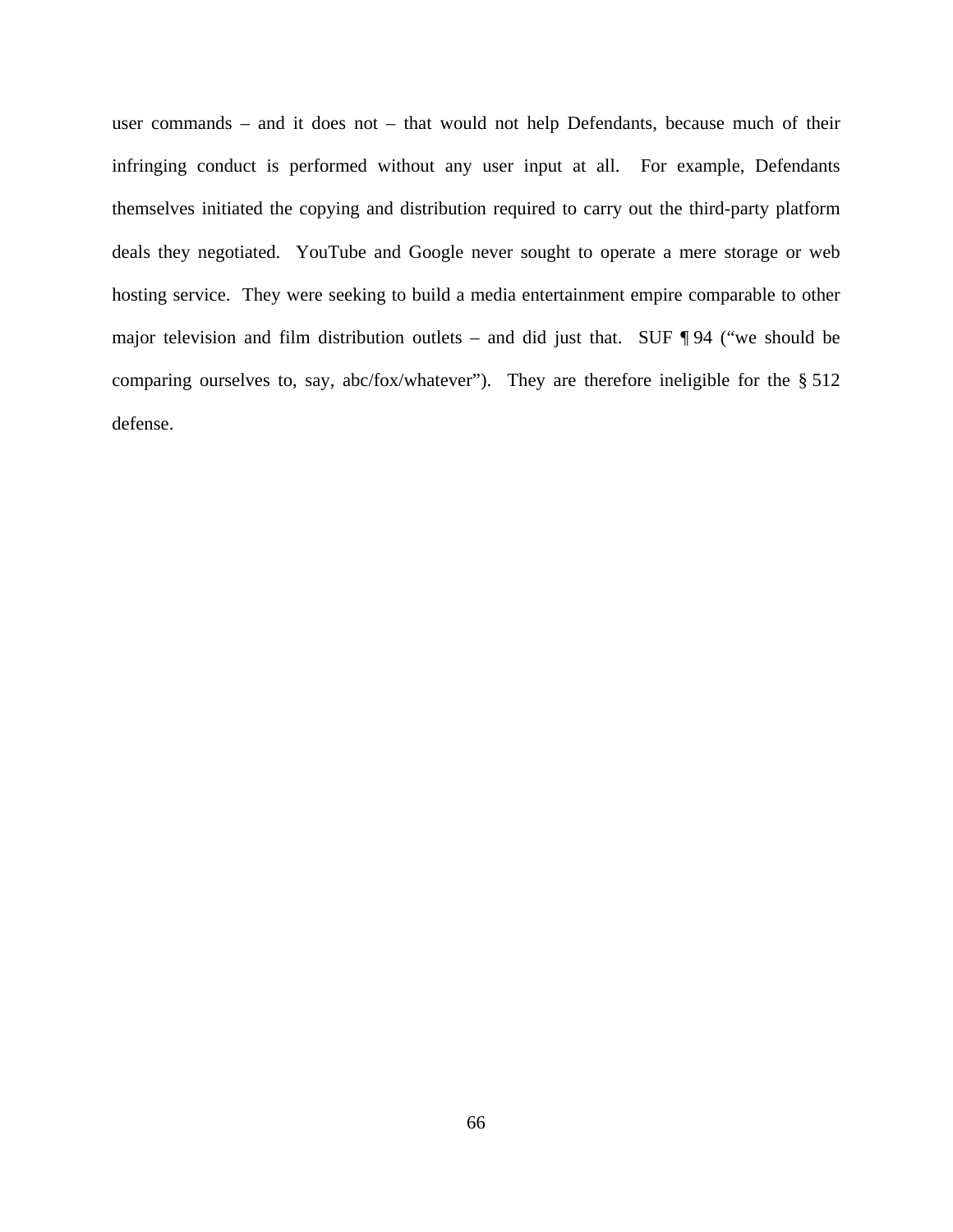user commands – and it does not – that would not help Defendants, because much of their infringing conduct is performed without any user input at all. For example, Defendants themselves initiated the copying and distribution required to carry out the third-party platform deals they negotiated. YouTube and Google never sought to operate a mere storage or web hosting service. They were seeking to build a media entertainment empire comparable to other major television and film distribution outlets – and did just that. SUF ¶ 94 ("we should be comparing ourselves to, say, abc/fox/whatever"). They are therefore ineligible for the § 512 defense.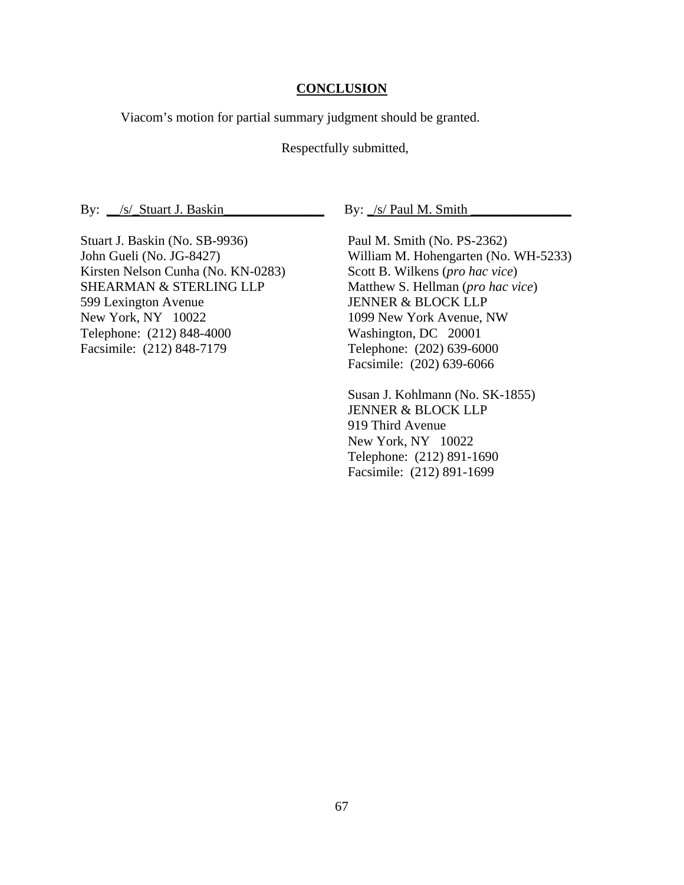## CONCLUSION

Viacom's motion for partial summary judgment should be granted.

Respectfully submitted,

By: __/s/_Stuart J. Baskin_______________

Stuart J. Baskin (No. SB-9936)
John Gueli (No. JG-8427)
Kirsten Nelson Cunha (No. KN-0283)
SHEARMAN & STERLING LLP
599 Lexington Avenue
New York, NY 10022
Telephone: (212) 848-4000
Facsimile: (212) 848-7179

By: _/s/ Paul M. Smith _______________

Paul M. Smith (No. PS-2362)
William M. Hohengarten (No. WH-5233)
Scott B. Wilkens (*pro hac vice*)
Matthew S. Hellman (*pro hac vice*)
JENNER & BLOCK LLP
1099 New York Avenue, NW
Washington, DC 20001
Telephone: (202) 639-6000
Facsimile: (202) 639-6066

Susan J. Kohlmann (No. SK-1855)
JENNER & BLOCK LLP
919 Third Avenue
New York, NY 10022
Telephone: (212) 891-1690
Facsimile: (212) 891-1699